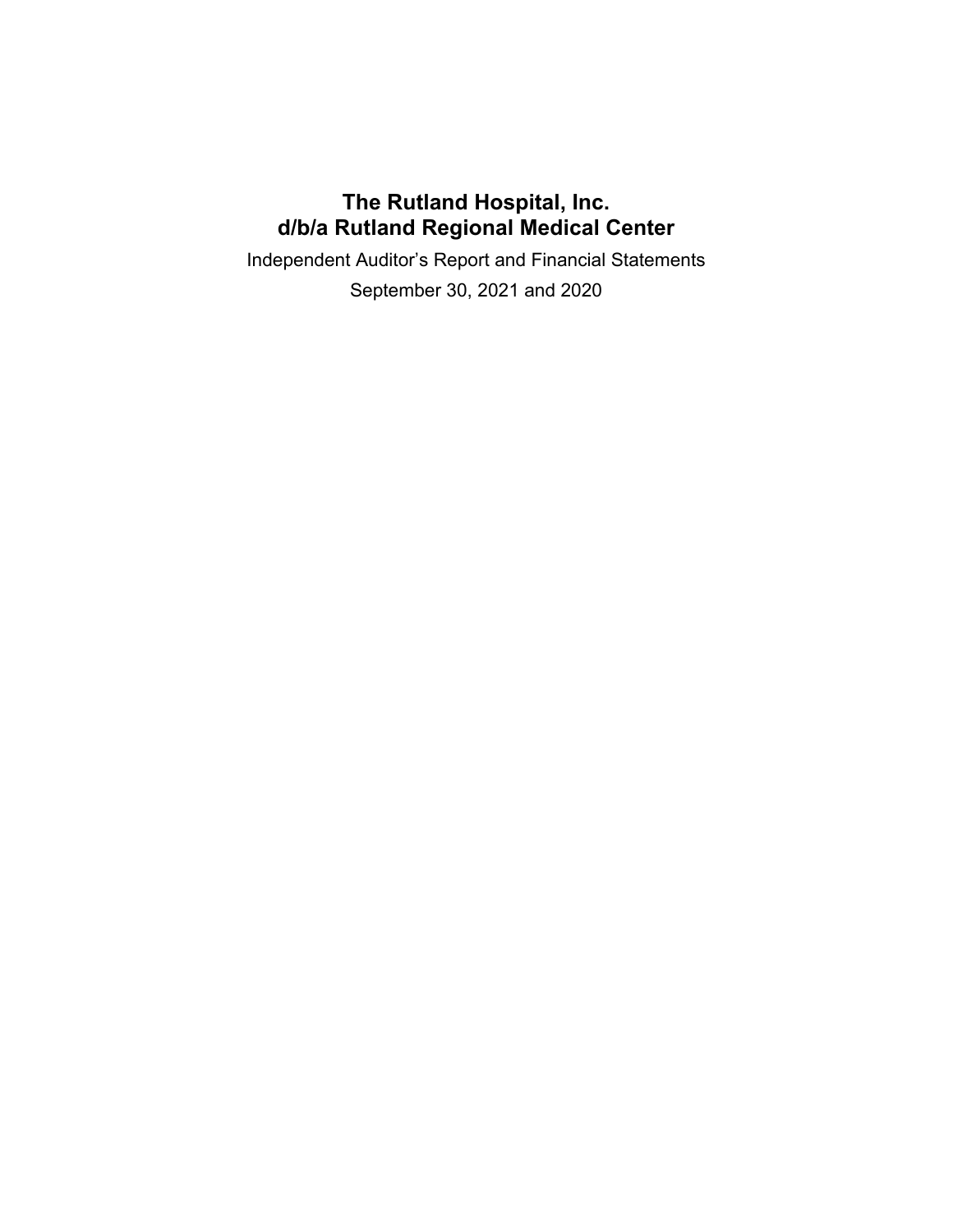# The Rutland Hospital, Inc.
# d/b/a Rutland Regional Medical Center

Independent Auditor's Report and Financial Statements

September 30, 2021 and 2020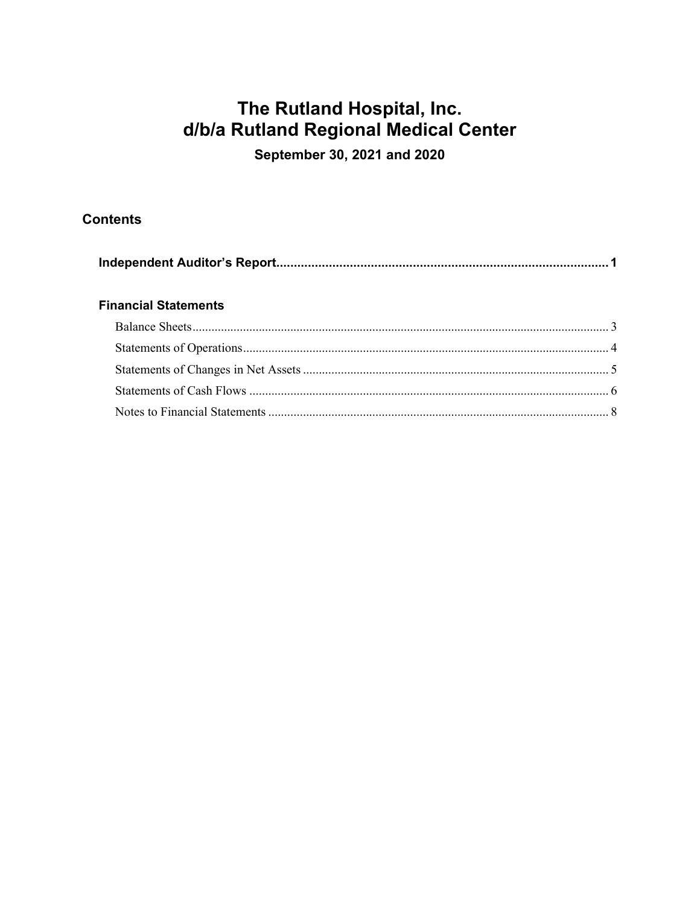# The Rutland Hospital, Inc.
# d/b/a Rutland Regional Medical Center

**September 30, 2021 and 2020**

## Contents

| | |
|---|---|
| **Independent Auditor's Report** | **1** |
| **Financial Statements** | |
| Balance Sheets | 3 |
| Statements of Operations | 4 |
| Statements of Changes in Net Assets | 5 |
| Statements of Cash Flows | 6 |
| Notes to Financial Statements | 8 |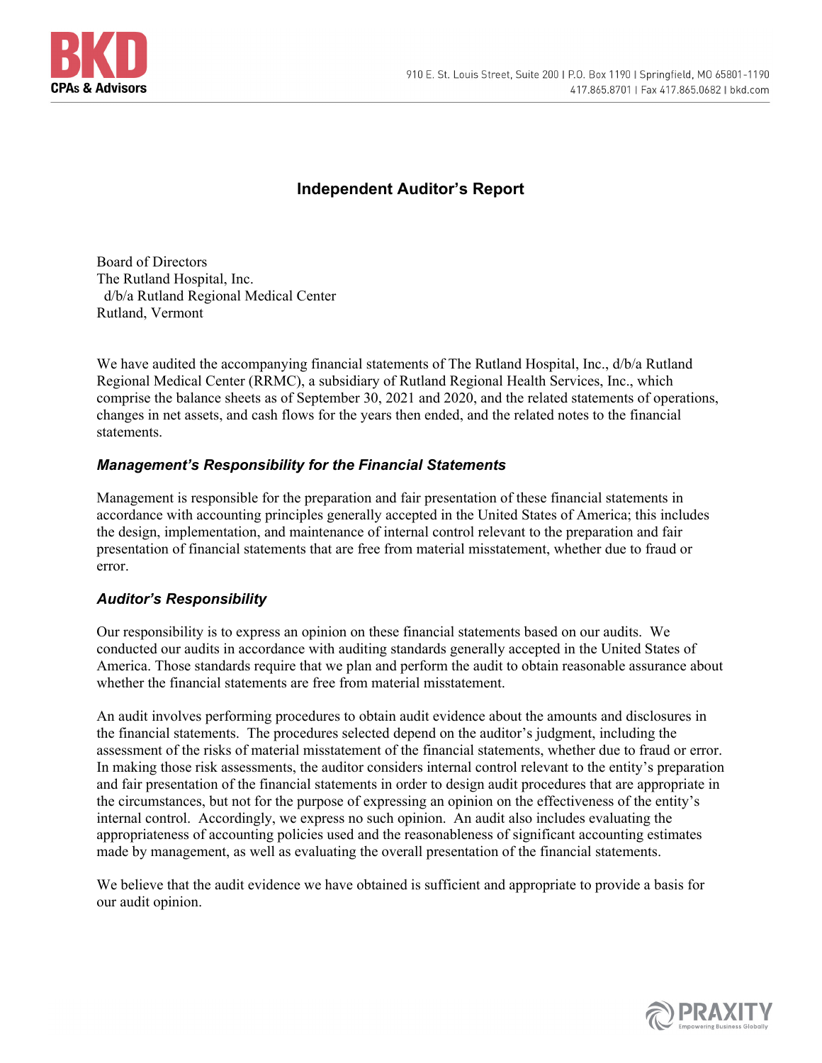# Independent Auditor's Report

Board of Directors
The Rutland Hospital, Inc.
d/b/a Rutland Regional Medical Center
Rutland, Vermont

We have audited the accompanying financial statements of The Rutland Hospital, Inc., d/b/a Rutland Regional Medical Center (RRMC), a subsidiary of Rutland Regional Health Services, Inc., which comprise the balance sheets as of September 30, 2021 and 2020, and the related statements of operations, changes in net assets, and cash flows for the years then ended, and the related notes to the financial statements.

### *Management's Responsibility for the Financial Statements*

Management is responsible for the preparation and fair presentation of these financial statements in accordance with accounting principles generally accepted in the United States of America; this includes the design, implementation, and maintenance of internal control relevant to the preparation and fair presentation of financial statements that are free from material misstatement, whether due to fraud or error.

### *Auditor's Responsibility*

Our responsibility is to express an opinion on these financial statements based on our audits. We conducted our audits in accordance with auditing standards generally accepted in the United States of America. Those standards require that we plan and perform the audit to obtain reasonable assurance about whether the financial statements are free from material misstatement.

An audit involves performing procedures to obtain audit evidence about the amounts and disclosures in the financial statements. The procedures selected depend on the auditor's judgment, including the assessment of the risks of material misstatement of the financial statements, whether due to fraud or error. In making those risk assessments, the auditor considers internal control relevant to the entity's preparation and fair presentation of the financial statements in order to design audit procedures that are appropriate in the circumstances, but not for the purpose of expressing an opinion on the effectiveness of the entity's internal control. Accordingly, we express no such opinion. An audit also includes evaluating the appropriateness of accounting policies used and the reasonableness of significant accounting estimates made by management, as well as evaluating the overall presentation of the financial statements.

We believe that the audit evidence we have obtained is sufficient and appropriate to provide a basis for our audit opinion.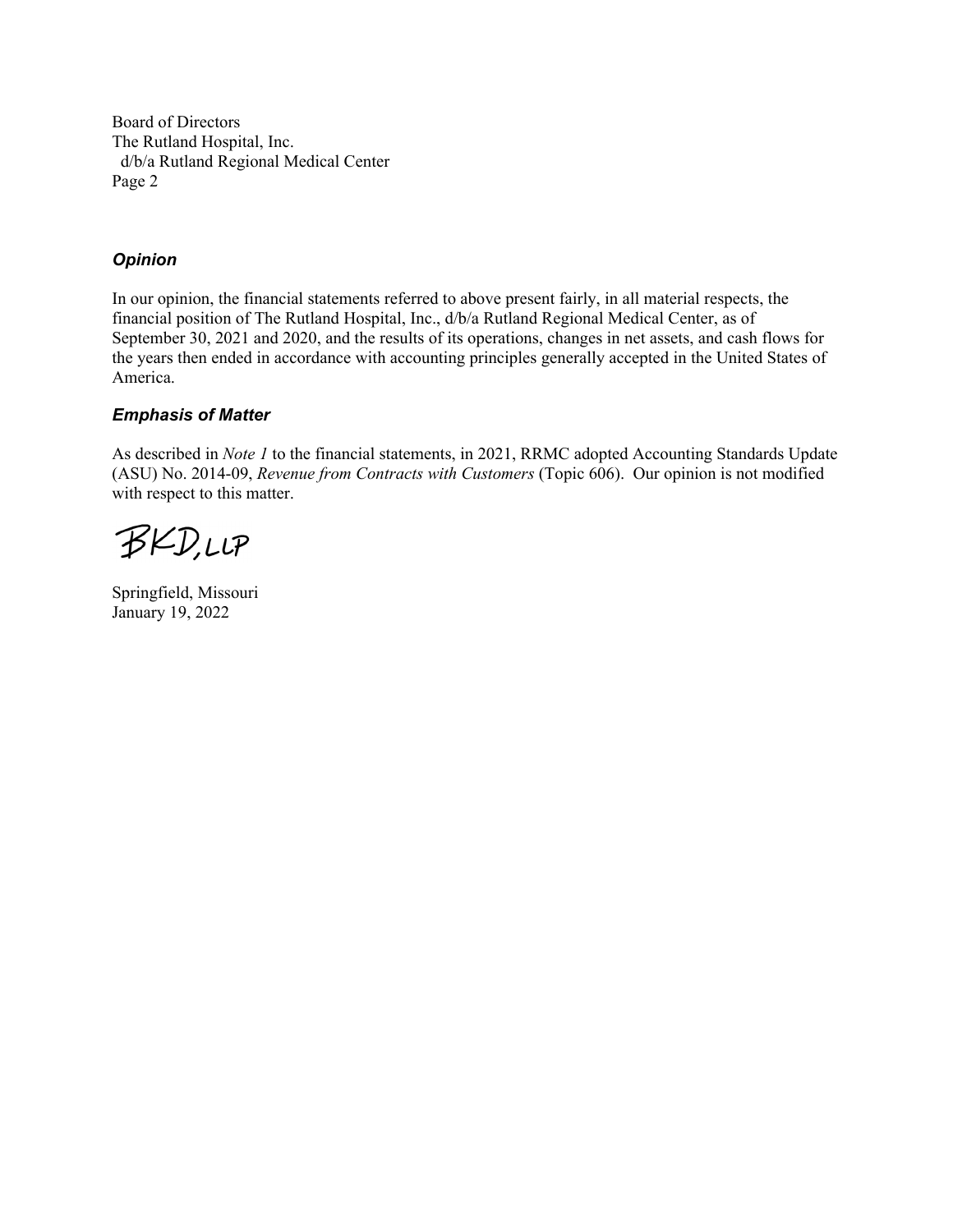Board of Directors
The Rutland Hospital, Inc.
d/b/a Rutland Regional Medical Center
Page 2

### *Opinion*

In our opinion, the financial statements referred to above present fairly, in all material respects, the financial position of The Rutland Hospital, Inc., d/b/a Rutland Regional Medical Center, as of September 30, 2021 and 2020, and the results of its operations, changes in net assets, and cash flows for the years then ended in accordance with accounting principles generally accepted in the United States of America.

### *Emphasis of Matter*

As described in *Note 1* to the financial statements, in 2021, RRMC adopted Accounting Standards Update (ASU) No. 2014-09, *Revenue from Contracts with Customers* (Topic 606). Our opinion is not modified with respect to this matter.

BKD, LLP

Springfield, Missouri
January 19, 2022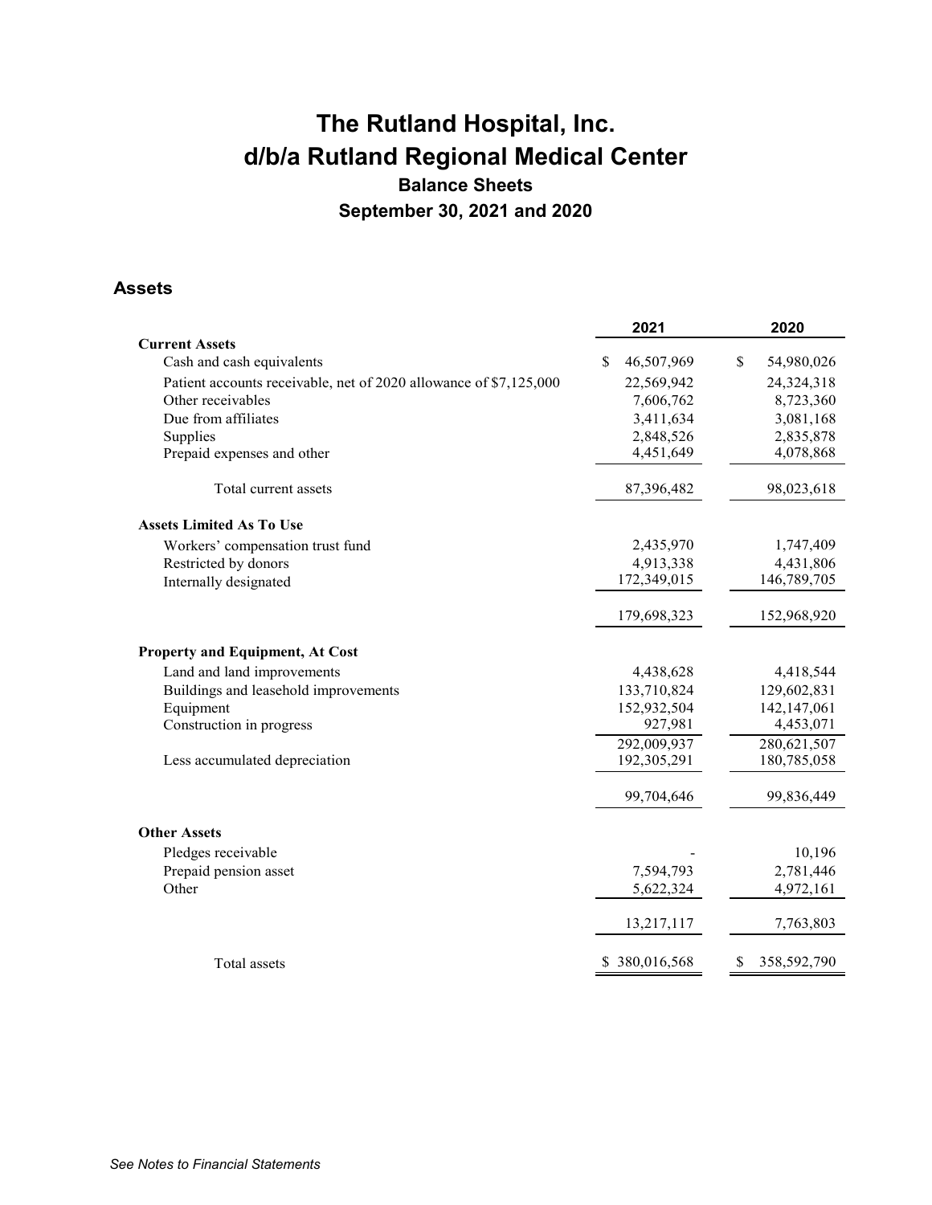# The Rutland Hospital, Inc.
# d/b/a Rutland Regional Medical Center

## Balance Sheets

## September 30, 2021 and 2020

### Assets

| | 2021 | 2020 |
|---|---|---|
| **Current Assets** | | |
| Cash and cash equivalents | $ 46,507,969 | $ 54,980,026 |
| Patient accounts receivable, net of 2020 allowance of $7,125,000 | 22,569,942 | 24,324,318 |
| Other receivables | 7,606,762 | 8,723,360 |
| Due from affiliates | 3,411,634 | 3,081,168 |
| Supplies | 2,848,526 | 2,835,878 |
| Prepaid expenses and other | 4,451,649 | 4,078,868 |
| Total current assets | 87,396,482 | 98,023,618 |
| **Assets Limited As To Use** | | |
| Workers' compensation trust fund | 2,435,970 | 1,747,409 |
| Restricted by donors | 4,913,338 | 4,431,806 |
| Internally designated | 172,349,015 | 146,789,705 |
| | 179,698,323 | 152,968,920 |
| **Property and Equipment, At Cost** | | |
| Land and land improvements | 4,438,628 | 4,418,544 |
| Buildings and leasehold improvements | 133,710,824 | 129,602,831 |
| Equipment | 152,932,504 | 142,147,061 |
| Construction in progress | 927,981 | 4,453,071 |
| | 292,009,937 | 280,621,507 |
| Less accumulated depreciation | 192,305,291 | 180,785,058 |
| | 99,704,646 | 99,836,449 |
| **Other Assets** | | |
| Pledges receivable | - | 10,196 |
| Prepaid pension asset | 7,594,793 | 2,781,446 |
| Other | 5,622,324 | 4,972,161 |
| | 13,217,117 | 7,763,803 |
| Total assets | $ 380,016,568 | $ 358,592,790 |

*See Notes to Financial Statements*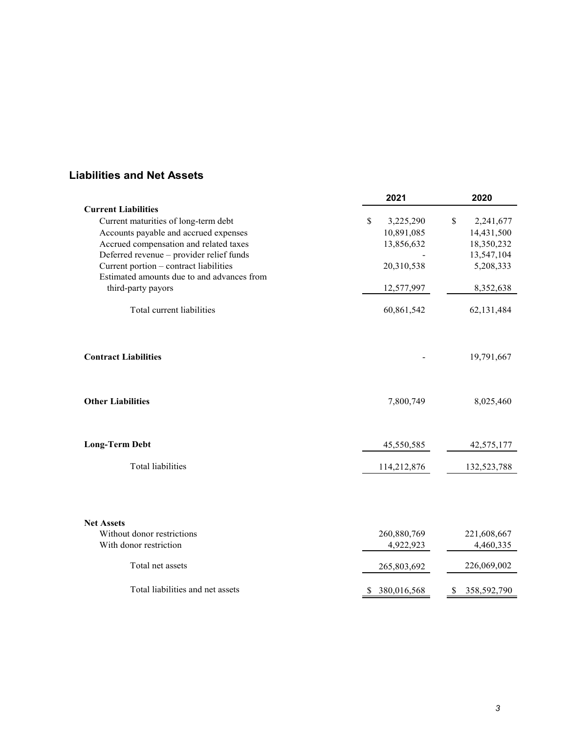## Liabilities and Net Assets

| | 2021 | 2020 |
|---|---|---|
| **Current Liabilities** | | |
| Current maturities of long-term debt | $ 3,225,290 | $ 2,241,677 |
| Accounts payable and accrued expenses | 10,891,085 | 14,431,500 |
| Accrued compensation and related taxes | 13,856,632 | 18,350,232 |
| Deferred revenue – provider relief funds | - | 13,547,104 |
| Current portion – contract liabilities | 20,310,538 | 5,208,333 |
| Estimated amounts due to and advances from third-party payors | 12,577,997 | 8,352,638 |
| Total current liabilities | 60,861,542 | 62,131,484 |
| **Contract Liabilities** | - | 19,791,667 |
| **Other Liabilities** | 7,800,749 | 8,025,460 |
| **Long-Term Debt** | 45,550,585 | 42,575,177 |
| Total liabilities | 114,212,876 | 132,523,788 |
| **Net Assets** | | |
| Without donor restrictions | 260,880,769 | 221,608,667 |
| With donor restriction | 4,922,923 | 4,460,335 |
| Total net assets | 265,803,692 | 226,069,002 |
| Total liabilities and net assets | $ 380,016,568 | $ 358,592,790 |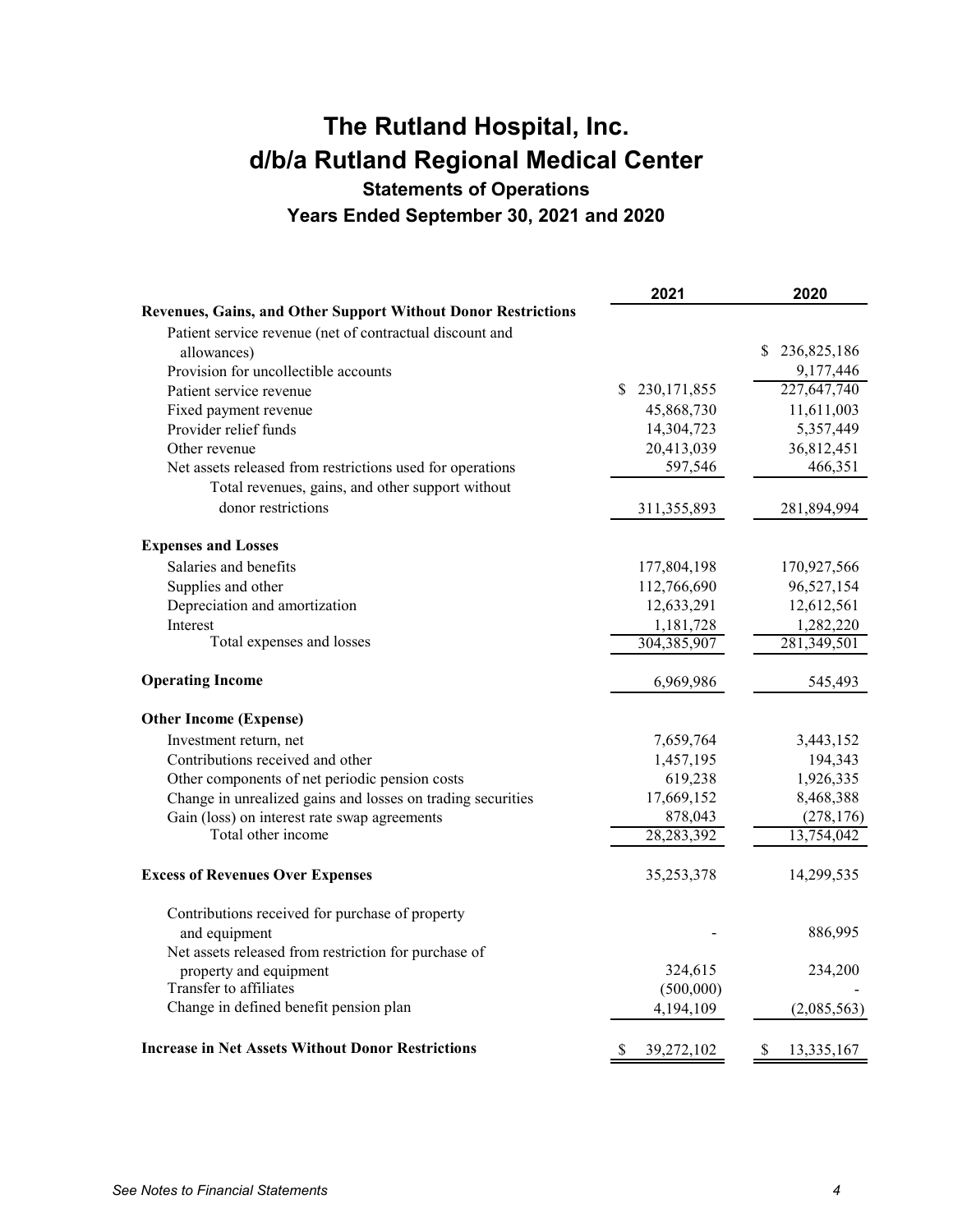# The Rutland Hospital, Inc.
# d/b/a Rutland Regional Medical Center
## Statements of Operations
## Years Ended September 30, 2021 and 2020

| | 2021 | 2020 |
|---|---|---|
| **Revenues, Gains, and Other Support Without Donor Restrictions** | | |
| Patient service revenue (net of contractual discount and allowances) | | $ 236,825,186 |
| Provision for uncollectible accounts | | 9,177,446 |
| Patient service revenue | $ 230,171,855 | 227,647,740 |
| Fixed payment revenue | 45,868,730 | 11,611,003 |
| Provider relief funds | 14,304,723 | 5,357,449 |
| Other revenue | 20,413,039 | 36,812,451 |
| Net assets released from restrictions used for operations | 597,546 | 466,351 |
| Total revenues, gains, and other support without donor restrictions | 311,355,893 | 281,894,994 |
| **Expenses and Losses** | | |
| Salaries and benefits | 177,804,198 | 170,927,566 |
| Supplies and other | 112,766,690 | 96,527,154 |
| Depreciation and amortization | 12,633,291 | 12,612,561 |
| Interest | 1,181,728 | 1,282,220 |
| Total expenses and losses | 304,385,907 | 281,349,501 |
| **Operating Income** | 6,969,986 | 545,493 |
| **Other Income (Expense)** | | |
| Investment return, net | 7,659,764 | 3,443,152 |
| Contributions received and other | 1,457,195 | 194,343 |
| Other components of net periodic pension costs | 619,238 | 1,926,335 |
| Change in unrealized gains and losses on trading securities | 17,669,152 | 8,468,388 |
| Gain (loss) on interest rate swap agreements | 878,043 | (278,176) |
| Total other income | 28,283,392 | 13,754,042 |
| **Excess of Revenues Over Expenses** | 35,253,378 | 14,299,535 |
| Contributions received for purchase of property and equipment | - | 886,995 |
| Net assets released from restriction for purchase of property and equipment | 324,615 | 234,200 |
| Transfer to affiliates | (500,000) | - |
| Change in defined benefit pension plan | 4,194,109 | (2,085,563) |
| **Increase in Net Assets Without Donor Restrictions** | $ 39,272,102 | $ 13,335,167 |

*See Notes to Financial Statements*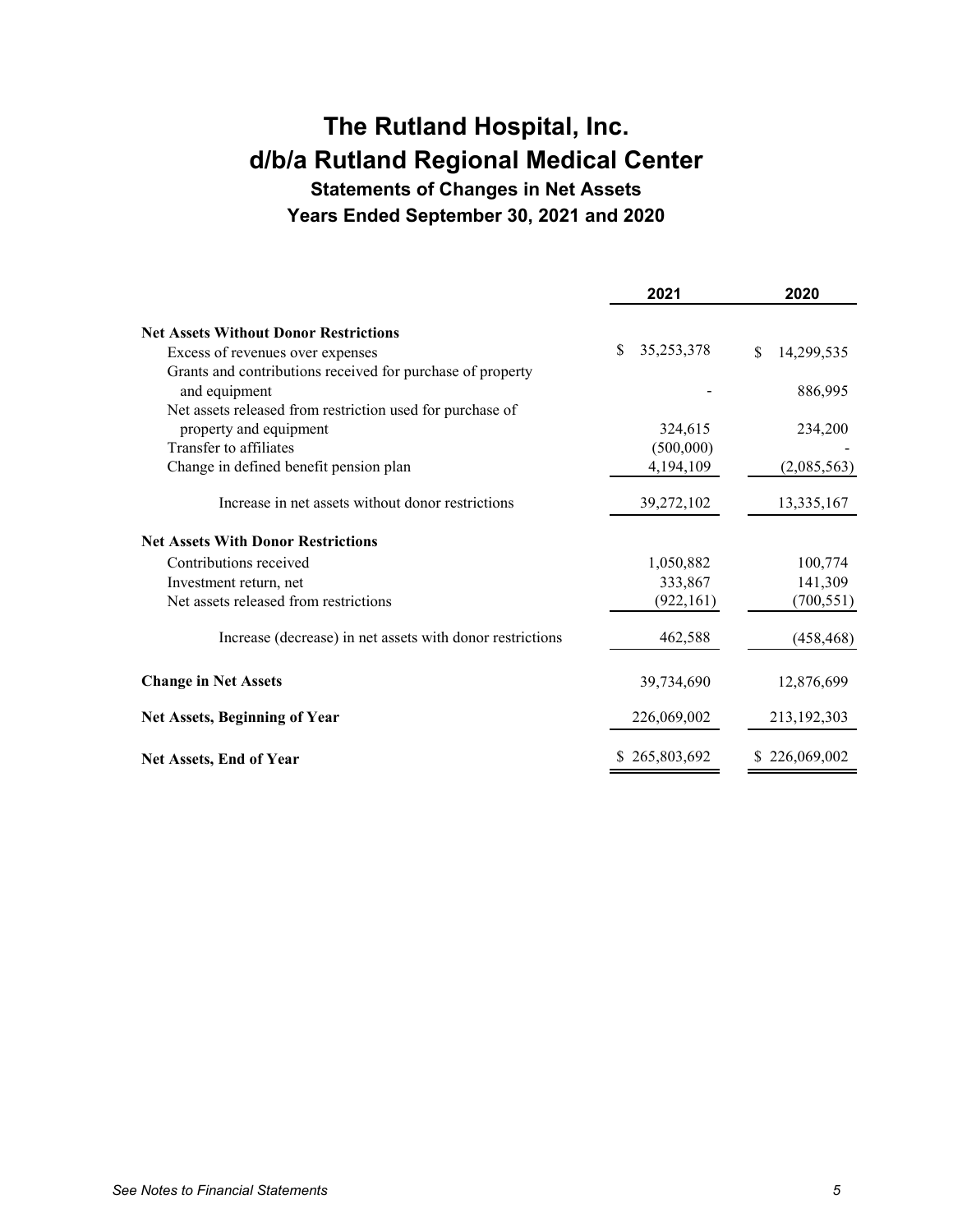# The Rutland Hospital, Inc.
# d/b/a Rutland Regional Medical Center
## Statements of Changes in Net Assets
## Years Ended September 30, 2021 and 2020

| | 2021 | 2020 |
|---|---|---|
| **Net Assets Without Donor Restrictions** | | |
| Excess of revenues over expenses | $ 35,253,378 | $ 14,299,535 |
| Grants and contributions received for purchase of property and equipment | - | 886,995 |
| Net assets released from restriction used for purchase of property and equipment | 324,615 | 234,200 |
| Transfer to affiliates | (500,000) | - |
| Change in defined benefit pension plan | 4,194,109 | (2,085,563) |
| Increase in net assets without donor restrictions | 39,272,102 | 13,335,167 |
| **Net Assets With Donor Restrictions** | | |
| Contributions received | 1,050,882 | 100,774 |
| Investment return, net | 333,867 | 141,309 |
| Net assets released from restrictions | (922,161) | (700,551) |
| Increase (decrease) in net assets with donor restrictions | 462,588 | (458,468) |
| **Change in Net Assets** | 39,734,690 | 12,876,699 |
| **Net Assets, Beginning of Year** | 226,069,002 | 213,192,303 |
| **Net Assets, End of Year** | $ 265,803,692 | $ 226,069,002 |

*See Notes to Financial Statements*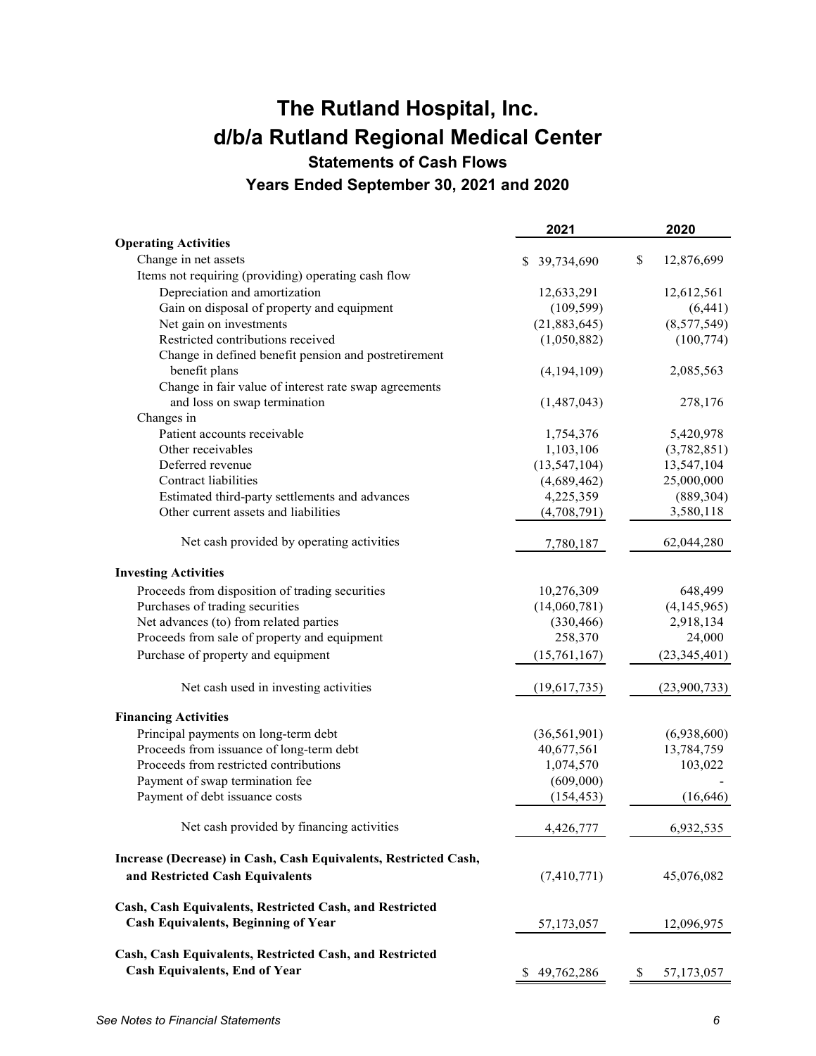# The Rutland Hospital, Inc.
# d/b/a Rutland Regional Medical Center

## Statements of Cash Flows

## Years Ended September 30, 2021 and 2020

| | 2021 | 2020 |
|---|---|---|
| **Operating Activities** | | |
| Change in net assets | $ 39,734,690 | $ 12,876,699 |
| Items not requiring (providing) operating cash flow | | |
| Depreciation and amortization | 12,633,291 | 12,612,561 |
| Gain on disposal of property and equipment | (109,599) | (6,441) |
| Net gain on investments | (21,883,645) | (8,577,549) |
| Restricted contributions received | (1,050,882) | (100,774) |
| Change in defined benefit pension and postretirement benefit plans | (4,194,109) | 2,085,563 |
| Change in fair value of interest rate swap agreements and loss on swap termination | (1,487,043) | 278,176 |
| Changes in | | |
| Patient accounts receivable | 1,754,376 | 5,420,978 |
| Other receivables | 1,103,106 | (3,782,851) |
| Deferred revenue | (13,547,104) | 13,547,104 |
| Contract liabilities | (4,689,462) | 25,000,000 |
| Estimated third-party settlements and advances | 4,225,359 | (889,304) |
| Other current assets and liabilities | (4,708,791) | 3,580,118 |
| Net cash provided by operating activities | 7,780,187 | 62,044,280 |
| **Investing Activities** | | |
| Proceeds from disposition of trading securities | 10,276,309 | 648,499 |
| Purchases of trading securities | (14,060,781) | (4,145,965) |
| Net advances (to) from related parties | (330,466) | 2,918,134 |
| Proceeds from sale of property and equipment | 258,370 | 24,000 |
| Purchase of property and equipment | (15,761,167) | (23,345,401) |
| Net cash used in investing activities | (19,617,735) | (23,900,733) |
| **Financing Activities** | | |
| Principal payments on long-term debt | (36,561,901) | (6,938,600) |
| Proceeds from issuance of long-term debt | 40,677,561 | 13,784,759 |
| Proceeds from restricted contributions | 1,074,570 | 103,022 |
| Payment of swap termination fee | (609,000) | - |
| Payment of debt issuance costs | (154,453) | (16,646) |
| Net cash provided by financing activities | 4,426,777 | 6,932,535 |
| **Increase (Decrease) in Cash, Cash Equivalents, Restricted Cash, and Restricted Cash Equivalents** | (7,410,771) | 45,076,082 |
| **Cash, Cash Equivalents, Restricted Cash, and Restricted Cash Equivalents, Beginning of Year** | 57,173,057 | 12,096,975 |
| **Cash, Cash Equivalents, Restricted Cash, and Restricted Cash Equivalents, End of Year** | $ 49,762,286 | $ 57,173,057 |

*See Notes to Financial Statements*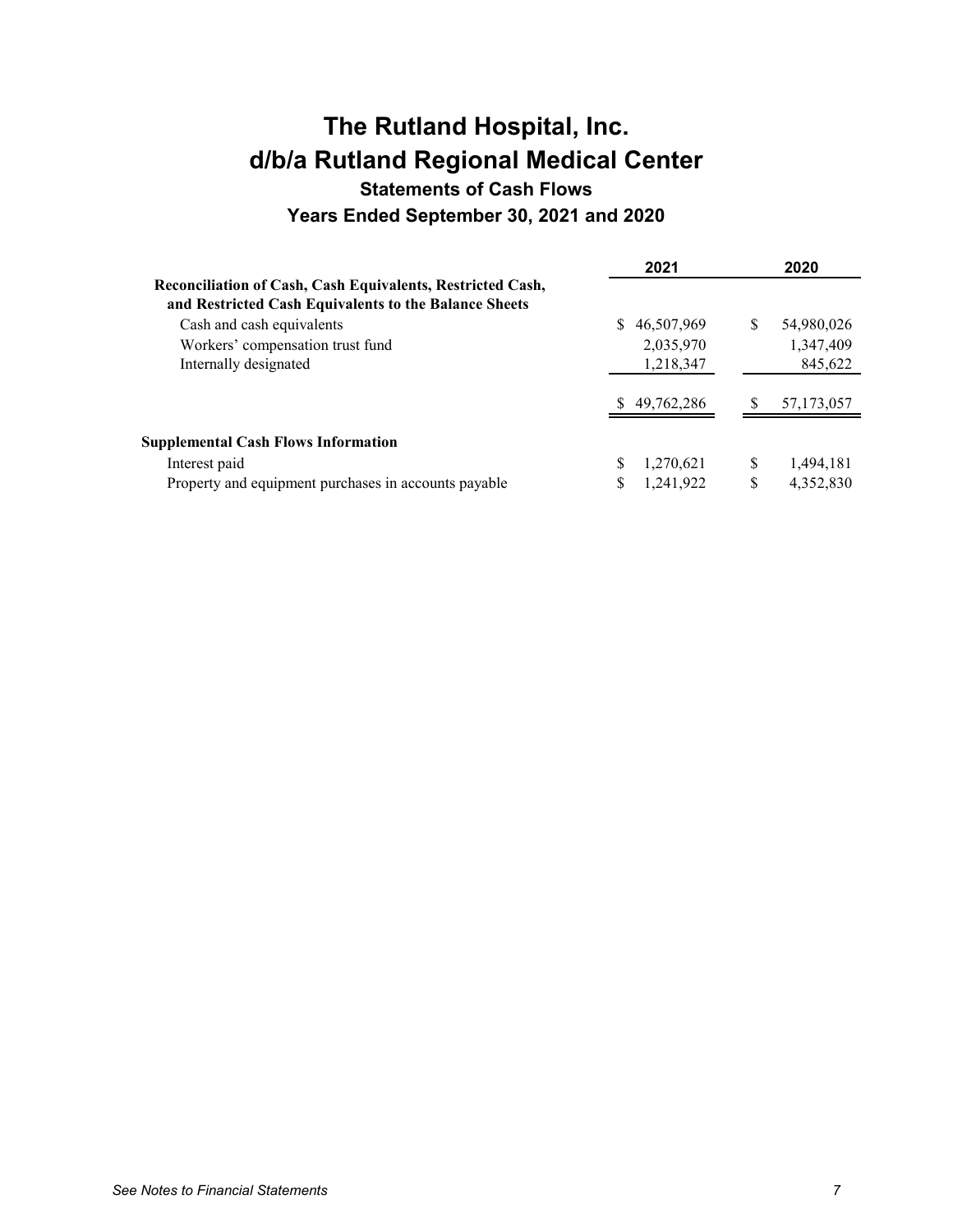# The Rutland Hospital, Inc.
# d/b/a Rutland Regional Medical Center

## Statements of Cash Flows

### Years Ended September 30, 2021 and 2020

| | 2021 | 2020 |
|---|---|---|
| **Reconciliation of Cash, Cash Equivalents, Restricted Cash, and Restricted Cash Equivalents to the Balance Sheets** | | |
| Cash and cash equivalents | $ 46,507,969 | $ 54,980,026 |
| Workers' compensation trust fund | 2,035,970 | 1,347,409 |
| Internally designated | 1,218,347 | 845,622 |
| | $ 49,762,286 | $ 57,173,057 |
| **Supplemental Cash Flows Information** | | |
| Interest paid | $ 1,270,621 | $ 1,494,181 |
| Property and equipment purchases in accounts payable | $ 1,241,922 | $ 4,352,830 |

*See Notes to Financial Statements*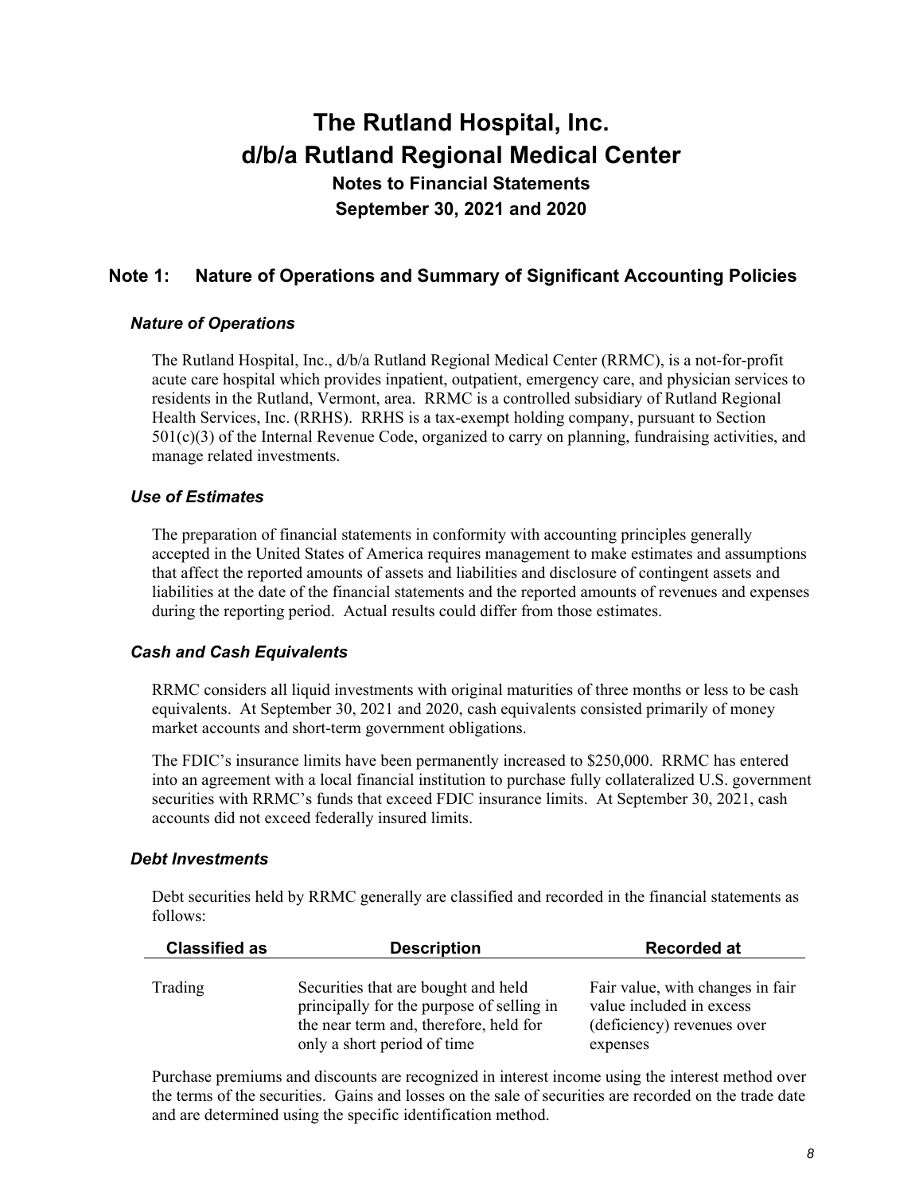# The Rutland Hospital, Inc.
# d/b/a Rutland Regional Medical Center

### Notes to Financial Statements
### September 30, 2021 and 2020

## Note 1: Nature of Operations and Summary of Significant Accounting Policies

### *Nature of Operations*

The Rutland Hospital, Inc., d/b/a Rutland Regional Medical Center (RRMC), is a not-for-profit acute care hospital which provides inpatient, outpatient, emergency care, and physician services to residents in the Rutland, Vermont, area. RRMC is a controlled subsidiary of Rutland Regional Health Services, Inc. (RRHS). RRHS is a tax-exempt holding company, pursuant to Section 501(c)(3) of the Internal Revenue Code, organized to carry on planning, fundraising activities, and manage related investments.

### *Use of Estimates*

The preparation of financial statements in conformity with accounting principles generally accepted in the United States of America requires management to make estimates and assumptions that affect the reported amounts of assets and liabilities and disclosure of contingent assets and liabilities at the date of the financial statements and the reported amounts of revenues and expenses during the reporting period. Actual results could differ from those estimates.

### *Cash and Cash Equivalents*

RRMC considers all liquid investments with original maturities of three months or less to be cash equivalents. At September 30, 2021 and 2020, cash equivalents consisted primarily of money market accounts and short-term government obligations.

The FDIC's insurance limits have been permanently increased to $250,000. RRMC has entered into an agreement with a local financial institution to purchase fully collateralized U.S. government securities with RRMC's funds that exceed FDIC insurance limits. At September 30, 2021, cash accounts did not exceed federally insured limits.

### *Debt Investments*

Debt securities held by RRMC generally are classified and recorded in the financial statements as follows:

| Classified as | Description | Recorded at |
|---|---|---|
| Trading | Securities that are bought and held principally for the purpose of selling in the near term and, therefore, held for only a short period of time | Fair value, with changes in fair value included in excess (deficiency) revenues over expenses |

Purchase premiums and discounts are recognized in interest income using the interest method over the terms of the securities. Gains and losses on the sale of securities are recorded on the trade date and are determined using the specific identification method.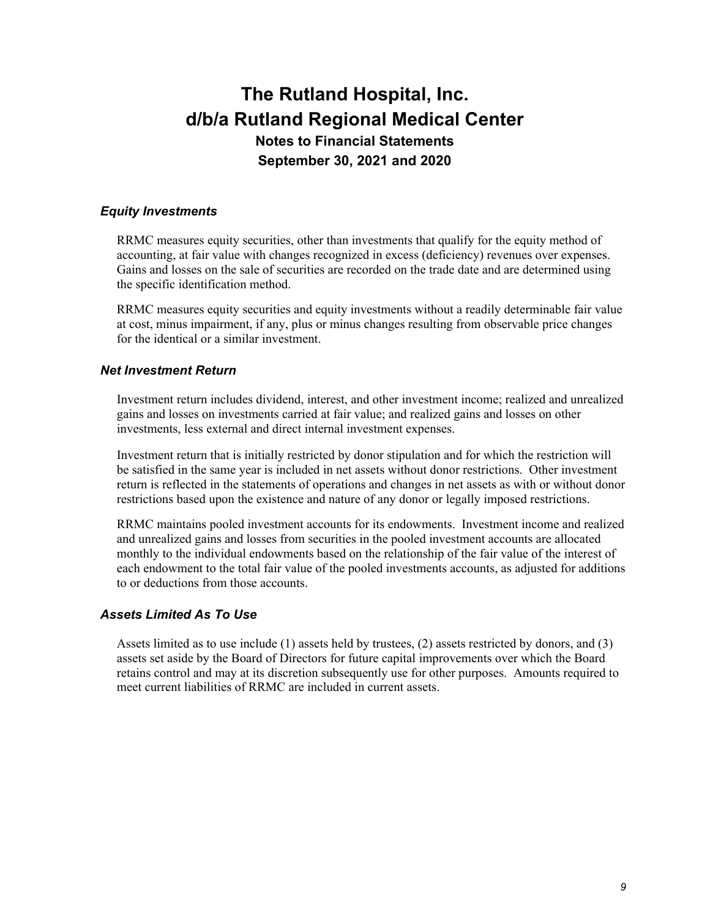### *Equity Investments*

RRMC measures equity securities, other than investments that qualify for the equity method of accounting, at fair value with changes recognized in excess (deficiency) revenues over expenses. Gains and losses on the sale of securities are recorded on the trade date and are determined using the specific identification method.

RRMC measures equity securities and equity investments without a readily determinable fair value at cost, minus impairment, if any, plus or minus changes resulting from observable price changes for the identical or a similar investment.

### *Net Investment Return*

Investment return includes dividend, interest, and other investment income; realized and unrealized gains and losses on investments carried at fair value; and realized gains and losses on other investments, less external and direct internal investment expenses.

Investment return that is initially restricted by donor stipulation and for which the restriction will be satisfied in the same year is included in net assets without donor restrictions. Other investment return is reflected in the statements of operations and changes in net assets as with or without donor restrictions based upon the existence and nature of any donor or legally imposed restrictions.

RRMC maintains pooled investment accounts for its endowments. Investment income and realized and unrealized gains and losses from securities in the pooled investment accounts are allocated monthly to the individual endowments based on the relationship of the fair value of the interest of each endowment to the total fair value of the pooled investments accounts, as adjusted for additions to or deductions from those accounts.

### *Assets Limited As To Use*

Assets limited as to use include (1) assets held by trustees, (2) assets restricted by donors, and (3) assets set aside by the Board of Directors for future capital improvements over which the Board retains control and may at its discretion subsequently use for other purposes. Amounts required to meet current liabilities of RRMC are included in current assets.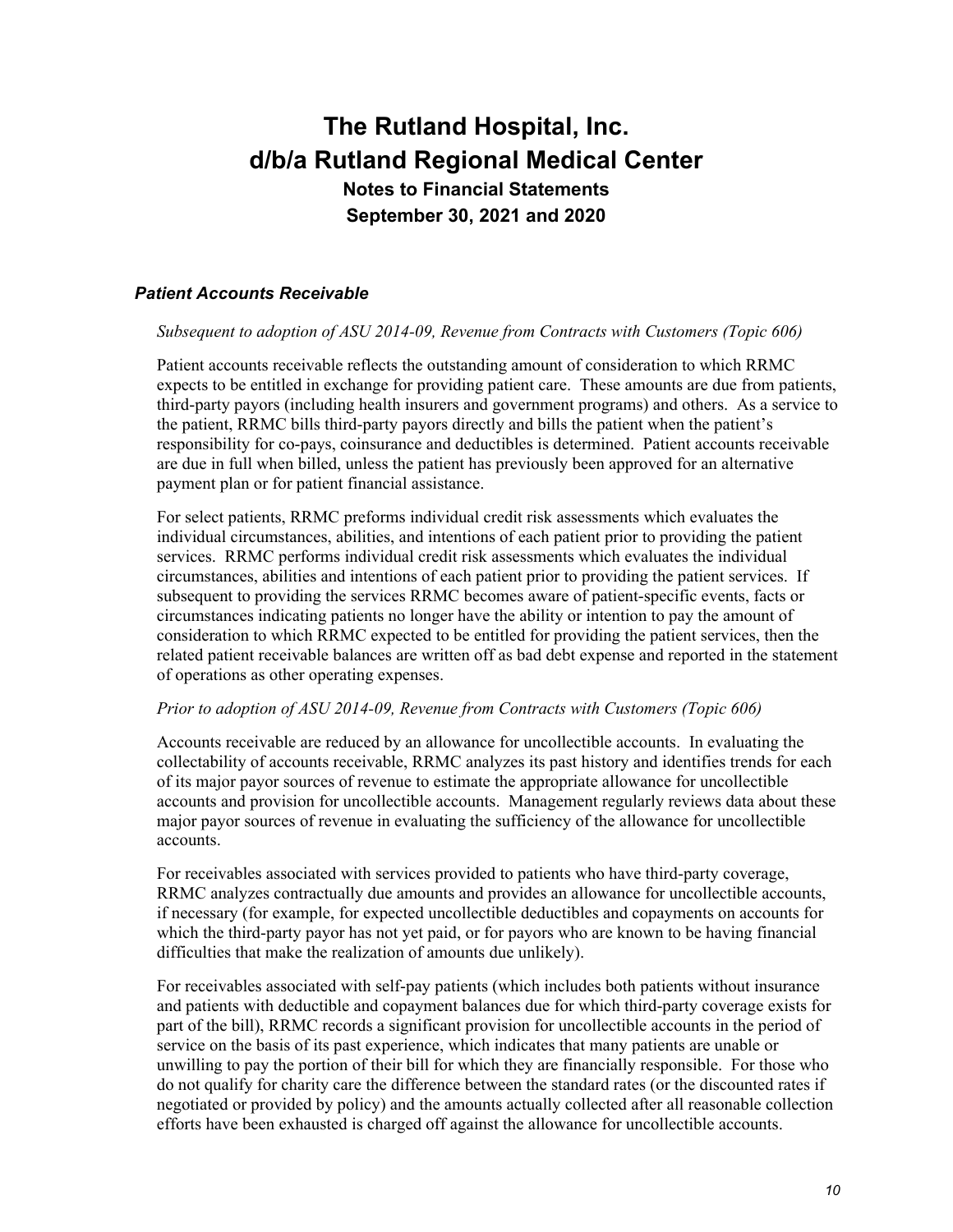### *Patient Accounts Receivable*

*Subsequent to adoption of ASU 2014-09, Revenue from Contracts with Customers (Topic 606)*

Patient accounts receivable reflects the outstanding amount of consideration to which RRMC expects to be entitled in exchange for providing patient care. These amounts are due from patients, third-party payors (including health insurers and government programs) and others. As a service to the patient, RRMC bills third-party payors directly and bills the patient when the patient's responsibility for co-pays, coinsurance and deductibles is determined. Patient accounts receivable are due in full when billed, unless the patient has previously been approved for an alternative payment plan or for patient financial assistance.

For select patients, RRMC preforms individual credit risk assessments which evaluates the individual circumstances, abilities, and intentions of each patient prior to providing the patient services. RRMC performs individual credit risk assessments which evaluates the individual circumstances, abilities and intentions of each patient prior to providing the patient services. If subsequent to providing the services RRMC becomes aware of patient-specific events, facts or circumstances indicating patients no longer have the ability or intention to pay the amount of consideration to which RRMC expected to be entitled for providing the patient services, then the related patient receivable balances are written off as bad debt expense and reported in the statement of operations as other operating expenses.

*Prior to adoption of ASU 2014-09, Revenue from Contracts with Customers (Topic 606)*

Accounts receivable are reduced by an allowance for uncollectible accounts. In evaluating the collectability of accounts receivable, RRMC analyzes its past history and identifies trends for each of its major payor sources of revenue to estimate the appropriate allowance for uncollectible accounts and provision for uncollectible accounts. Management regularly reviews data about these major payor sources of revenue in evaluating the sufficiency of the allowance for uncollectible accounts.

For receivables associated with services provided to patients who have third-party coverage, RRMC analyzes contractually due amounts and provides an allowance for uncollectible accounts, if necessary (for example, for expected uncollectible deductibles and copayments on accounts for which the third-party payor has not yet paid, or for payors who are known to be having financial difficulties that make the realization of amounts due unlikely).

For receivables associated with self-pay patients (which includes both patients without insurance and patients with deductible and copayment balances due for which third-party coverage exists for part of the bill), RRMC records a significant provision for uncollectible accounts in the period of service on the basis of its past experience, which indicates that many patients are unable or unwilling to pay the portion of their bill for which they are financially responsible. For those who do not qualify for charity care the difference between the standard rates (or the discounted rates if negotiated or provided by policy) and the amounts actually collected after all reasonable collection efforts have been exhausted is charged off against the allowance for uncollectible accounts.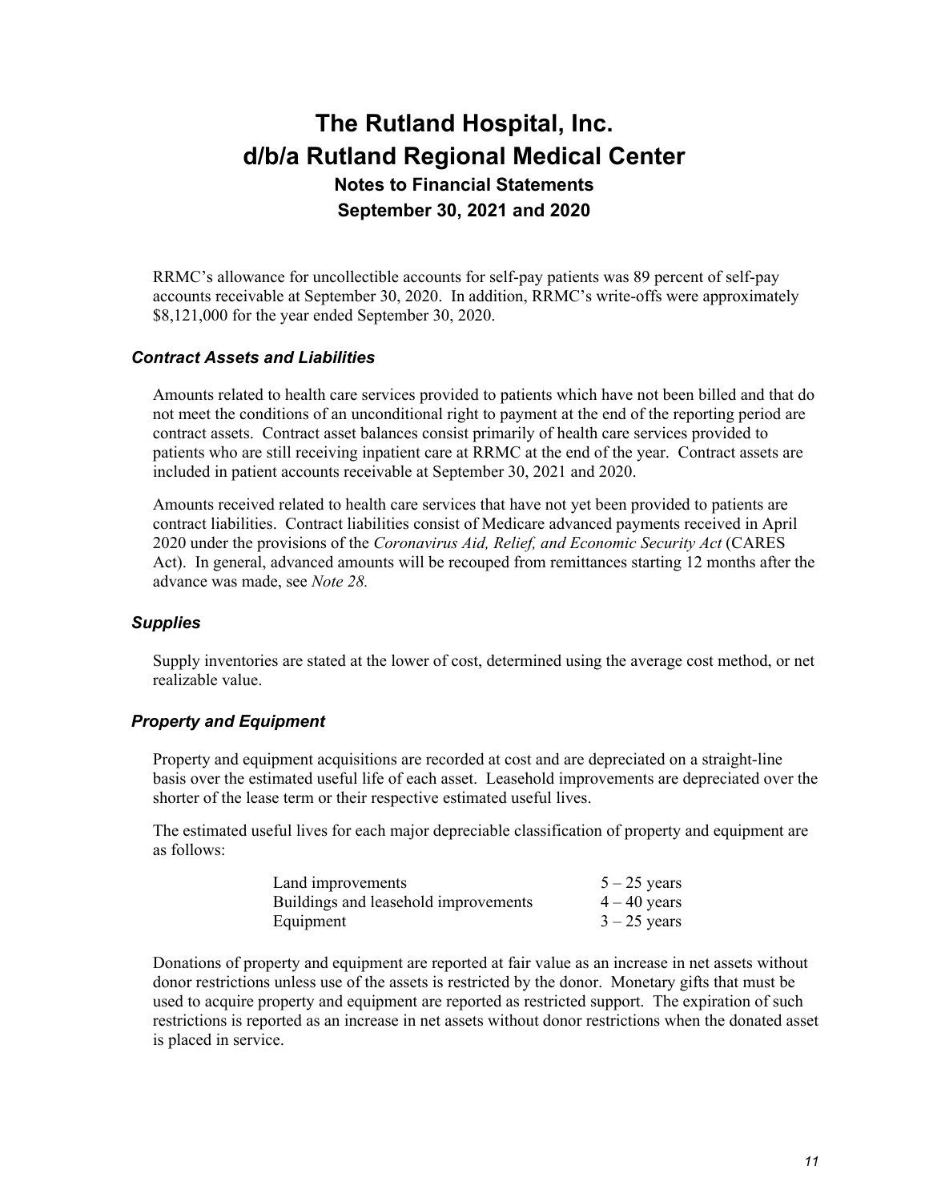RRMC's allowance for uncollectible accounts for self-pay patients was 89 percent of self-pay accounts receivable at September 30, 2020. In addition, RRMC's write-offs were approximately $8,121,000 for the year ended September 30, 2020.

### *Contract Assets and Liabilities*

Amounts related to health care services provided to patients which have not been billed and that do not meet the conditions of an unconditional right to payment at the end of the reporting period are contract assets. Contract asset balances consist primarily of health care services provided to patients who are still receiving inpatient care at RRMC at the end of the year. Contract assets are included in patient accounts receivable at September 30, 2021 and 2020.

Amounts received related to health care services that have not yet been provided to patients are contract liabilities. Contract liabilities consist of Medicare advanced payments received in April 2020 under the provisions of the *Coronavirus Aid, Relief, and Economic Security Act* (CARES Act). In general, advanced amounts will be recouped from remittances starting 12 months after the advance was made, see *Note 28.*

### *Supplies*

Supply inventories are stated at the lower of cost, determined using the average cost method, or net realizable value.

### *Property and Equipment*

Property and equipment acquisitions are recorded at cost and are depreciated on a straight-line basis over the estimated useful life of each asset. Leasehold improvements are depreciated over the shorter of the lease term or their respective estimated useful lives.

The estimated useful lives for each major depreciable classification of property and equipment are as follows:

| | |
|---|---|
| Land improvements | 5 – 25 years |
| Buildings and leasehold improvements | 4 – 40 years |
| Equipment | 3 – 25 years |

Donations of property and equipment are reported at fair value as an increase in net assets without donor restrictions unless use of the assets is restricted by the donor. Monetary gifts that must be used to acquire property and equipment are reported as restricted support. The expiration of such restrictions is reported as an increase in net assets without donor restrictions when the donated asset is placed in service.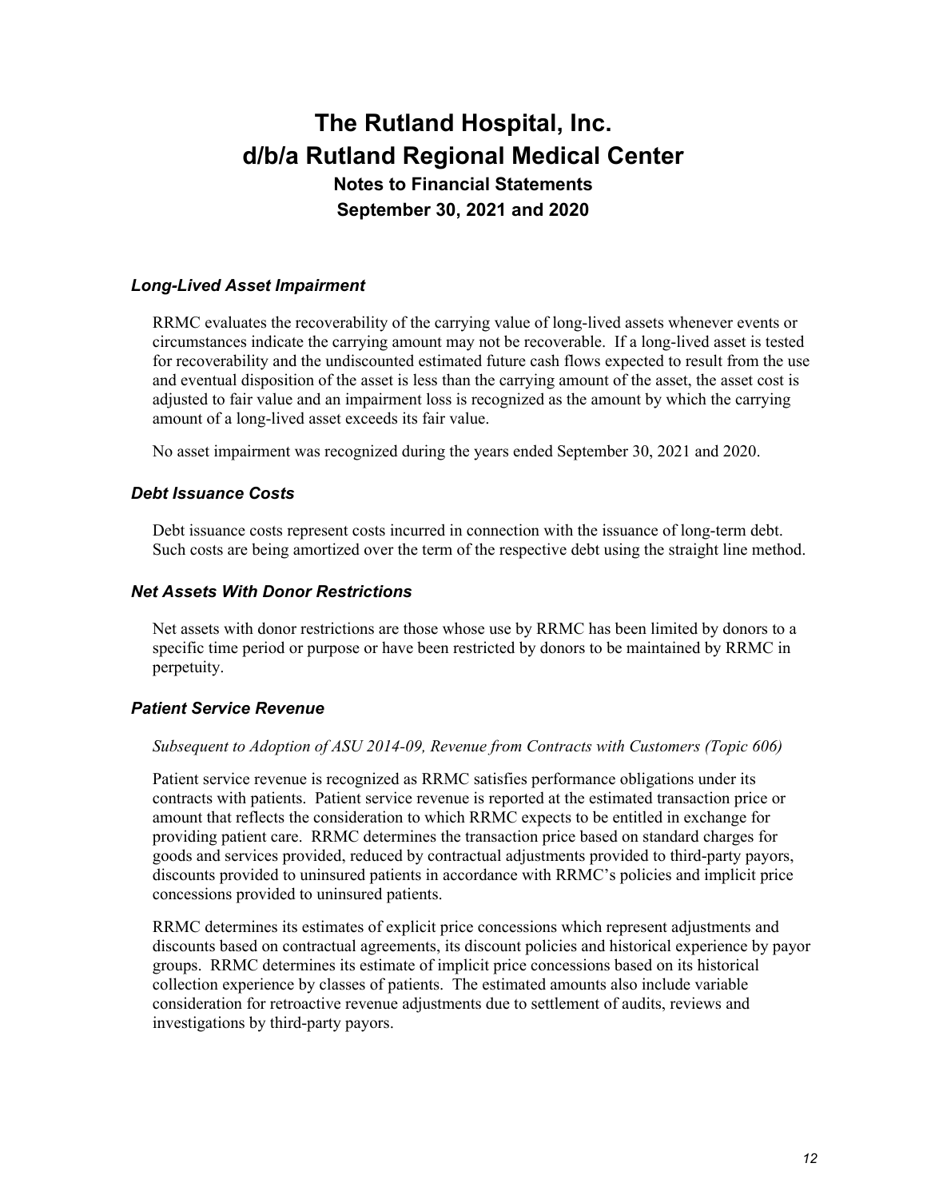### *Long-Lived Asset Impairment*

RRMC evaluates the recoverability of the carrying value of long-lived assets whenever events or circumstances indicate the carrying amount may not be recoverable. If a long-lived asset is tested for recoverability and the undiscounted estimated future cash flows expected to result from the use and eventual disposition of the asset is less than the carrying amount of the asset, the asset cost is adjusted to fair value and an impairment loss is recognized as the amount by which the carrying amount of a long-lived asset exceeds its fair value.

No asset impairment was recognized during the years ended September 30, 2021 and 2020.

### *Debt Issuance Costs*

Debt issuance costs represent costs incurred in connection with the issuance of long-term debt. Such costs are being amortized over the term of the respective debt using the straight line method.

### *Net Assets With Donor Restrictions*

Net assets with donor restrictions are those whose use by RRMC has been limited by donors to a specific time period or purpose or have been restricted by donors to be maintained by RRMC in perpetuity.

### *Patient Service Revenue*

*Subsequent to Adoption of ASU 2014-09, Revenue from Contracts with Customers (Topic 606)*

Patient service revenue is recognized as RRMC satisfies performance obligations under its contracts with patients. Patient service revenue is reported at the estimated transaction price or amount that reflects the consideration to which RRMC expects to be entitled in exchange for providing patient care. RRMC determines the transaction price based on standard charges for goods and services provided, reduced by contractual adjustments provided to third-party payors, discounts provided to uninsured patients in accordance with RRMC's policies and implicit price concessions provided to uninsured patients.

RRMC determines its estimates of explicit price concessions which represent adjustments and discounts based on contractual agreements, its discount policies and historical experience by payor groups. RRMC determines its estimate of implicit price concessions based on its historical collection experience by classes of patients. The estimated amounts also include variable consideration for retroactive revenue adjustments due to settlement of audits, reviews and investigations by third-party payors.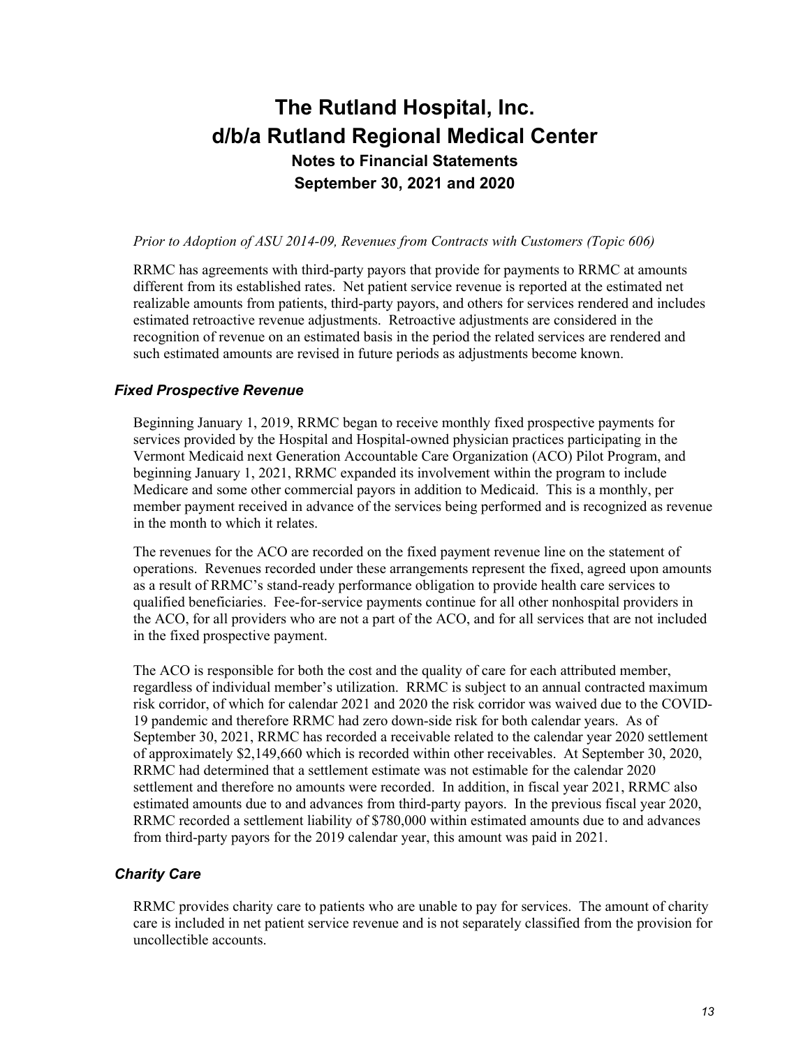*Prior to Adoption of ASU 2014-09, Revenues from Contracts with Customers (Topic 606)*

RRMC has agreements with third-party payors that provide for payments to RRMC at amounts different from its established rates. Net patient service revenue is reported at the estimated net realizable amounts from patients, third-party payors, and others for services rendered and includes estimated retroactive revenue adjustments. Retroactive adjustments are considered in the recognition of revenue on an estimated basis in the period the related services are rendered and such estimated amounts are revised in future periods as adjustments become known.

### *Fixed Prospective Revenue*

Beginning January 1, 2019, RRMC began to receive monthly fixed prospective payments for services provided by the Hospital and Hospital-owned physician practices participating in the Vermont Medicaid next Generation Accountable Care Organization (ACO) Pilot Program, and beginning January 1, 2021, RRMC expanded its involvement within the program to include Medicare and some other commercial payors in addition to Medicaid. This is a monthly, per member payment received in advance of the services being performed and is recognized as revenue in the month to which it relates.

The revenues for the ACO are recorded on the fixed payment revenue line on the statement of operations. Revenues recorded under these arrangements represent the fixed, agreed upon amounts as a result of RRMC's stand-ready performance obligation to provide health care services to qualified beneficiaries. Fee-for-service payments continue for all other nonhospital providers in the ACO, for all providers who are not a part of the ACO, and for all services that are not included in the fixed prospective payment.

The ACO is responsible for both the cost and the quality of care for each attributed member, regardless of individual member's utilization. RRMC is subject to an annual contracted maximum risk corridor, of which for calendar 2021 and 2020 the risk corridor was waived due to the COVID-19 pandemic and therefore RRMC had zero down-side risk for both calendar years. As of September 30, 2021, RRMC has recorded a receivable related to the calendar year 2020 settlement of approximately $2,149,660 which is recorded within other receivables. At September 30, 2020, RRMC had determined that a settlement estimate was not estimable for the calendar 2020 settlement and therefore no amounts were recorded. In addition, in fiscal year 2021, RRMC also estimated amounts due to and advances from third-party payors. In the previous fiscal year 2020, RRMC recorded a settlement liability of $780,000 within estimated amounts due to and advances from third-party payors for the 2019 calendar year, this amount was paid in 2021.

### *Charity Care*

RRMC provides charity care to patients who are unable to pay for services. The amount of charity care is included in net patient service revenue and is not separately classified from the provision for uncollectible accounts.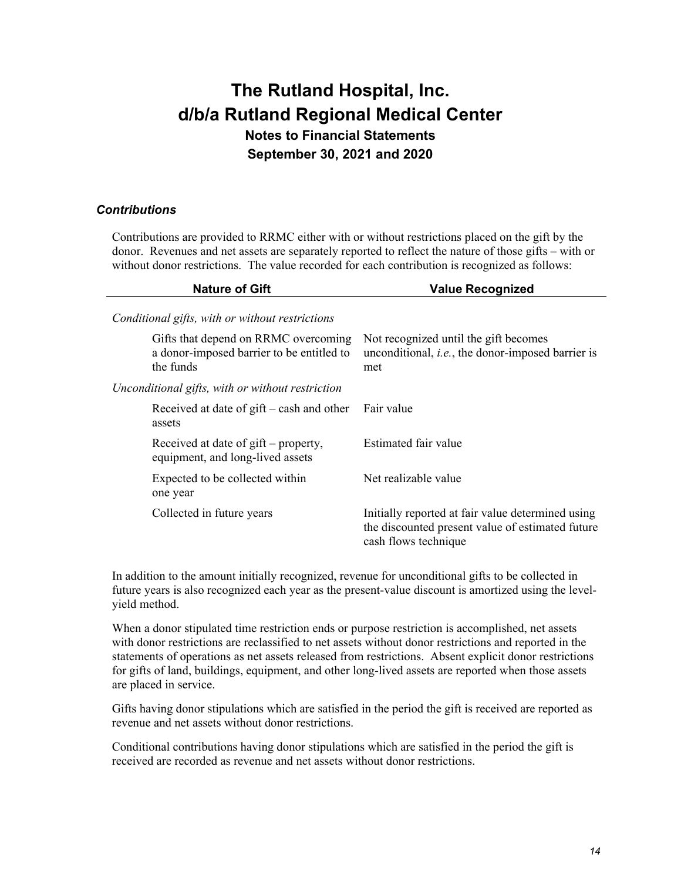### *Contributions*

Contributions are provided to RRMC either with or without restrictions placed on the gift by the donor. Revenues and net assets are separately reported to reflect the nature of those gifts – with or without donor restrictions. The value recorded for each contribution is recognized as follows:

| Nature of Gift | Value Recognized |
|---|---|
| *Conditional gifts, with or without restrictions* | |
| Gifts that depend on RRMC overcoming a donor-imposed barrier to be entitled to the funds | Not recognized until the gift becomes unconditional, *i.e.*, the donor-imposed barrier is met |
| *Unconditional gifts, with or without restriction* | |
| Received at date of gift – cash and other assets | Fair value |
| Received at date of gift – property, equipment, and long-lived assets | Estimated fair value |
| Expected to be collected within one year | Net realizable value |
| Collected in future years | Initially reported at fair value determined using the discounted present value of estimated future cash flows technique |

In addition to the amount initially recognized, revenue for unconditional gifts to be collected in future years is also recognized each year as the present-value discount is amortized using the level-yield method.

When a donor stipulated time restriction ends or purpose restriction is accomplished, net assets with donor restrictions are reclassified to net assets without donor restrictions and reported in the statements of operations as net assets released from restrictions. Absent explicit donor restrictions for gifts of land, buildings, equipment, and other long-lived assets are reported when those assets are placed in service.

Gifts having donor stipulations which are satisfied in the period the gift is received are reported as revenue and net assets without donor restrictions.

Conditional contributions having donor stipulations which are satisfied in the period the gift is received are recorded as revenue and net assets without donor restrictions.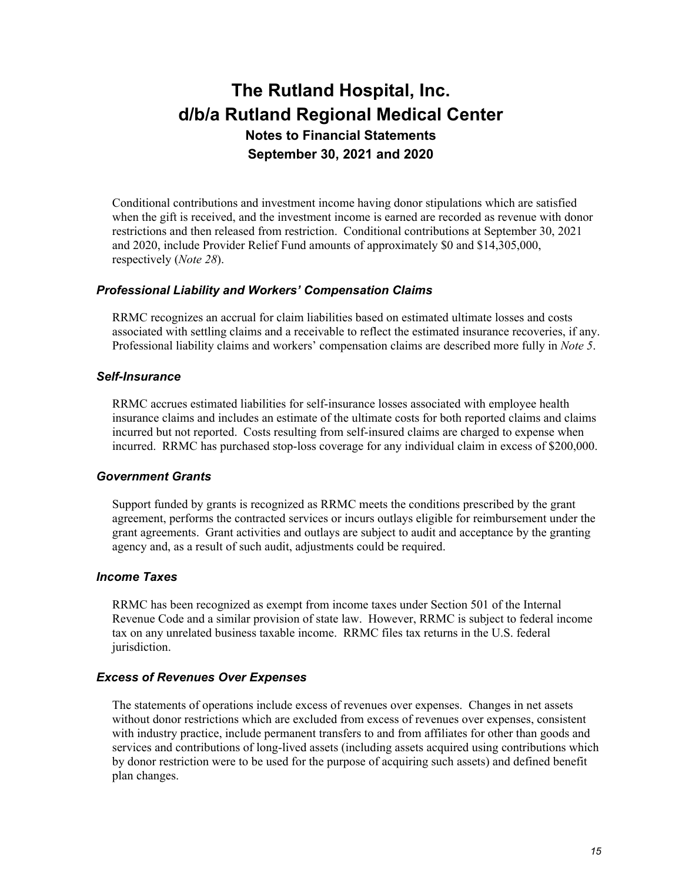Conditional contributions and investment income having donor stipulations which are satisfied when the gift is received, and the investment income is earned are recorded as revenue with donor restrictions and then released from restriction. Conditional contributions at September 30, 2021 and 2020, include Provider Relief Fund amounts of approximately $0 and $14,305,000, respectively (*Note 28*).

### *Professional Liability and Workers' Compensation Claims*

RRMC recognizes an accrual for claim liabilities based on estimated ultimate losses and costs associated with settling claims and a receivable to reflect the estimated insurance recoveries, if any. Professional liability claims and workers' compensation claims are described more fully in *Note 5*.

### *Self-Insurance*

RRMC accrues estimated liabilities for self-insurance losses associated with employee health insurance claims and includes an estimate of the ultimate costs for both reported claims and claims incurred but not reported. Costs resulting from self-insured claims are charged to expense when incurred. RRMC has purchased stop-loss coverage for any individual claim in excess of $200,000.

### *Government Grants*

Support funded by grants is recognized as RRMC meets the conditions prescribed by the grant agreement, performs the contracted services or incurs outlays eligible for reimbursement under the grant agreements. Grant activities and outlays are subject to audit and acceptance by the granting agency and, as a result of such audit, adjustments could be required.

### *Income Taxes*

RRMC has been recognized as exempt from income taxes under Section 501 of the Internal Revenue Code and a similar provision of state law. However, RRMC is subject to federal income tax on any unrelated business taxable income. RRMC files tax returns in the U.S. federal jurisdiction.

### *Excess of Revenues Over Expenses*

The statements of operations include excess of revenues over expenses. Changes in net assets without donor restrictions which are excluded from excess of revenues over expenses, consistent with industry practice, include permanent transfers to and from affiliates for other than goods and services and contributions of long-lived assets (including assets acquired using contributions which by donor restriction were to be used for the purpose of acquiring such assets) and defined benefit plan changes.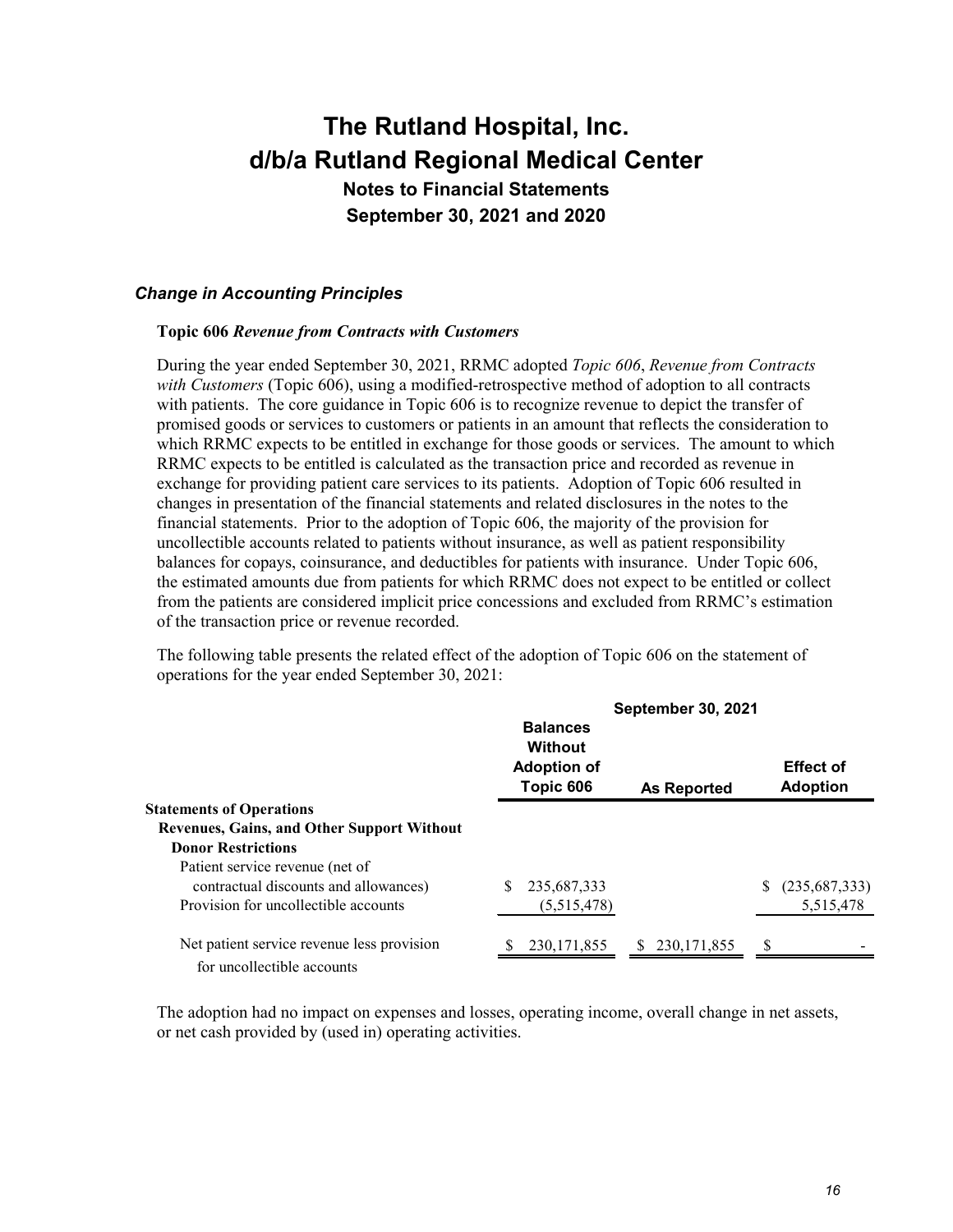### *Change in Accounting Principles*

**Topic 606** ***Revenue from Contracts with Customers***

During the year ended September 30, 2021, RRMC adopted *Topic 606*, *Revenue from Contracts with Customers* (Topic 606), using a modified-retrospective method of adoption to all contracts with patients. The core guidance in Topic 606 is to recognize revenue to depict the transfer of promised goods or services to customers or patients in an amount that reflects the consideration to which RRMC expects to be entitled in exchange for those goods or services. The amount to which RRMC expects to be entitled is calculated as the transaction price and recorded as revenue in exchange for providing patient care services to its patients. Adoption of Topic 606 resulted in changes in presentation of the financial statements and related disclosures in the notes to the financial statements. Prior to the adoption of Topic 606, the majority of the provision for uncollectible accounts related to patients without insurance, as well as patient responsibility balances for copays, coinsurance, and deductibles for patients with insurance. Under Topic 606, the estimated amounts due from patients for which RRMC does not expect to be entitled or collect from the patients are considered implicit price concessions and excluded from RRMC's estimation of the transaction price or revenue recorded.

The following table presents the related effect of the adoption of Topic 606 on the statement of operations for the year ended September 30, 2021:

| | September 30, 2021 | | |
|---|---|---|---|
| | **Balances Without Adoption of Topic 606** | **As Reported** | **Effect of Adoption** |
| **Statements of Operations** | | | |
| **Revenues, Gains, and Other Support Without Donor Restrictions** | | | |
| Patient service revenue (net of contractual discounts and allowances) | $ 235,687,333 | | $ (235,687,333) |
| Provision for uncollectible accounts | (5,515,478) | | 5,515,478 |
| Net patient service revenue less provision for uncollectible accounts | $ 230,171,855 | $ 230,171,855 | $ - |

The adoption had no impact on expenses and losses, operating income, overall change in net assets, or net cash provided by (used in) operating activities.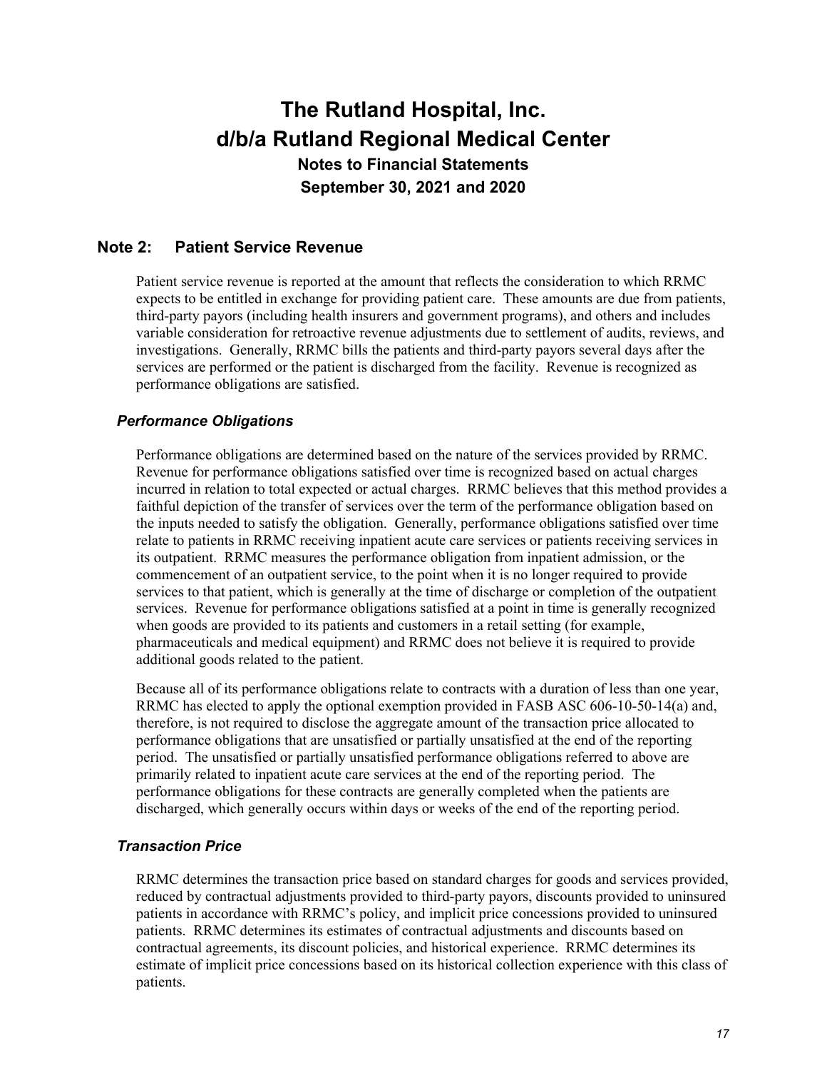## Note 2: Patient Service Revenue

Patient service revenue is reported at the amount that reflects the consideration to which RRMC expects to be entitled in exchange for providing patient care. These amounts are due from patients, third-party payors (including health insurers and government programs), and others and includes variable consideration for retroactive revenue adjustments due to settlement of audits, reviews, and investigations. Generally, RRMC bills the patients and third-party payors several days after the services are performed or the patient is discharged from the facility. Revenue is recognized as performance obligations are satisfied.

### *Performance Obligations*

Performance obligations are determined based on the nature of the services provided by RRMC. Revenue for performance obligations satisfied over time is recognized based on actual charges incurred in relation to total expected or actual charges. RRMC believes that this method provides a faithful depiction of the transfer of services over the term of the performance obligation based on the inputs needed to satisfy the obligation. Generally, performance obligations satisfied over time relate to patients in RRMC receiving inpatient acute care services or patients receiving services in its outpatient. RRMC measures the performance obligation from inpatient admission, or the commencement of an outpatient service, to the point when it is no longer required to provide services to that patient, which is generally at the time of discharge or completion of the outpatient services. Revenue for performance obligations satisfied at a point in time is generally recognized when goods are provided to its patients and customers in a retail setting (for example, pharmaceuticals and medical equipment) and RRMC does not believe it is required to provide additional goods related to the patient.

Because all of its performance obligations relate to contracts with a duration of less than one year, RRMC has elected to apply the optional exemption provided in FASB ASC 606-10-50-14(a) and, therefore, is not required to disclose the aggregate amount of the transaction price allocated to performance obligations that are unsatisfied or partially unsatisfied at the end of the reporting period. The unsatisfied or partially unsatisfied performance obligations referred to above are primarily related to inpatient acute care services at the end of the reporting period. The performance obligations for these contracts are generally completed when the patients are discharged, which generally occurs within days or weeks of the end of the reporting period.

### *Transaction Price*

RRMC determines the transaction price based on standard charges for goods and services provided, reduced by contractual adjustments provided to third-party payors, discounts provided to uninsured patients in accordance with RRMC's policy, and implicit price concessions provided to uninsured patients. RRMC determines its estimates of contractual adjustments and discounts based on contractual agreements, its discount policies, and historical experience. RRMC determines its estimate of implicit price concessions based on its historical collection experience with this class of patients.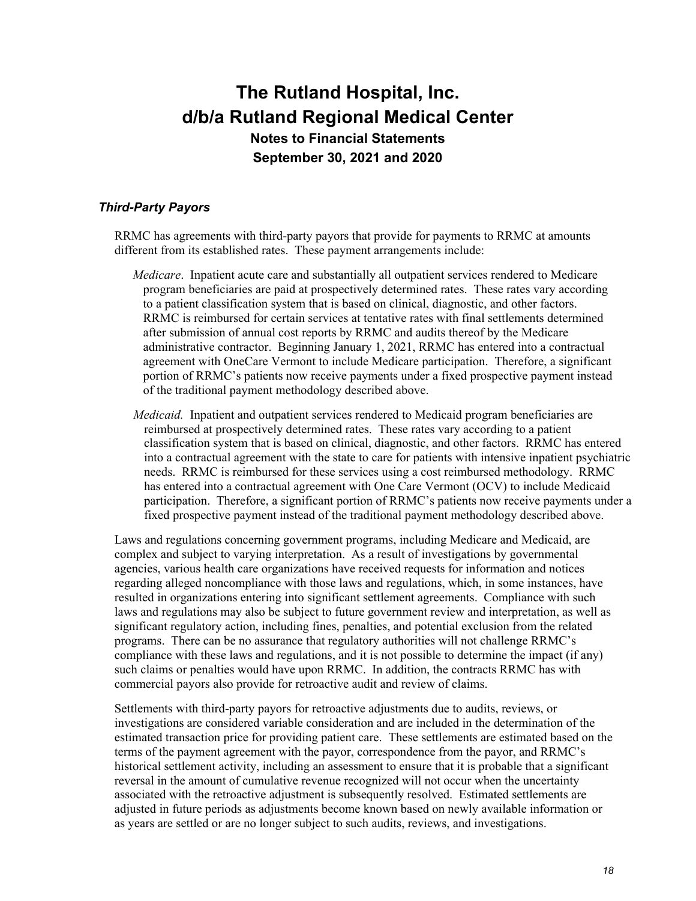### *Third-Party Payors*

RRMC has agreements with third-party payors that provide for payments to RRMC at amounts different from its established rates. These payment arrangements include:

*Medicare*. Inpatient acute care and substantially all outpatient services rendered to Medicare program beneficiaries are paid at prospectively determined rates. These rates vary according to a patient classification system that is based on clinical, diagnostic, and other factors. RRMC is reimbursed for certain services at tentative rates with final settlements determined after submission of annual cost reports by RRMC and audits thereof by the Medicare administrative contractor. Beginning January 1, 2021, RRMC has entered into a contractual agreement with OneCare Vermont to include Medicare participation. Therefore, a significant portion of RRMC's patients now receive payments under a fixed prospective payment instead of the traditional payment methodology described above.

*Medicaid.* Inpatient and outpatient services rendered to Medicaid program beneficiaries are reimbursed at prospectively determined rates. These rates vary according to a patient classification system that is based on clinical, diagnostic, and other factors. RRMC has entered into a contractual agreement with the state to care for patients with intensive inpatient psychiatric needs. RRMC is reimbursed for these services using a cost reimbursed methodology. RRMC has entered into a contractual agreement with One Care Vermont (OCV) to include Medicaid participation. Therefore, a significant portion of RRMC's patients now receive payments under a fixed prospective payment instead of the traditional payment methodology described above.

Laws and regulations concerning government programs, including Medicare and Medicaid, are complex and subject to varying interpretation. As a result of investigations by governmental agencies, various health care organizations have received requests for information and notices regarding alleged noncompliance with those laws and regulations, which, in some instances, have resulted in organizations entering into significant settlement agreements. Compliance with such laws and regulations may also be subject to future government review and interpretation, as well as significant regulatory action, including fines, penalties, and potential exclusion from the related programs. There can be no assurance that regulatory authorities will not challenge RRMC's compliance with these laws and regulations, and it is not possible to determine the impact (if any) such claims or penalties would have upon RRMC. In addition, the contracts RRMC has with commercial payors also provide for retroactive audit and review of claims.

Settlements with third-party payors for retroactive adjustments due to audits, reviews, or investigations are considered variable consideration and are included in the determination of the estimated transaction price for providing patient care. These settlements are estimated based on the terms of the payment agreement with the payor, correspondence from the payor, and RRMC's historical settlement activity, including an assessment to ensure that it is probable that a significant reversal in the amount of cumulative revenue recognized will not occur when the uncertainty associated with the retroactive adjustment is subsequently resolved. Estimated settlements are adjusted in future periods as adjustments become known based on newly available information or as years are settled or are no longer subject to such audits, reviews, and investigations.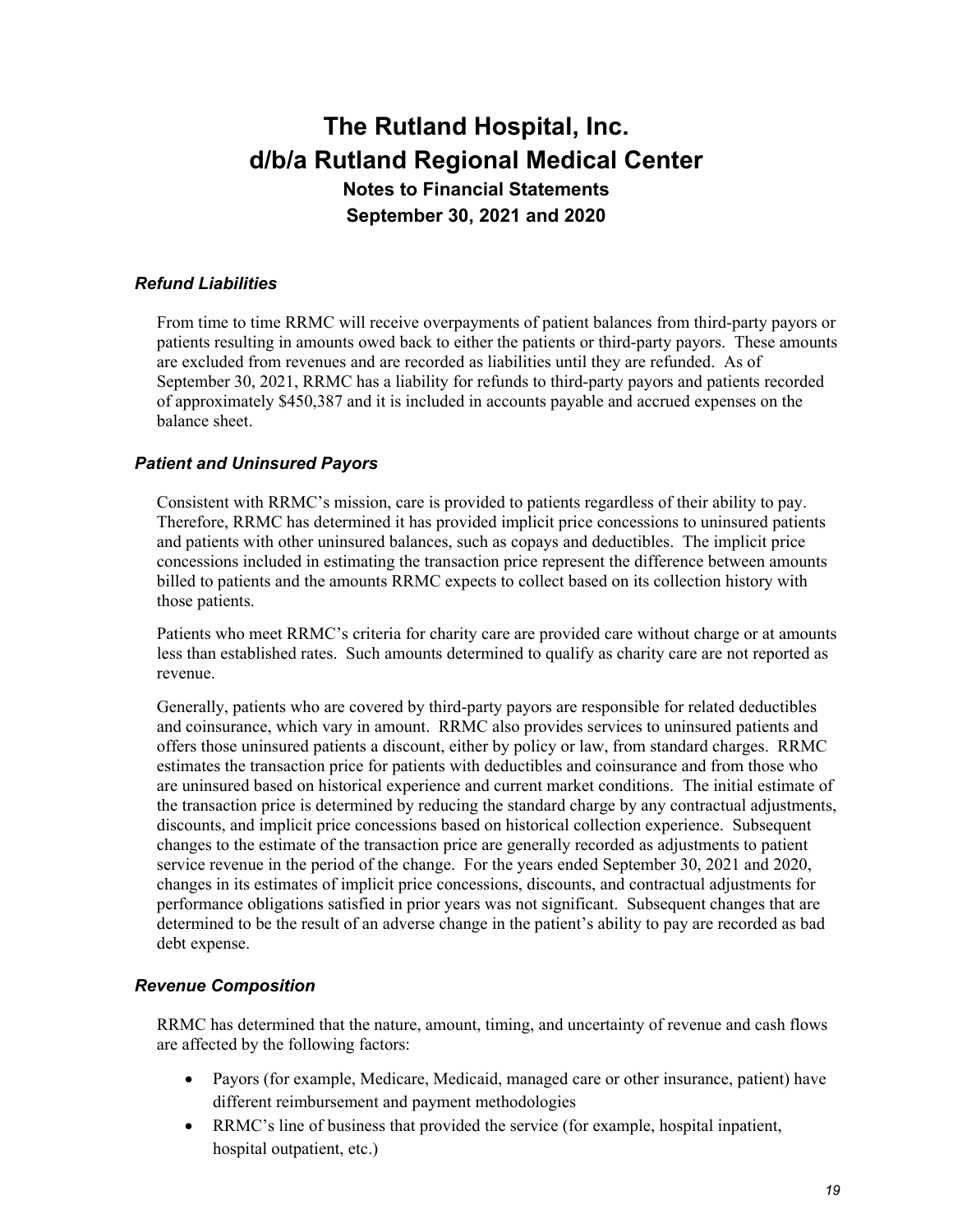# The Rutland Hospital, Inc.
# d/b/a Rutland Regional Medical Center

## Notes to Financial Statements
## September 30, 2021 and 2020

### *Refund Liabilities*

From time to time RRMC will receive overpayments of patient balances from third-party payors or patients resulting in amounts owed back to either the patients or third-party payors. These amounts are excluded from revenues and are recorded as liabilities until they are refunded. As of September 30, 2021, RRMC has a liability for refunds to third-party payors and patients recorded of approximately $450,387 and it is included in accounts payable and accrued expenses on the balance sheet.

### *Patient and Uninsured Payors*

Consistent with RRMC's mission, care is provided to patients regardless of their ability to pay. Therefore, RRMC has determined it has provided implicit price concessions to uninsured patients and patients with other uninsured balances, such as copays and deductibles. The implicit price concessions included in estimating the transaction price represent the difference between amounts billed to patients and the amounts RRMC expects to collect based on its collection history with those patients.

Patients who meet RRMC's criteria for charity care are provided care without charge or at amounts less than established rates. Such amounts determined to qualify as charity care are not reported as revenue.

Generally, patients who are covered by third-party payors are responsible for related deductibles and coinsurance, which vary in amount. RRMC also provides services to uninsured patients and offers those uninsured patients a discount, either by policy or law, from standard charges. RRMC estimates the transaction price for patients with deductibles and coinsurance and from those who are uninsured based on historical experience and current market conditions. The initial estimate of the transaction price is determined by reducing the standard charge by any contractual adjustments, discounts, and implicit price concessions based on historical collection experience. Subsequent changes to the estimate of the transaction price are generally recorded as adjustments to patient service revenue in the period of the change. For the years ended September 30, 2021 and 2020, changes in its estimates of implicit price concessions, discounts, and contractual adjustments for performance obligations satisfied in prior years was not significant. Subsequent changes that are determined to be the result of an adverse change in the patient's ability to pay are recorded as bad debt expense.

### *Revenue Composition*

RRMC has determined that the nature, amount, timing, and uncertainty of revenue and cash flows are affected by the following factors:

- Payors (for example, Medicare, Medicaid, managed care or other insurance, patient) have different reimbursement and payment methodologies
- RRMC's line of business that provided the service (for example, hospital inpatient, hospital outpatient, etc.)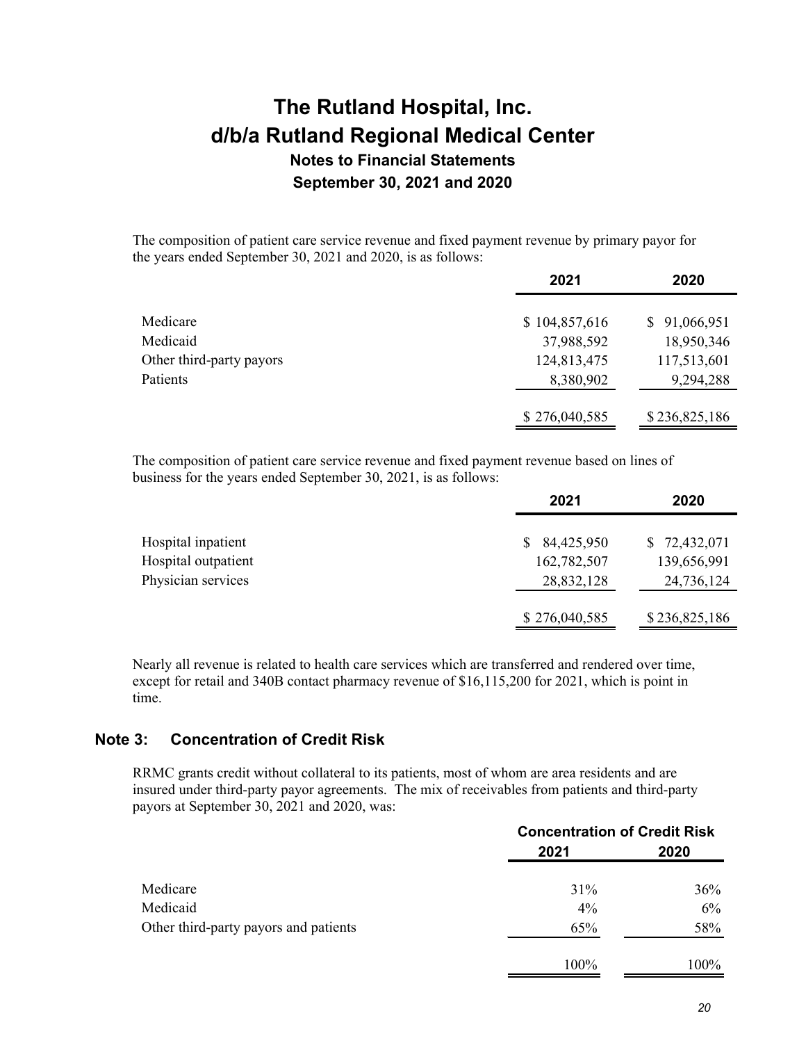The composition of patient care service revenue and fixed payment revenue by primary payor for the years ended September 30, 2021 and 2020, is as follows:

| | 2021 | 2020 |
|---|---|---|
| Medicare | $ 104,857,616 | $ 91,066,951 |
| Medicaid | 37,988,592 | 18,950,346 |
| Other third-party payors | 124,813,475 | 117,513,601 |
| Patients | 8,380,902 | 9,294,288 |
| | $ 276,040,585 | $ 236,825,186 |

The composition of patient care service revenue and fixed payment revenue based on lines of business for the years ended September 30, 2021, is as follows:

| | 2021 | 2020 |
|---|---|---|
| Hospital inpatient | $ 84,425,950 | $ 72,432,071 |
| Hospital outpatient | 162,782,507 | 139,656,991 |
| Physician services | 28,832,128 | 24,736,124 |
| | $ 276,040,585 | $ 236,825,186 |

Nearly all revenue is related to health care services which are transferred and rendered over time, except for retail and 340B contact pharmacy revenue of $16,115,200 for 2021, which is point in time.

## Note 3: Concentration of Credit Risk

RRMC grants credit without collateral to its patients, most of whom are area residents and are insured under third-party payor agreements. The mix of receivables from patients and third-party payors at September 30, 2021 and 2020, was:

| | Concentration of Credit Risk | |
|---|---|---|
| | 2021 | 2020 |
| Medicare | 31% | 36% |
| Medicaid | 4% | 6% |
| Other third-party payors and patients | 65% | 58% |
| | 100% | 100% |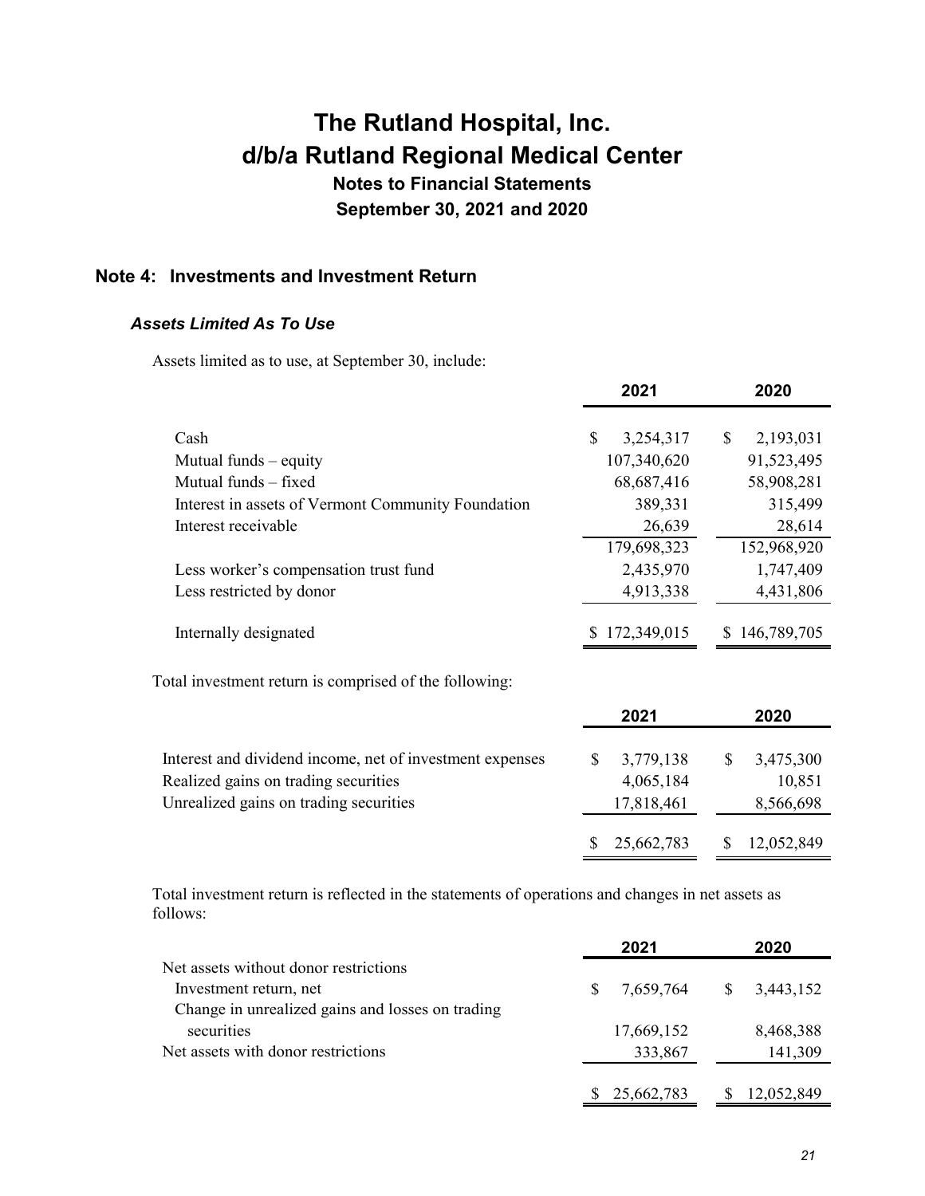# The Rutland Hospital, Inc.
# d/b/a Rutland Regional Medical Center

### Notes to Financial Statements
### September 30, 2021 and 2020

## Note 4: Investments and Investment Return

### *Assets Limited As To Use*

Assets limited as to use, at September 30, include:

| | 2021 | 2020 |
|---|---|---|
| Cash | $ 3,254,317 | $ 2,193,031 |
| Mutual funds – equity | 107,340,620 | 91,523,495 |
| Mutual funds – fixed | 68,687,416 | 58,908,281 |
| Interest in assets of Vermont Community Foundation | 389,331 | 315,499 |
| Interest receivable | 26,639 | 28,614 |
| | 179,698,323 | 152,968,920 |
| Less worker's compensation trust fund | 2,435,970 | 1,747,409 |
| Less restricted by donor | 4,913,338 | 4,431,806 |
| Internally designated | $ 172,349,015 | $ 146,789,705 |

Total investment return is comprised of the following:

| | 2021 | 2020 |
|---|---|---|
| Interest and dividend income, net of investment expenses | $ 3,779,138 | $ 3,475,300 |
| Realized gains on trading securities | 4,065,184 | 10,851 |
| Unrealized gains on trading securities | 17,818,461 | 8,566,698 |
| | $ 25,662,783 | $ 12,052,849 |

Total investment return is reflected in the statements of operations and changes in net assets as follows:

| | 2021 | 2020 |
|---|---|---|
| Net assets without donor restrictions | | |
| Investment return, net | $ 7,659,764 | $ 3,443,152 |
| Change in unrealized gains and losses on trading securities | 17,669,152 | 8,468,388 |
| Net assets with donor restrictions | 333,867 | 141,309 |
| | $ 25,662,783 | $ 12,052,849 |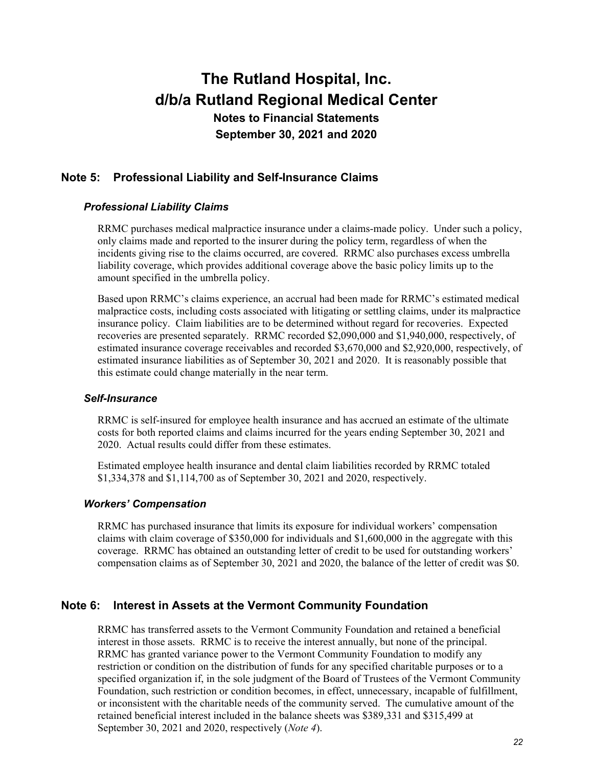# The Rutland Hospital, Inc.
# d/b/a Rutland Regional Medical Center
### Notes to Financial Statements
### September 30, 2021 and 2020

## Note 5: Professional Liability and Self-Insurance Claims

### *Professional Liability Claims*

RRMC purchases medical malpractice insurance under a claims-made policy. Under such a policy, only claims made and reported to the insurer during the policy term, regardless of when the incidents giving rise to the claims occurred, are covered. RRMC also purchases excess umbrella liability coverage, which provides additional coverage above the basic policy limits up to the amount specified in the umbrella policy.

Based upon RRMC's claims experience, an accrual had been made for RRMC's estimated medical malpractice costs, including costs associated with litigating or settling claims, under its malpractice insurance policy. Claim liabilities are to be determined without regard for recoveries. Expected recoveries are presented separately. RRMC recorded $2,090,000 and $1,940,000, respectively, of estimated insurance coverage receivables and recorded $3,670,000 and $2,920,000, respectively, of estimated insurance liabilities as of September 30, 2021 and 2020. It is reasonably possible that this estimate could change materially in the near term.

### *Self-Insurance*

RRMC is self-insured for employee health insurance and has accrued an estimate of the ultimate costs for both reported claims and claims incurred for the years ending September 30, 2021 and 2020. Actual results could differ from these estimates.

Estimated employee health insurance and dental claim liabilities recorded by RRMC totaled $1,334,378 and $1,114,700 as of September 30, 2021 and 2020, respectively.

### *Workers' Compensation*

RRMC has purchased insurance that limits its exposure for individual workers' compensation claims with claim coverage of $350,000 for individuals and $1,600,000 in the aggregate with this coverage. RRMC has obtained an outstanding letter of credit to be used for outstanding workers' compensation claims as of September 30, 2021 and 2020, the balance of the letter of credit was $0.

## Note 6: Interest in Assets at the Vermont Community Foundation

RRMC has transferred assets to the Vermont Community Foundation and retained a beneficial interest in those assets. RRMC is to receive the interest annually, but none of the principal. RRMC has granted variance power to the Vermont Community Foundation to modify any restriction or condition on the distribution of funds for any specified charitable purposes or to a specified organization if, in the sole judgment of the Board of Trustees of the Vermont Community Foundation, such restriction or condition becomes, in effect, unnecessary, incapable of fulfillment, or inconsistent with the charitable needs of the community served. The cumulative amount of the retained beneficial interest included in the balance sheets was $389,331 and $315,499 at September 30, 2021 and 2020, respectively (*Note 4*).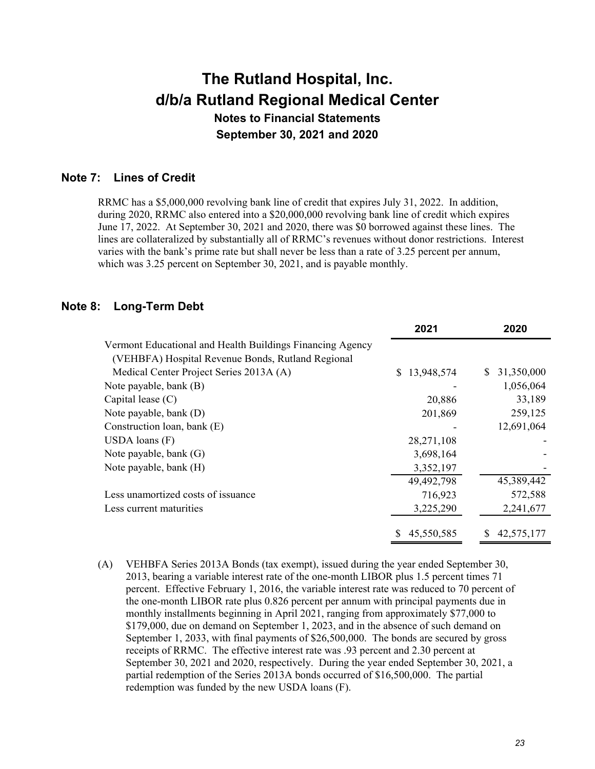# The Rutland Hospital, Inc.
# d/b/a Rutland Regional Medical Center
### Notes to Financial Statements
### September 30, 2021 and 2020

## Note 7: Lines of Credit

RRMC has a $5,000,000 revolving bank line of credit that expires July 31, 2022. In addition, during 2020, RRMC also entered into a $20,000,000 revolving bank line of credit which expires June 17, 2022. At September 30, 2021 and 2020, there was $0 borrowed against these lines. The lines are collateralized by substantially all of RRMC's revenues without donor restrictions. Interest varies with the bank's prime rate but shall never be less than a rate of 3.25 percent per annum, which was 3.25 percent on September 30, 2021, and is payable monthly.

## Note 8: Long-Term Debt

| | 2021 | 2020 |
|---|---|---|
| Vermont Educational and Health Buildings Financing Agency (VEHBFA) Hospital Revenue Bonds, Rutland Regional Medical Center Project Series 2013A (A) | $ 13,948,574 | $ 31,350,000 |
| Note payable, bank (B) | - | 1,056,064 |
| Capital lease (C) | 20,886 | 33,189 |
| Note payable, bank (D) | 201,869 | 259,125 |
| Construction loan, bank (E) | - | 12,691,064 |
| USDA loans (F) | 28,271,108 | - |
| Note payable, bank (G) | 3,698,164 | - |
| Note payable, bank (H) | 3,352,197 | - |
| | 49,492,798 | 45,389,442 |
| Less unamortized costs of issuance | 716,923 | 572,588 |
| Less current maturities | 3,225,290 | 2,241,677 |
| | $ 45,550,585 | $ 42,575,177 |

(A) VEHBFA Series 2013A Bonds (tax exempt), issued during the year ended September 30, 2013, bearing a variable interest rate of the one-month LIBOR plus 1.5 percent times 71 percent. Effective February 1, 2016, the variable interest rate was reduced to 70 percent of the one-month LIBOR rate plus 0.826 percent per annum with principal payments due in monthly installments beginning in April 2021, ranging from approximately $77,000 to $179,000, due on demand on September 1, 2023, and in the absence of such demand on September 1, 2033, with final payments of $26,500,000. The bonds are secured by gross receipts of RRMC. The effective interest rate was .93 percent and 2.30 percent at September 30, 2021 and 2020, respectively. During the year ended September 30, 2021, a partial redemption of the Series 2013A bonds occurred of $16,500,000. The partial redemption was funded by the new USDA loans (F).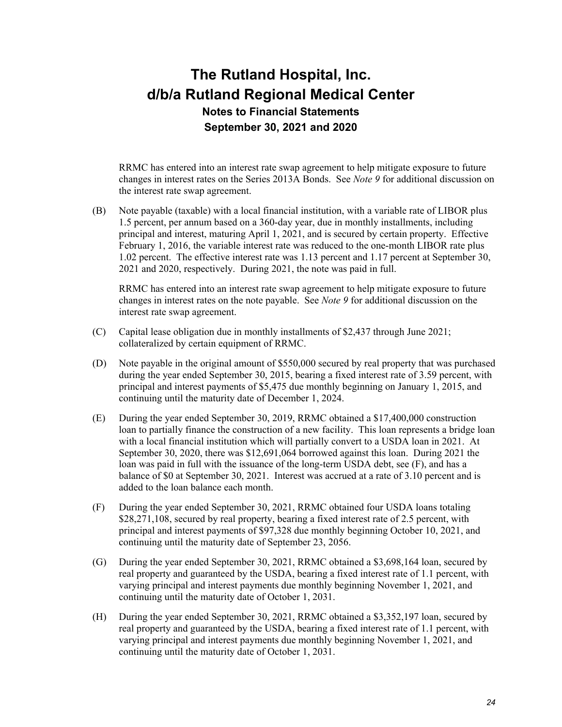RRMC has entered into an interest rate swap agreement to help mitigate exposure to future changes in interest rates on the Series 2013A Bonds. See *Note 9* for additional discussion on the interest rate swap agreement.

(B) Note payable (taxable) with a local financial institution, with a variable rate of LIBOR plus 1.5 percent, per annum based on a 360-day year, due in monthly installments, including principal and interest, maturing April 1, 2021, and is secured by certain property. Effective February 1, 2016, the variable interest rate was reduced to the one-month LIBOR rate plus 1.02 percent. The effective interest rate was 1.13 percent and 1.17 percent at September 30, 2021 and 2020, respectively. During 2021, the note was paid in full.

RRMC has entered into an interest rate swap agreement to help mitigate exposure to future changes in interest rates on the note payable. See *Note 9* for additional discussion on the interest rate swap agreement.

(C) Capital lease obligation due in monthly installments of $2,437 through June 2021; collateralized by certain equipment of RRMC.

(D) Note payable in the original amount of $550,000 secured by real property that was purchased during the year ended September 30, 2015, bearing a fixed interest rate of 3.59 percent, with principal and interest payments of $5,475 due monthly beginning on January 1, 2015, and continuing until the maturity date of December 1, 2024.

(E) During the year ended September 30, 2019, RRMC obtained a $17,400,000 construction loan to partially finance the construction of a new facility. This loan represents a bridge loan with a local financial institution which will partially convert to a USDA loan in 2021. At September 30, 2020, there was $12,691,064 borrowed against this loan. During 2021 the loan was paid in full with the issuance of the long-term USDA debt, see (F), and has a balance of $0 at September 30, 2021. Interest was accrued at a rate of 3.10 percent and is added to the loan balance each month.

(F) During the year ended September 30, 2021, RRMC obtained four USDA loans totaling $28,271,108, secured by real property, bearing a fixed interest rate of 2.5 percent, with principal and interest payments of $97,328 due monthly beginning October 10, 2021, and continuing until the maturity date of September 23, 2056.

(G) During the year ended September 30, 2021, RRMC obtained a $3,698,164 loan, secured by real property and guaranteed by the USDA, bearing a fixed interest rate of 1.1 percent, with varying principal and interest payments due monthly beginning November 1, 2021, and continuing until the maturity date of October 1, 2031.

(H) During the year ended September 30, 2021, RRMC obtained a $3,352,197 loan, secured by real property and guaranteed by the USDA, bearing a fixed interest rate of 1.1 percent, with varying principal and interest payments due monthly beginning November 1, 2021, and continuing until the maturity date of October 1, 2031.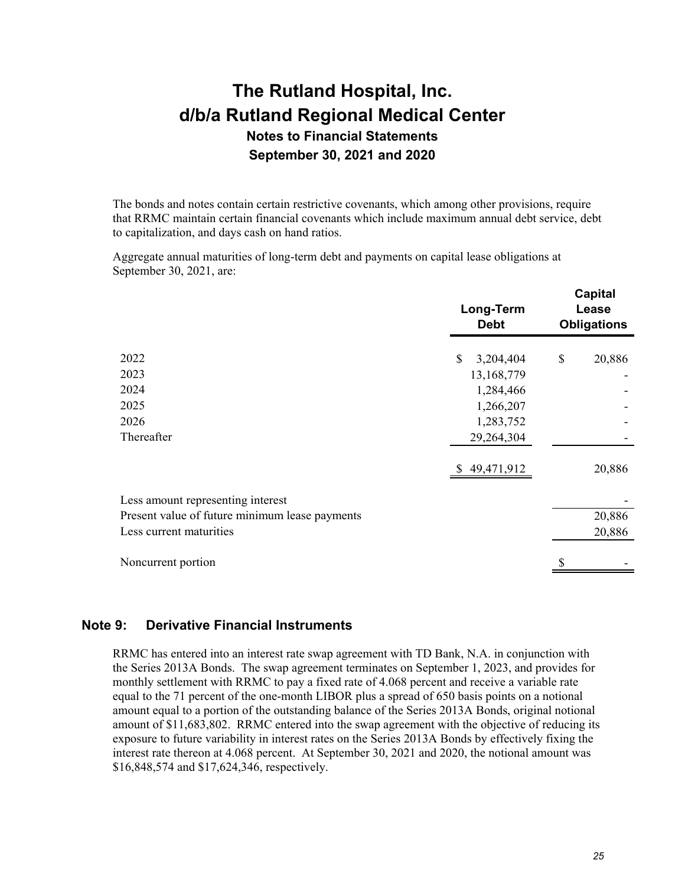The bonds and notes contain certain restrictive covenants, which among other provisions, require that RRMC maintain certain financial covenants which include maximum annual debt service, debt to capitalization, and days cash on hand ratios.

Aggregate annual maturities of long-term debt and payments on capital lease obligations at September 30, 2021, are:

| | Long-Term Debt | Capital Lease Obligations |
|---|---|---|
| 2022 | $ 3,204,404 | $ 20,886 |
| 2023 | 13,168,779 | - |
| 2024 | 1,284,466 | - |
| 2025 | 1,266,207 | - |
| 2026 | 1,283,752 | - |
| Thereafter | 29,264,304 | - |
| | $ 49,471,912 | 20,886 |
| Less amount representing interest | | - |
| Present value of future minimum lease payments | | 20,886 |
| Less current maturities | | 20,886 |
| Noncurrent portion | | $ - |

## Note 9: Derivative Financial Instruments

RRMC has entered into an interest rate swap agreement with TD Bank, N.A. in conjunction with the Series 2013A Bonds. The swap agreement terminates on September 1, 2023, and provides for monthly settlement with RRMC to pay a fixed rate of 4.068 percent and receive a variable rate equal to the 71 percent of the one-month LIBOR plus a spread of 650 basis points on a notional amount equal to a portion of the outstanding balance of the Series 2013A Bonds, original notional amount of $11,683,802. RRMC entered into the swap agreement with the objective of reducing its exposure to future variability in interest rates on the Series 2013A Bonds by effectively fixing the interest rate thereon at 4.068 percent. At September 30, 2021 and 2020, the notional amount was $16,848,574 and $17,624,346, respectively.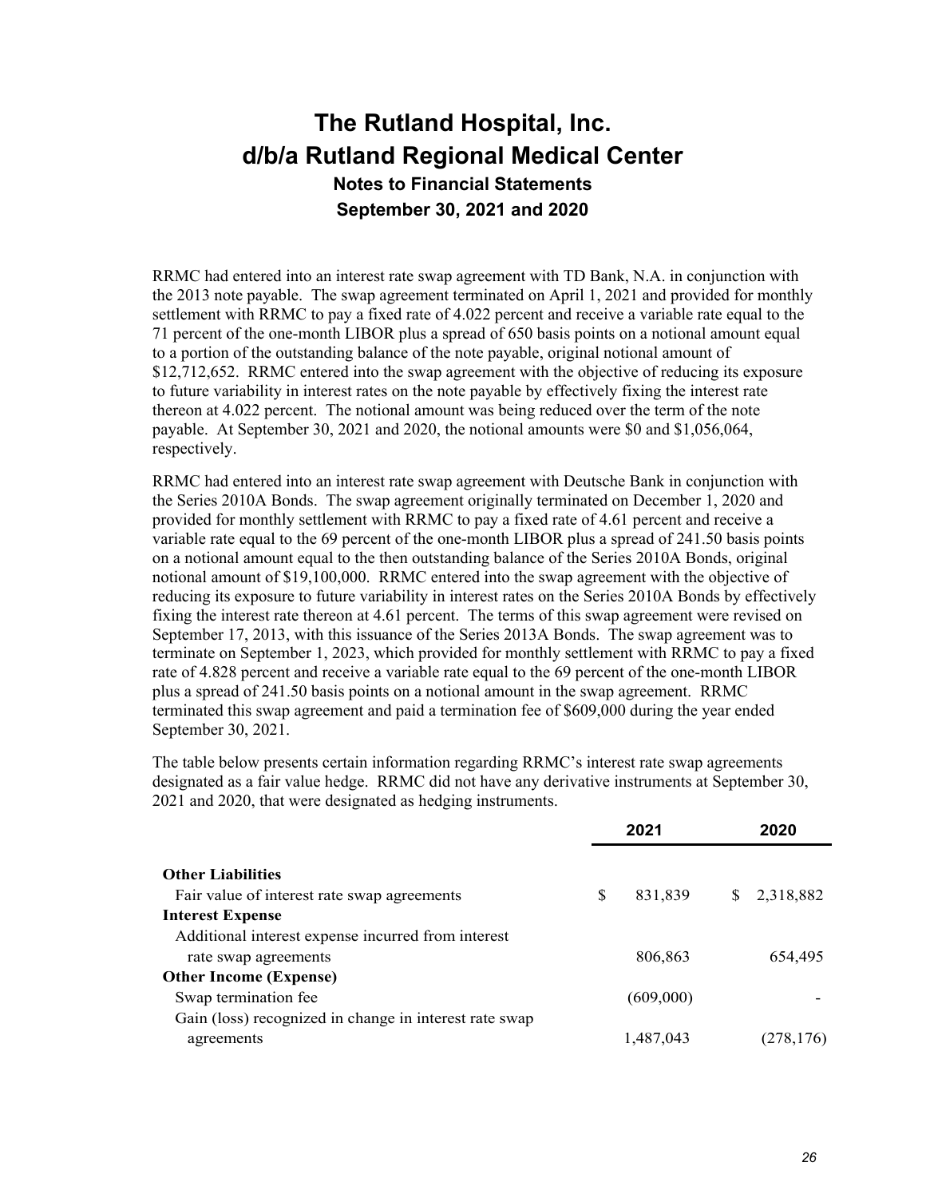# The Rutland Hospital, Inc.
# d/b/a Rutland Regional Medical Center
## Notes to Financial Statements
## September 30, 2021 and 2020

RRMC had entered into an interest rate swap agreement with TD Bank, N.A. in conjunction with the 2013 note payable. The swap agreement terminated on April 1, 2021 and provided for monthly settlement with RRMC to pay a fixed rate of 4.022 percent and receive a variable rate equal to the 71 percent of the one-month LIBOR plus a spread of 650 basis points on a notional amount equal to a portion of the outstanding balance of the note payable, original notional amount of $12,712,652. RRMC entered into the swap agreement with the objective of reducing its exposure to future variability in interest rates on the note payable by effectively fixing the interest rate thereon at 4.022 percent. The notional amount was being reduced over the term of the note payable. At September 30, 2021 and 2020, the notional amounts were $0 and $1,056,064, respectively.

RRMC had entered into an interest rate swap agreement with Deutsche Bank in conjunction with the Series 2010A Bonds. The swap agreement originally terminated on December 1, 2020 and provided for monthly settlement with RRMC to pay a fixed rate of 4.61 percent and receive a variable rate equal to the 69 percent of the one-month LIBOR plus a spread of 241.50 basis points on a notional amount equal to the then outstanding balance of the Series 2010A Bonds, original notional amount of $19,100,000. RRMC entered into the swap agreement with the objective of reducing its exposure to future variability in interest rates on the Series 2010A Bonds by effectively fixing the interest rate thereon at 4.61 percent. The terms of this swap agreement were revised on September 17, 2013, with this issuance of the Series 2013A Bonds. The swap agreement was to terminate on September 1, 2023, which provided for monthly settlement with RRMC to pay a fixed rate of 4.828 percent and receive a variable rate equal to the 69 percent of the one-month LIBOR plus a spread of 241.50 basis points on a notional amount in the swap agreement. RRMC terminated this swap agreement and paid a termination fee of $609,000 during the year ended September 30, 2021.

The table below presents certain information regarding RRMC's interest rate swap agreements designated as a fair value hedge. RRMC did not have any derivative instruments at September 30, 2021 and 2020, that were designated as hedging instruments.

| | 2021 | 2020 |
|---|---|---|
| **Other Liabilities** | | |
| Fair value of interest rate swap agreements | $ 831,839 | $ 2,318,882 |
| **Interest Expense** | | |
| Additional interest expense incurred from interest rate swap agreements | 806,863 | 654,495 |
| **Other Income (Expense)** | | |
| Swap termination fee | (609,000) | - |
| Gain (loss) recognized in change in interest rate swap agreements | 1,487,043 | (278,176) |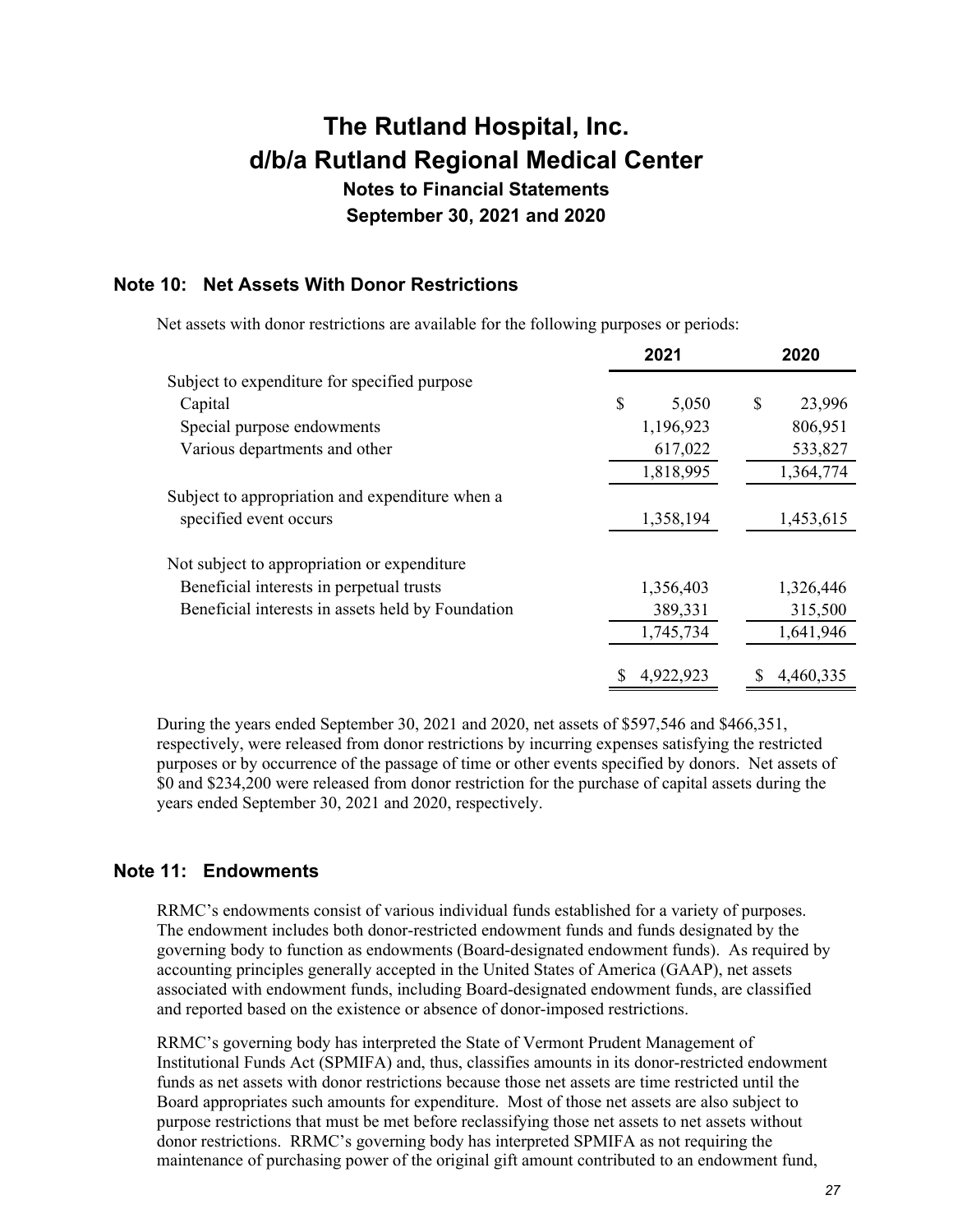# The Rutland Hospital, Inc.
# d/b/a Rutland Regional Medical Center
### Notes to Financial Statements
### September 30, 2021 and 2020

## Note 10: Net Assets With Donor Restrictions

Net assets with donor restrictions are available for the following purposes or periods:

| | 2021 | 2020 |
|---|---|---|
| Subject to expenditure for specified purpose | | |
| Capital | $ 5,050 | $ 23,996 |
| Special purpose endowments | 1,196,923 | 806,951 |
| Various departments and other | 617,022 | 533,827 |
| | 1,818,995 | 1,364,774 |
| Subject to appropriation and expenditure when a specified event occurs | 1,358,194 | 1,453,615 |
| Not subject to appropriation or expenditure | | |
| Beneficial interests in perpetual trusts | 1,356,403 | 1,326,446 |
| Beneficial interests in assets held by Foundation | 389,331 | 315,500 |
| | 1,745,734 | 1,641,946 |
| | $ 4,922,923 | $ 4,460,335 |

During the years ended September 30, 2021 and 2020, net assets of $597,546 and $466,351, respectively, were released from donor restrictions by incurring expenses satisfying the restricted purposes or by occurrence of the passage of time or other events specified by donors. Net assets of $0 and $234,200 were released from donor restriction for the purchase of capital assets during the years ended September 30, 2021 and 2020, respectively.

## Note 11: Endowments

RRMC's endowments consist of various individual funds established for a variety of purposes. The endowment includes both donor-restricted endowment funds and funds designated by the governing body to function as endowments (Board-designated endowment funds). As required by accounting principles generally accepted in the United States of America (GAAP), net assets associated with endowment funds, including Board-designated endowment funds, are classified and reported based on the existence or absence of donor-imposed restrictions.

RRMC's governing body has interpreted the State of Vermont Prudent Management of Institutional Funds Act (SPMIFA) and, thus, classifies amounts in its donor-restricted endowment funds as net assets with donor restrictions because those net assets are time restricted until the Board appropriates such amounts for expenditure. Most of those net assets are also subject to purpose restrictions that must be met before reclassifying those net assets to net assets without donor restrictions. RRMC's governing body has interpreted SPMIFA as not requiring the maintenance of purchasing power of the original gift amount contributed to an endowment fund,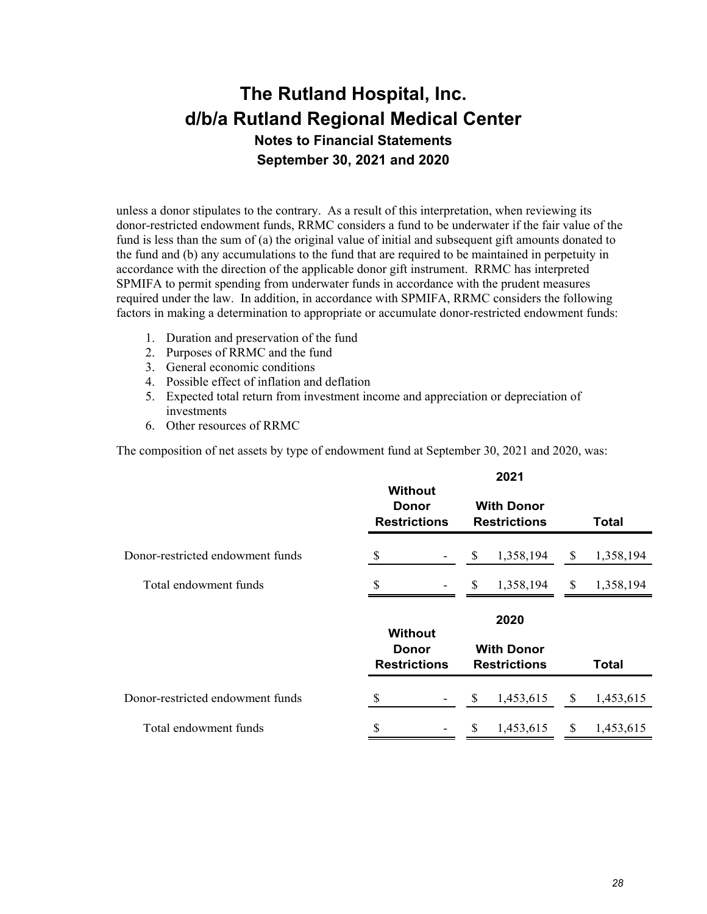unless a donor stipulates to the contrary. As a result of this interpretation, when reviewing its donor-restricted endowment funds, RRMC considers a fund to be underwater if the fair value of the fund is less than the sum of (a) the original value of initial and subsequent gift amounts donated to the fund and (b) any accumulations to the fund that are required to be maintained in perpetuity in accordance with the direction of the applicable donor gift instrument. RRMC has interpreted SPMIFA to permit spending from underwater funds in accordance with the prudent measures required under the law. In addition, in accordance with SPMIFA, RRMC considers the following factors in making a determination to appropriate or accumulate donor-restricted endowment funds:

1. Duration and preservation of the fund
2. Purposes of RRMC and the fund
3. General economic conditions
4. Possible effect of inflation and deflation
5. Expected total return from investment income and appreciation or depreciation of investments
6. Other resources of RRMC

The composition of net assets by type of endowment fund at September 30, 2021 and 2020, was:

| | 2021 | | |
|---|---|---|---|
| | Without Donor Restrictions | With Donor Restrictions | Total |
| Donor-restricted endowment funds | $ - | $ 1,358,194 | $ 1,358,194 |
| Total endowment funds | $ - | $ 1,358,194 | $ 1,358,194 |

| | 2020 | | |
|---|---|---|---|
| | Without Donor Restrictions | With Donor Restrictions | Total |
| Donor-restricted endowment funds | $ - | $ 1,453,615 | $ 1,453,615 |
| Total endowment funds | $ - | $ 1,453,615 | $ 1,453,615 |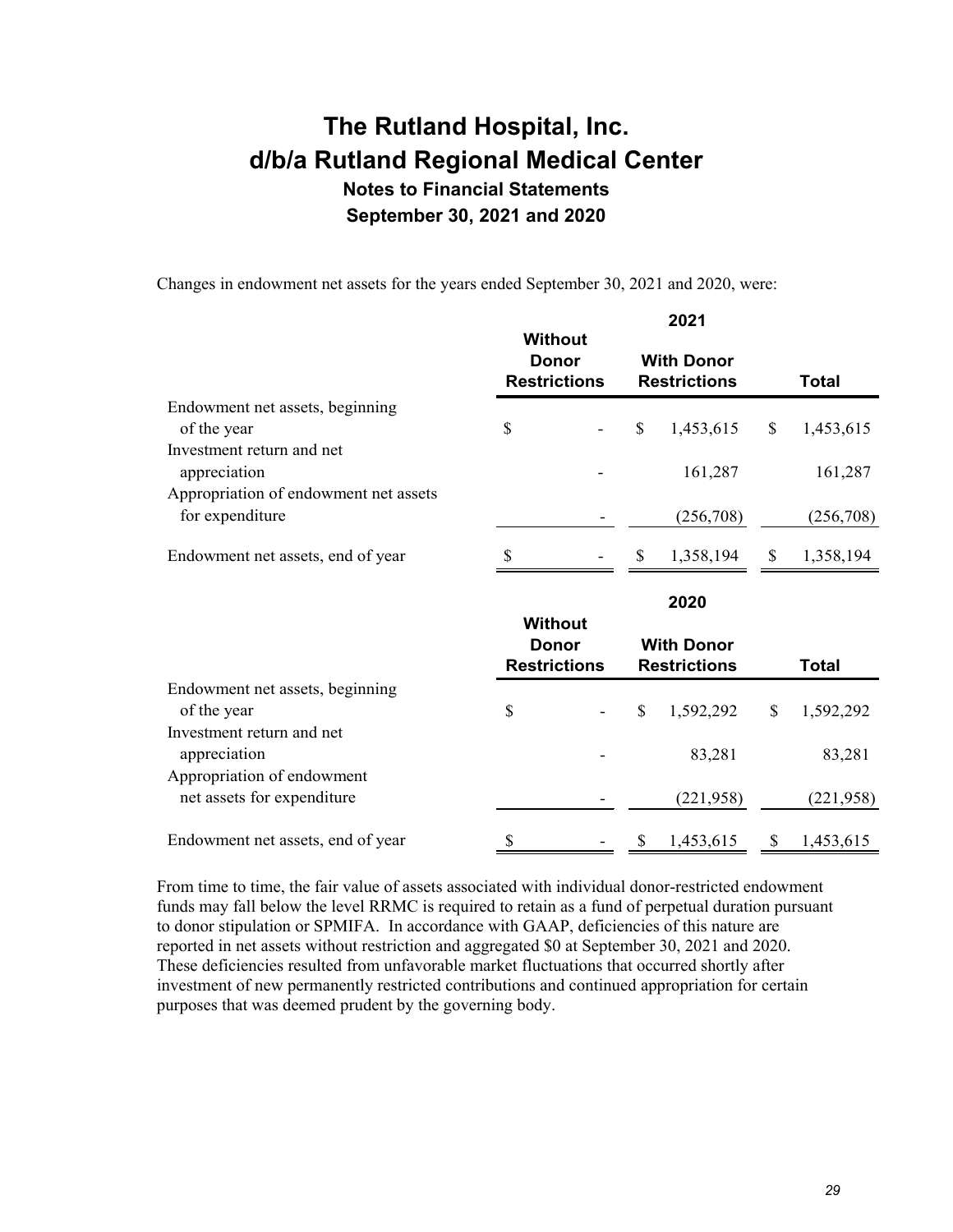# The Rutland Hospital, Inc.
# d/b/a Rutland Regional Medical Center
### Notes to Financial Statements
### September 30, 2021 and 2020

Changes in endowment net assets for the years ended September 30, 2021 and 2020, were:

| | 2021 | | |
|---|---|---|---|
| | **Without Donor Restrictions** | **With Donor Restrictions** | **Total** |
| Endowment net assets, beginning of the year | $ - | $ 1,453,615 | $ 1,453,615 |
| Investment return and net appreciation | - | 161,287 | 161,287 |
| Appropriation of endowment net assets for expenditure | - | (256,708) | (256,708) |
| Endowment net assets, end of year | $ - | $ 1,358,194 | $ 1,358,194 |

| | 2020 | | |
|---|---|---|---|
| | **Without Donor Restrictions** | **With Donor Restrictions** | **Total** |
| Endowment net assets, beginning of the year | $ - | $ 1,592,292 | $ 1,592,292 |
| Investment return and net appreciation | - | 83,281 | 83,281 |
| Appropriation of endowment net assets for expenditure | - | (221,958) | (221,958) |
| Endowment net assets, end of year | $ - | $ 1,453,615 | $ 1,453,615 |

From time to time, the fair value of assets associated with individual donor-restricted endowment funds may fall below the level RRMC is required to retain as a fund of perpetual duration pursuant to donor stipulation or SPMIFA. In accordance with GAAP, deficiencies of this nature are reported in net assets without restriction and aggregated $0 at September 30, 2021 and 2020. These deficiencies resulted from unfavorable market fluctuations that occurred shortly after investment of new permanently restricted contributions and continued appropriation for certain purposes that was deemed prudent by the governing body.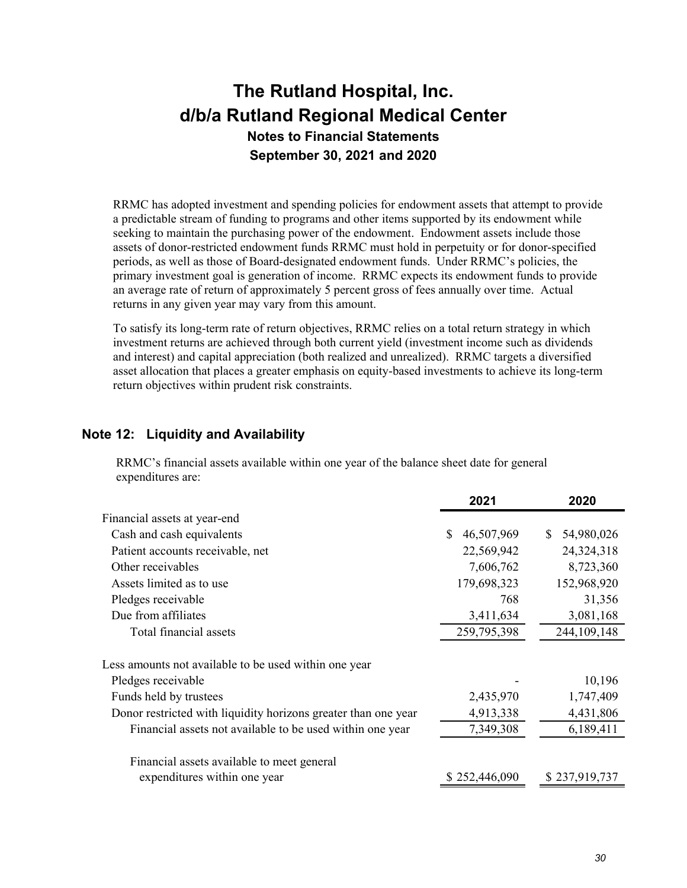RRMC has adopted investment and spending policies for endowment assets that attempt to provide a predictable stream of funding to programs and other items supported by its endowment while seeking to maintain the purchasing power of the endowment. Endowment assets include those assets of donor-restricted endowment funds RRMC must hold in perpetuity or for donor-specified periods, as well as those of Board-designated endowment funds. Under RRMC's policies, the primary investment goal is generation of income. RRMC expects its endowment funds to provide an average rate of return of approximately 5 percent gross of fees annually over time. Actual returns in any given year may vary from this amount.

To satisfy its long-term rate of return objectives, RRMC relies on a total return strategy in which investment returns are achieved through both current yield (investment income such as dividends and interest) and capital appreciation (both realized and unrealized). RRMC targets a diversified asset allocation that places a greater emphasis on equity-based investments to achieve its long-term return objectives within prudent risk constraints.

## Note 12: Liquidity and Availability

RRMC's financial assets available within one year of the balance sheet date for general expenditures are:

| | 2021 | 2020 |
|---|---|---|
| Financial assets at year-end | | |
| Cash and cash equivalents | $ 46,507,969 | $ 54,980,026 |
| Patient accounts receivable, net | 22,569,942 | 24,324,318 |
| Other receivables | 7,606,762 | 8,723,360 |
| Assets limited as to use | 179,698,323 | 152,968,920 |
| Pledges receivable | 768 | 31,356 |
| Due from affiliates | 3,411,634 | 3,081,168 |
| Total financial assets | 259,795,398 | 244,109,148 |
| Less amounts not available to be used within one year | | |
| Pledges receivable | - | 10,196 |
| Funds held by trustees | 2,435,970 | 1,747,409 |
| Donor restricted with liquidity horizons greater than one year | 4,913,338 | 4,431,806 |
| Financial assets not available to be used within one year | 7,349,308 | 6,189,411 |
| Financial assets available to meet general expenditures within one year | $ 252,446,090 | $ 237,919,737 |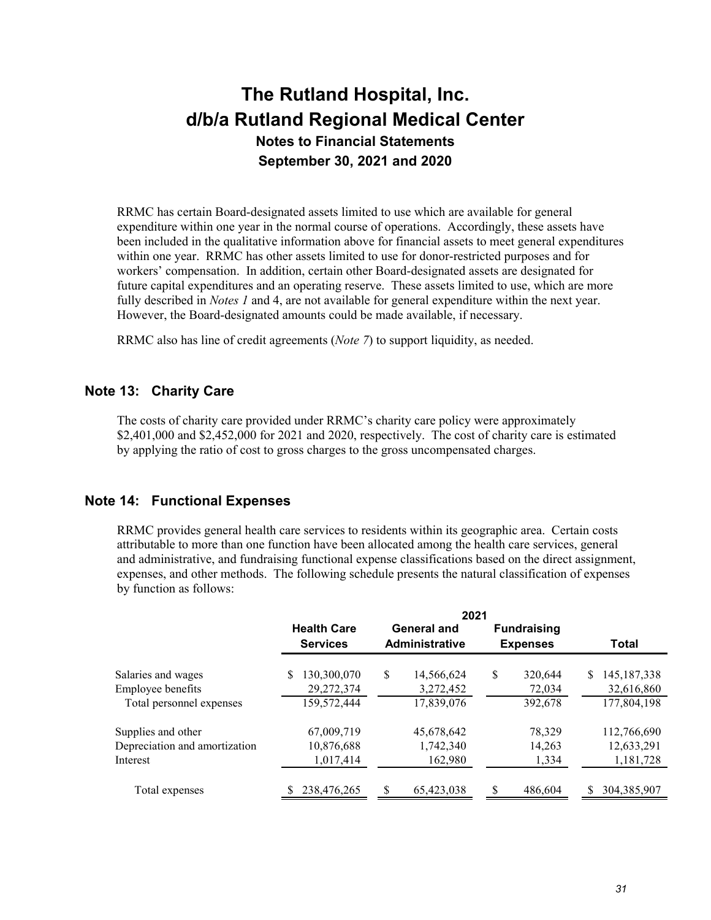RRMC has certain Board-designated assets limited to use which are available for general expenditure within one year in the normal course of operations. Accordingly, these assets have been included in the qualitative information above for financial assets to meet general expenditures within one year. RRMC has other assets limited to use for donor-restricted purposes and for workers' compensation. In addition, certain other Board-designated assets are designated for future capital expenditures and an operating reserve. These assets limited to use, which are more fully described in *Notes 1* and 4, are not available for general expenditure within the next year. However, the Board-designated amounts could be made available, if necessary.

RRMC also has line of credit agreements (*Note 7*) to support liquidity, as needed.

## Note 13: Charity Care

The costs of charity care provided under RRMC's charity care policy were approximately $2,401,000 and $2,452,000 for 2021 and 2020, respectively. The cost of charity care is estimated by applying the ratio of cost to gross charges to the gross uncompensated charges.

## Note 14: Functional Expenses

RRMC provides general health care services to residents within its geographic area. Certain costs attributable to more than one function have been allocated among the health care services, general and administrative, and fundraising functional expense classifications based on the direct assignment, expenses, and other methods. The following schedule presents the natural classification of expenses by function as follows:

| | 2021 | | | |
|---|---|---|---|---|
| | Health Care Services | General and Administrative | Fundraising Expenses | Total |
| Salaries and wages | $ 130,300,070 | $ 14,566,624 | $ 320,644 | $ 145,187,338 |
| Employee benefits | 29,272,374 | 3,272,452 | 72,034 | 32,616,860 |
| Total personnel expenses | 159,572,444 | 17,839,076 | 392,678 | 177,804,198 |
| Supplies and other | 67,009,719 | 45,678,642 | 78,329 | 112,766,690 |
| Depreciation and amortization | 10,876,688 | 1,742,340 | 14,263 | 12,633,291 |
| Interest | 1,017,414 | 162,980 | 1,334 | 1,181,728 |
| Total expenses | $ 238,476,265 | $ 65,423,038 | $ 486,604 | $ 304,385,907 |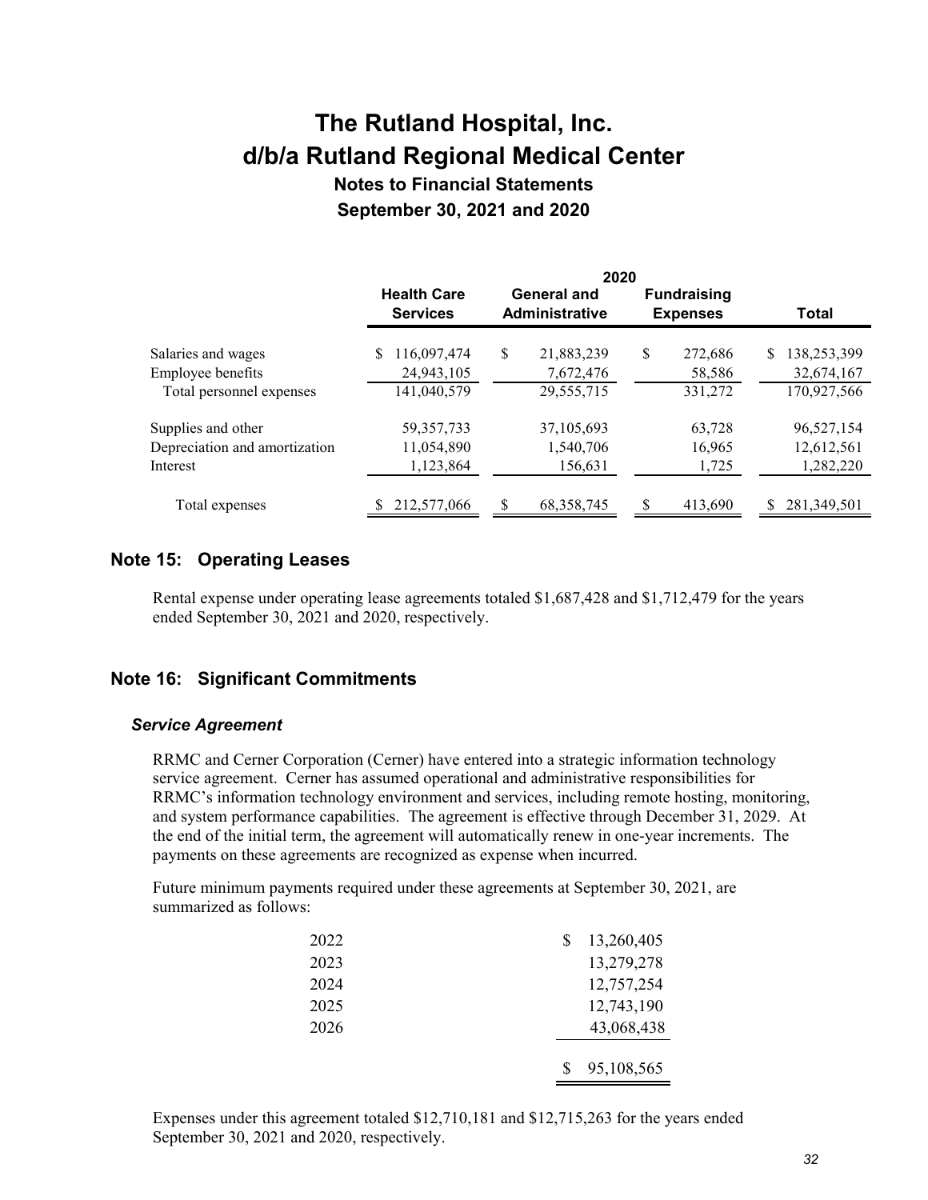# The Rutland Hospital, Inc.
# d/b/a Rutland Regional Medical Center
## Notes to Financial Statements
## September 30, 2021 and 2020

| | 2020 | | | |
|---|---|---|---|---|
| | Health Care Services | General and Administrative | Fundraising Expenses | Total |
| Salaries and wages | $ 116,097,474 | $ 21,883,239 | $ 272,686 | $ 138,253,399 |
| Employee benefits | 24,943,105 | 7,672,476 | 58,586 | 32,674,167 |
| Total personnel expenses | 141,040,579 | 29,555,715 | 331,272 | 170,927,566 |
| Supplies and other | 59,357,733 | 37,105,693 | 63,728 | 96,527,154 |
| Depreciation and amortization | 11,054,890 | 1,540,706 | 16,965 | 12,612,561 |
| Interest | 1,123,864 | 156,631 | 1,725 | 1,282,220 |
| Total expenses | $ 212,577,066 | $ 68,358,745 | $ 413,690 | $ 281,349,501 |

## Note 15: Operating Leases

Rental expense under operating lease agreements totaled $1,687,428 and $1,712,479 for the years ended September 30, 2021 and 2020, respectively.

## Note 16: Significant Commitments

### *Service Agreement*

RRMC and Cerner Corporation (Cerner) have entered into a strategic information technology service agreement. Cerner has assumed operational and administrative responsibilities for RRMC's information technology environment and services, including remote hosting, monitoring, and system performance capabilities. The agreement is effective through December 31, 2029. At the end of the initial term, the agreement will automatically renew in one-year increments. The payments on these agreements are recognized as expense when incurred.

Future minimum payments required under these agreements at September 30, 2021, are summarized as follows:

| | |
|---|---|
| 2022 | $ 13,260,405 |
| 2023 | 13,279,278 |
| 2024 | 12,757,254 |
| 2025 | 12,743,190 |
| 2026 | 43,068,438 |
| | $ 95,108,565 |

Expenses under this agreement totaled $12,710,181 and $12,715,263 for the years ended September 30, 2021 and 2020, respectively.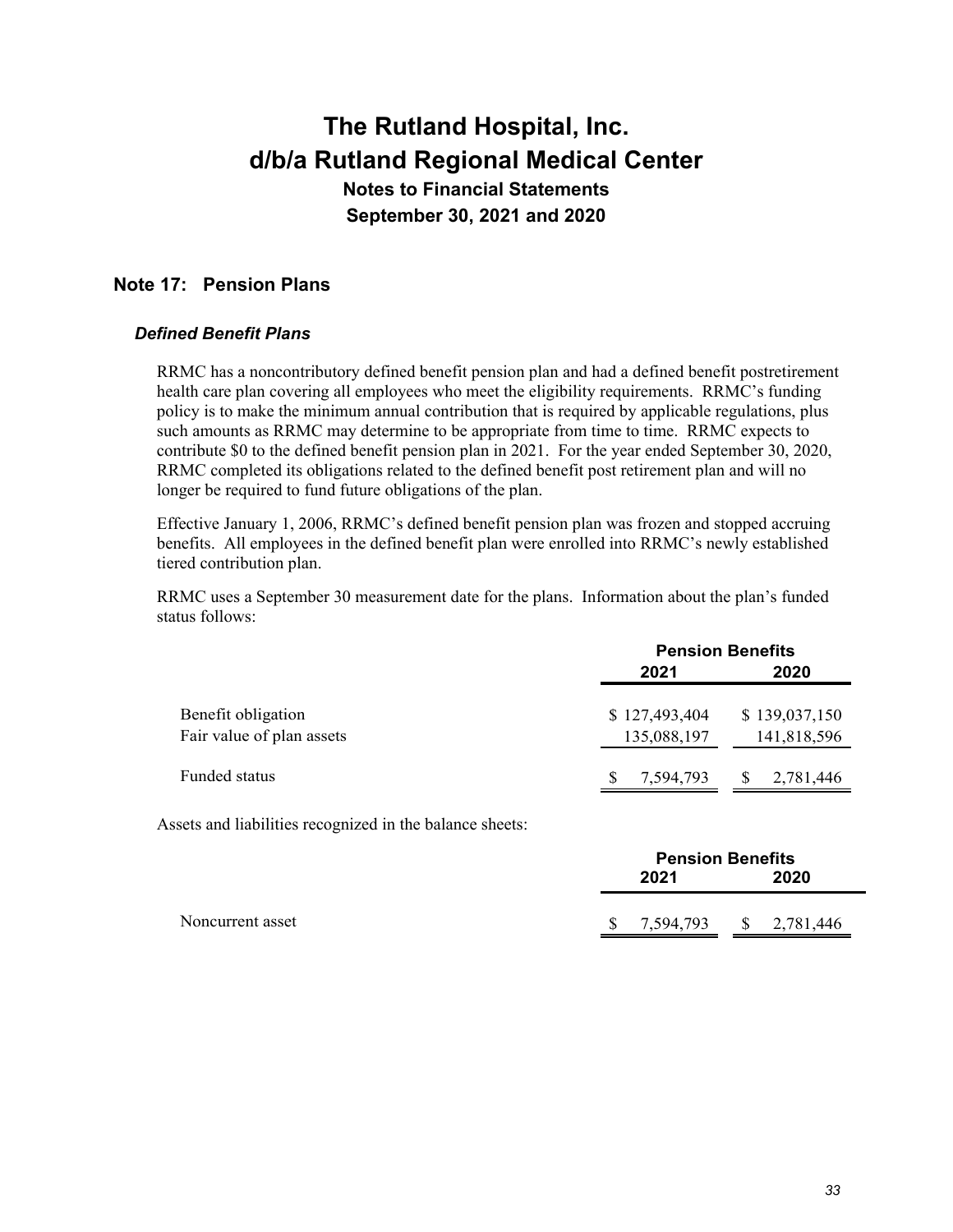# The Rutland Hospital, Inc.
# d/b/a Rutland Regional Medical Center
## Notes to Financial Statements
## September 30, 2021 and 2020

## Note 17: Pension Plans

### *Defined Benefit Plans*

RRMC has a noncontributory defined benefit pension plan and had a defined benefit postretirement health care plan covering all employees who meet the eligibility requirements. RRMC's funding policy is to make the minimum annual contribution that is required by applicable regulations, plus such amounts as RRMC may determine to be appropriate from time to time. RRMC expects to contribute $0 to the defined benefit pension plan in 2021. For the year ended September 30, 2020, RRMC completed its obligations related to the defined benefit post retirement plan and will no longer be required to fund future obligations of the plan.

Effective January 1, 2006, RRMC's defined benefit pension plan was frozen and stopped accruing benefits. All employees in the defined benefit plan were enrolled into RRMC's newly established tiered contribution plan.

RRMC uses a September 30 measurement date for the plans. Information about the plan's funded status follows:

| | Pension Benefits | |
|---|---|---|
| | 2021 | 2020 |
| Benefit obligation | $ 127,493,404 | $ 139,037,150 |
| Fair value of plan assets | 135,088,197 | 141,818,596 |
| Funded status | $ 7,594,793 | $ 2,781,446 |

Assets and liabilities recognized in the balance sheets:

| | Pension Benefits | |
|---|---|---|
| | 2021 | 2020 |
| Noncurrent asset | $ 7,594,793 | $ 2,781,446 |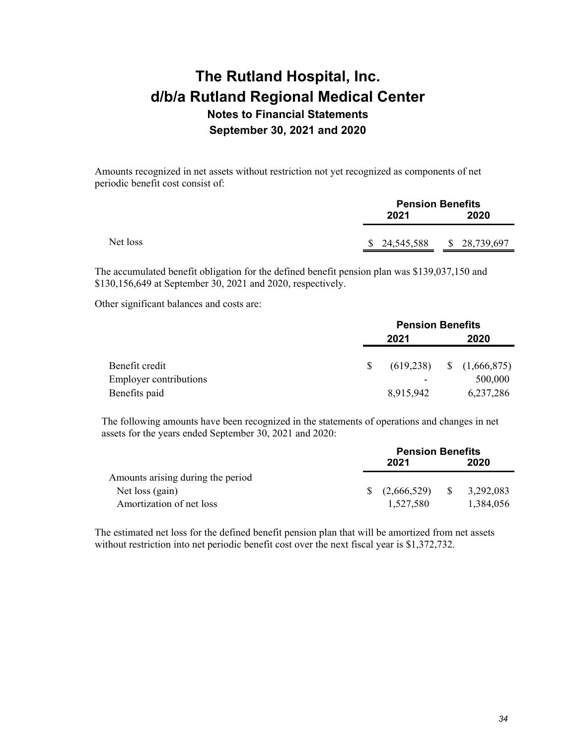Amounts recognized in net assets without restriction not yet recognized as components of net periodic benefit cost consist of:

| | Pension Benefits | |
|---|---|---|
| | 2021 | 2020 |
| Net loss | $ 24,545,588 | $ 28,739,697 |

The accumulated benefit obligation for the defined benefit pension plan was $139,037,150 and $130,156,649 at September 30, 2021 and 2020, respectively.

Other significant balances and costs are:

| | Pension Benefits | |
|---|---|---|
| | 2021 | 2020 |
| Benefit credit | $ (619,238) | $ (1,666,875) |
| Employer contributions | - | 500,000 |
| Benefits paid | 8,915,942 | 6,237,286 |

The following amounts have been recognized in the statements of operations and changes in net assets for the years ended September 30, 2021 and 2020:

| | Pension Benefits | |
|---|---|---|
| | 2021 | 2020 |
| Amounts arising during the period | | |
| Net loss (gain) | $ (2,666,529) | $ 3,292,083 |
| Amortization of net loss | 1,527,580 | 1,384,056 |

The estimated net loss for the defined benefit pension plan that will be amortized from net assets without restriction into net periodic benefit cost over the next fiscal year is $1,372,732.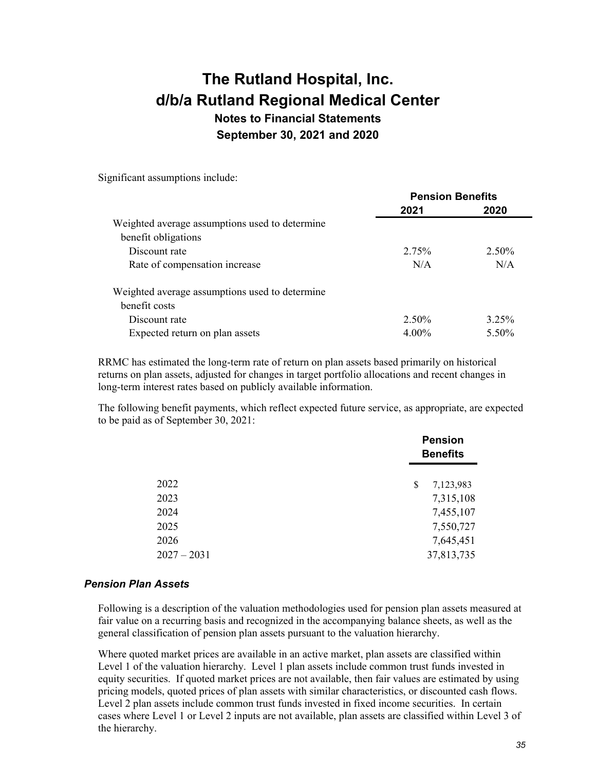Significant assumptions include:

| | Pension Benefits | |
|---|---|---|
| | 2021 | 2020 |
| Weighted average assumptions used to determine benefit obligations | | |
| Discount rate | 2.75% | 2.50% |
| Rate of compensation increase | N/A | N/A |
| Weighted average assumptions used to determine benefit costs | | |
| Discount rate | 2.50% | 3.25% |
| Expected return on plan assets | 4.00% | 5.50% |

RRMC has estimated the long-term rate of return on plan assets based primarily on historical returns on plan assets, adjusted for changes in target portfolio allocations and recent changes in long-term interest rates based on publicly available information.

The following benefit payments, which reflect expected future service, as appropriate, are expected to be paid as of September 30, 2021:

| | Pension Benefits |
|---|---|
| 2022 | $ 7,123,983 |
| 2023 | 7,315,108 |
| 2024 | 7,455,107 |
| 2025 | 7,550,727 |
| 2026 | 7,645,451 |
| 2027 – 2031 | 37,813,735 |

### *Pension Plan Assets*

Following is a description of the valuation methodologies used for pension plan assets measured at fair value on a recurring basis and recognized in the accompanying balance sheets, as well as the general classification of pension plan assets pursuant to the valuation hierarchy.

Where quoted market prices are available in an active market, plan assets are classified within Level 1 of the valuation hierarchy. Level 1 plan assets include common trust funds invested in equity securities. If quoted market prices are not available, then fair values are estimated by using pricing models, quoted prices of plan assets with similar characteristics, or discounted cash flows. Level 2 plan assets include common trust funds invested in fixed income securities. In certain cases where Level 1 or Level 2 inputs are not available, plan assets are classified within Level 3 of the hierarchy.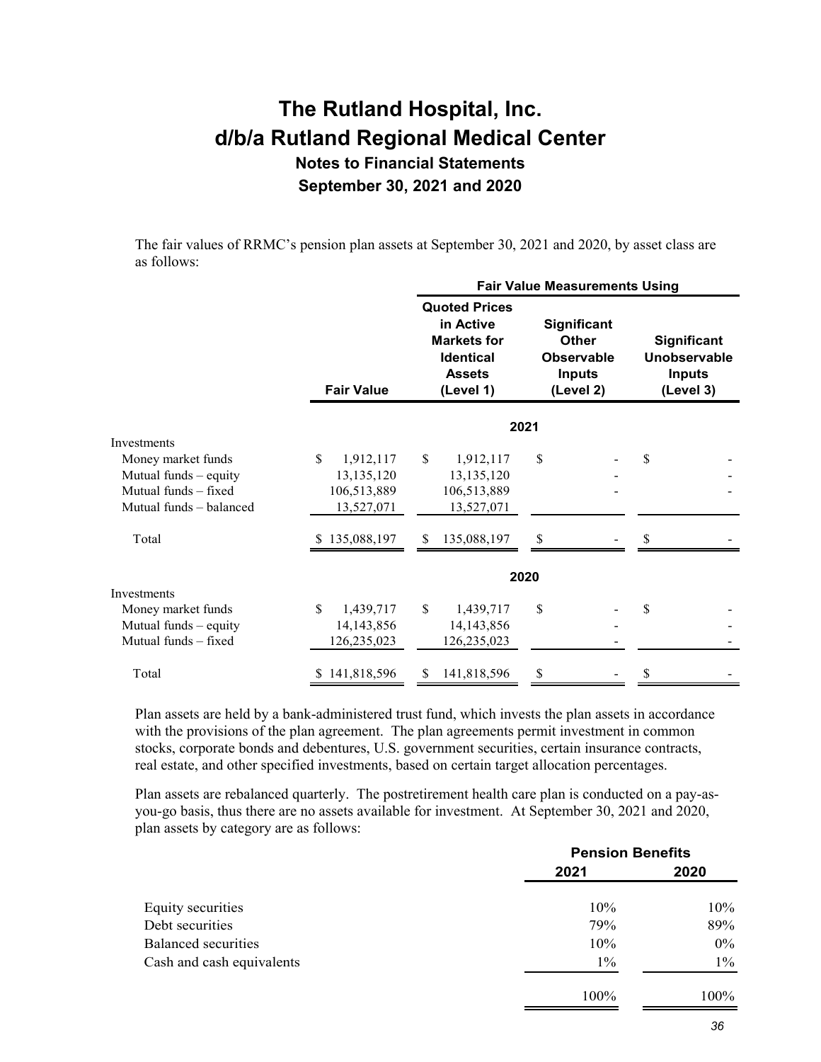# The Rutland Hospital, Inc.
# d/b/a Rutland Regional Medical Center
## Notes to Financial Statements
## September 30, 2021 and 2020

The fair values of RRMC's pension plan assets at September 30, 2021 and 2020, by asset class are as follows:

| | Fair Value | Fair Value Measurements Using: Quoted Prices in Active Markets for Identical Assets (Level 1) | Significant Other Observable Inputs (Level 2) | Significant Unobservable Inputs (Level 3) |
|---|---|---|---|---|
| **2021** | | | | |
| Investments | | | | |
| Money market funds | $ 1,912,117 | $ 1,912,117 | $ - | $ - |
| Mutual funds – equity | 13,135,120 | 13,135,120 | - | - |
| Mutual funds – fixed | 106,513,889 | 106,513,889 | - | - |
| Mutual funds – balanced | 13,527,071 | 13,527,071 | | |
| Total | $ 135,088,197 | $ 135,088,197 | $ - | $ - |
| **2020** | | | | |
| Investments | | | | |
| Money market funds | $ 1,439,717 | $ 1,439,717 | $ - | $ - |
| Mutual funds – equity | 14,143,856 | 14,143,856 | - | - |
| Mutual funds – fixed | 126,235,023 | 126,235,023 | - | - |
| Total | $ 141,818,596 | $ 141,818,596 | $ - | $ - |

Plan assets are held by a bank-administered trust fund, which invests the plan assets in accordance with the provisions of the plan agreement. The plan agreements permit investment in common stocks, corporate bonds and debentures, U.S. government securities, certain insurance contracts, real estate, and other specified investments, based on certain target allocation percentages.

Plan assets are rebalanced quarterly. The postretirement health care plan is conducted on a pay-as-you-go basis, thus there are no assets available for investment. At September 30, 2021 and 2020, plan assets by category are as follows:

| | Pension Benefits 2021 | Pension Benefits 2020 |
|---|---|---|
| Equity securities | 10% | 10% |
| Debt securities | 79% | 89% |
| Balanced securities | 10% | 0% |
| Cash and cash equivalents | 1% | 1% |
| | 100% | 100% |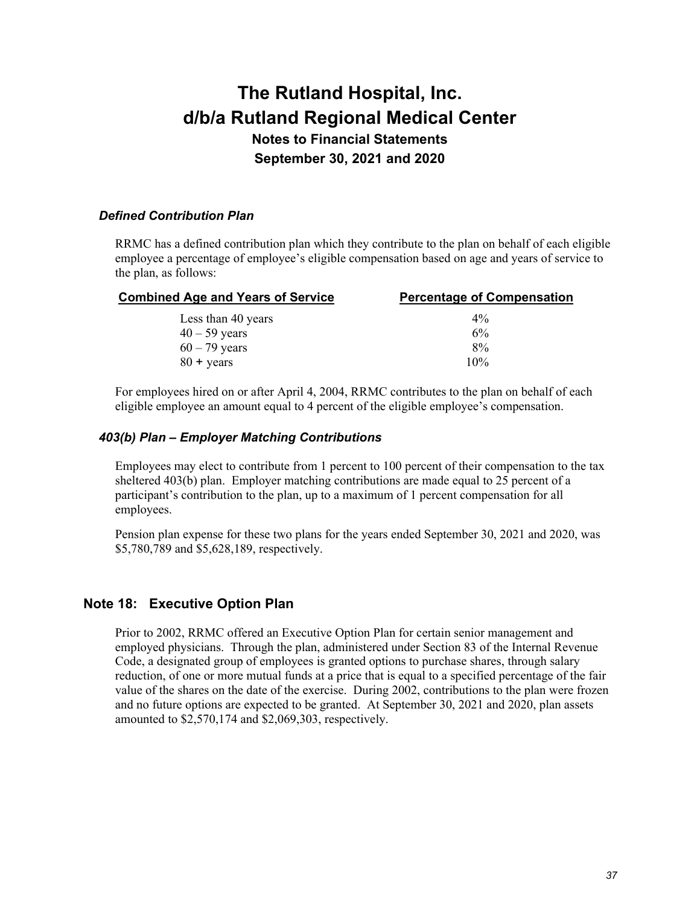### *Defined Contribution Plan*

RRMC has a defined contribution plan which they contribute to the plan on behalf of each eligible employee a percentage of employee's eligible compensation based on age and years of service to the plan, as follows:

| Combined Age and Years of Service | Percentage of Compensation |
|---|---|
| Less than 40 years | 4% |
| 40 – 59 years | 6% |
| 60 – 79 years | 8% |
| 80 + years | 10% |

For employees hired on or after April 4, 2004, RRMC contributes to the plan on behalf of each eligible employee an amount equal to 4 percent of the eligible employee's compensation.

### *403(b) Plan – Employer Matching Contributions*

Employees may elect to contribute from 1 percent to 100 percent of their compensation to the tax sheltered 403(b) plan. Employer matching contributions are made equal to 25 percent of a participant's contribution to the plan, up to a maximum of 1 percent compensation for all employees.

Pension plan expense for these two plans for the years ended September 30, 2021 and 2020, was $5,780,789 and $5,628,189, respectively.

## Note 18: Executive Option Plan

Prior to 2002, RRMC offered an Executive Option Plan for certain senior management and employed physicians. Through the plan, administered under Section 83 of the Internal Revenue Code, a designated group of employees is granted options to purchase shares, through salary reduction, of one or more mutual funds at a price that is equal to a specified percentage of the fair value of the shares on the date of the exercise. During 2002, contributions to the plan were frozen and no future options are expected to be granted. At September 30, 2021 and 2020, plan assets amounted to $2,570,174 and $2,069,303, respectively.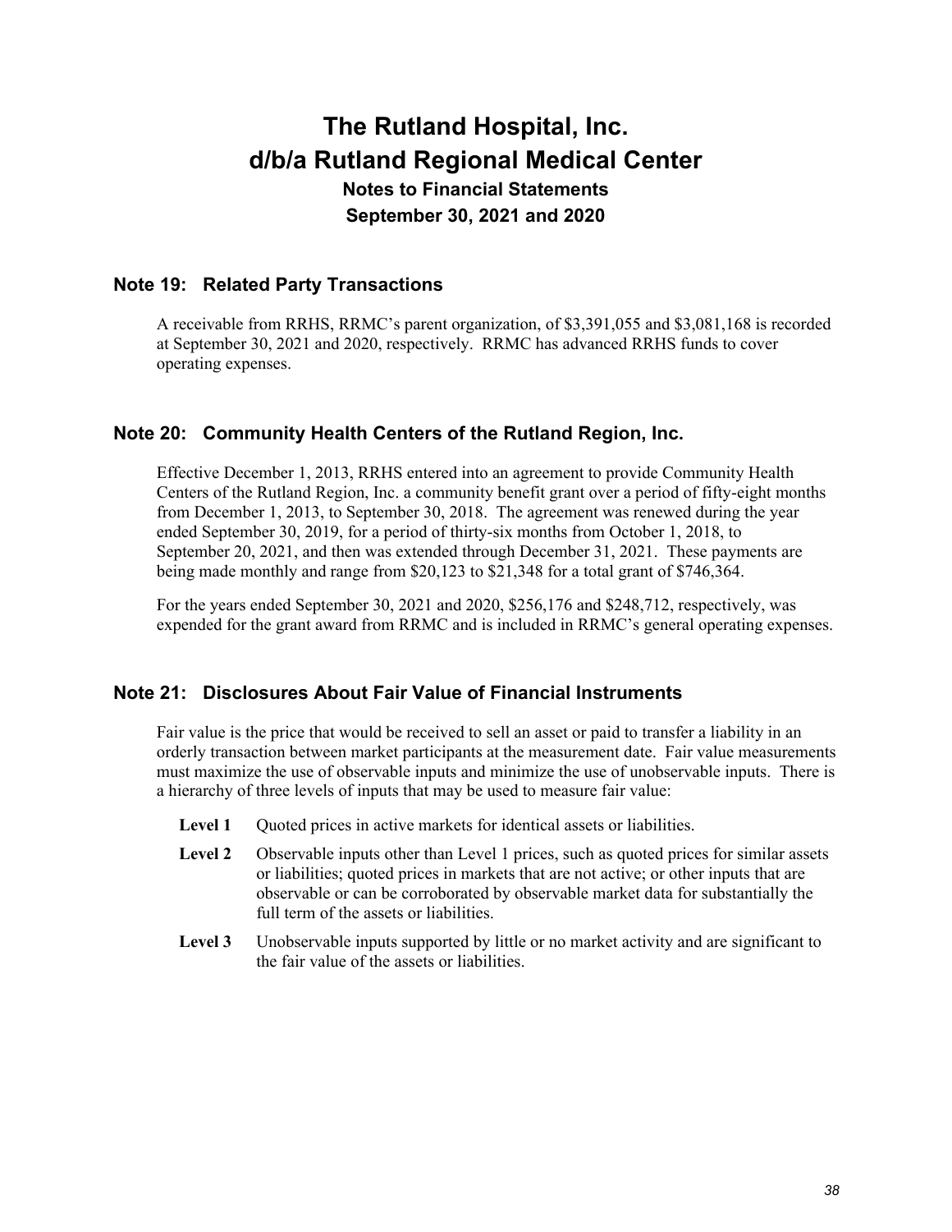## Note 19: Related Party Transactions

A receivable from RRHS, RRMC's parent organization, of $3,391,055 and $3,081,168 is recorded at September 30, 2021 and 2020, respectively. RRMC has advanced RRHS funds to cover operating expenses.

## Note 20: Community Health Centers of the Rutland Region, Inc.

Effective December 1, 2013, RRHS entered into an agreement to provide Community Health Centers of the Rutland Region, Inc. a community benefit grant over a period of fifty-eight months from December 1, 2013, to September 30, 2018. The agreement was renewed during the year ended September 30, 2019, for a period of thirty-six months from October 1, 2018, to September 20, 2021, and then was extended through December 31, 2021. These payments are being made monthly and range from $20,123 to $21,348 for a total grant of $746,364.

For the years ended September 30, 2021 and 2020, $256,176 and $248,712, respectively, was expended for the grant award from RRMC and is included in RRMC's general operating expenses.

## Note 21: Disclosures About Fair Value of Financial Instruments

Fair value is the price that would be received to sell an asset or paid to transfer a liability in an orderly transaction between market participants at the measurement date. Fair value measurements must maximize the use of observable inputs and minimize the use of unobservable inputs. There is a hierarchy of three levels of inputs that may be used to measure fair value:

**Level 1** Quoted prices in active markets for identical assets or liabilities.

**Level 2** Observable inputs other than Level 1 prices, such as quoted prices for similar assets or liabilities; quoted prices in markets that are not active; or other inputs that are observable or can be corroborated by observable market data for substantially the full term of the assets or liabilities.

**Level 3** Unobservable inputs supported by little or no market activity and are significant to the fair value of the assets or liabilities.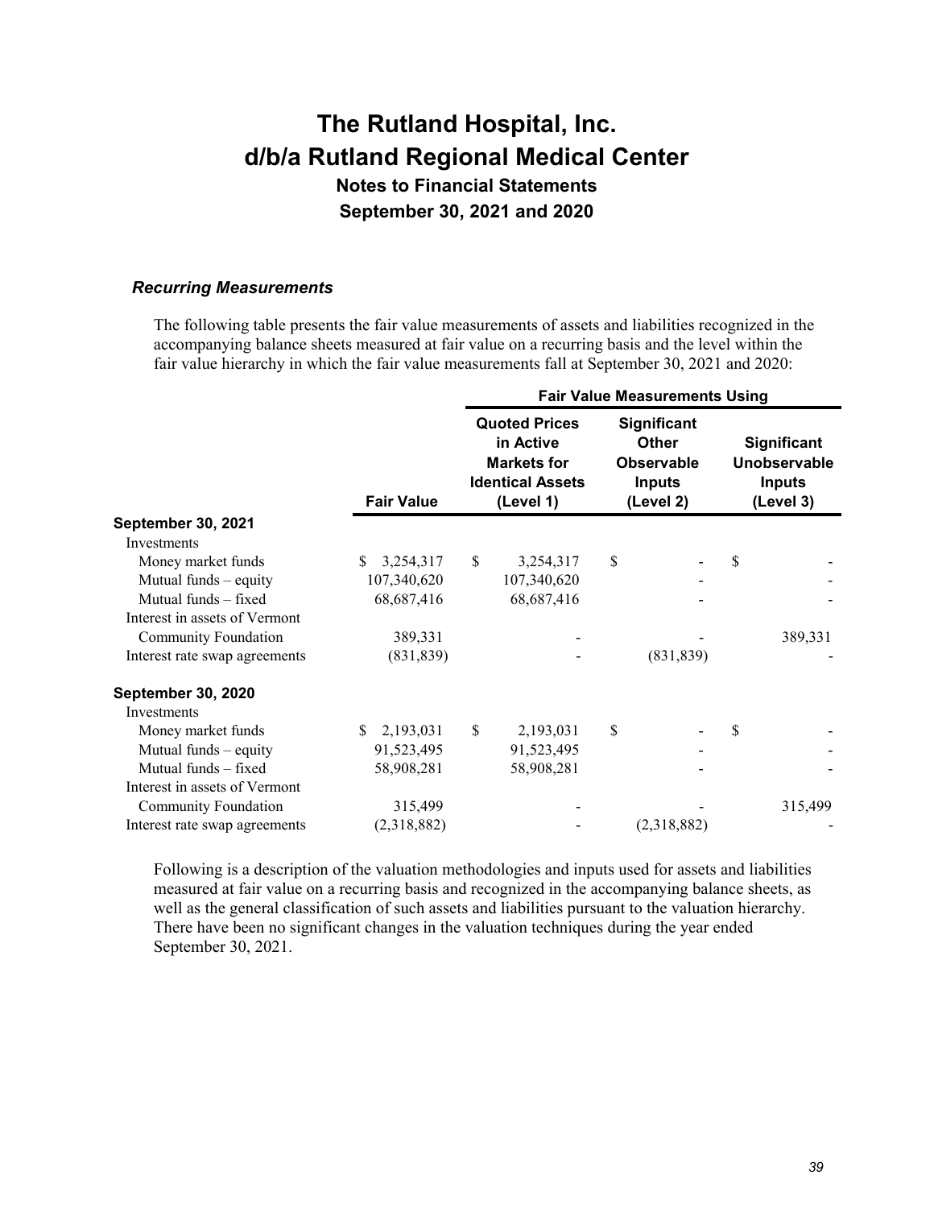### *Recurring Measurements*

The following table presents the fair value measurements of assets and liabilities recognized in the accompanying balance sheets measured at fair value on a recurring basis and the level within the fair value hierarchy in which the fair value measurements fall at September 30, 2021 and 2020:

| | | Fair Value Measurements Using | | |
|---|---|---|---|---|
| | **Fair Value** | **Quoted Prices in Active Markets for Identical Assets (Level 1)** | **Significant Other Observable Inputs (Level 2)** | **Significant Unobservable Inputs (Level 3)** |
| **September 30, 2021** | | | | |
| Investments | | | | |
| Money market funds | $ 3,254,317 | $ 3,254,317 | $ - | $ - |
| Mutual funds – equity | 107,340,620 | 107,340,620 | - | - |
| Mutual funds – fixed | 68,687,416 | 68,687,416 | - | - |
| Interest in assets of Vermont Community Foundation | 389,331 | - | - | 389,331 |
| Interest rate swap agreements | (831,839) | - | (831,839) | - |
| **September 30, 2020** | | | | |
| Investments | | | | |
| Money market funds | $ 2,193,031 | $ 2,193,031 | $ - | $ - |
| Mutual funds – equity | 91,523,495 | 91,523,495 | - | - |
| Mutual funds – fixed | 58,908,281 | 58,908,281 | - | - |
| Interest in assets of Vermont Community Foundation | 315,499 | - | - | 315,499 |
| Interest rate swap agreements | (2,318,882) | - | (2,318,882) | - |

Following is a description of the valuation methodologies and inputs used for assets and liabilities measured at fair value on a recurring basis and recognized in the accompanying balance sheets, as well as the general classification of such assets and liabilities pursuant to the valuation hierarchy. There have been no significant changes in the valuation techniques during the year ended September 30, 2021.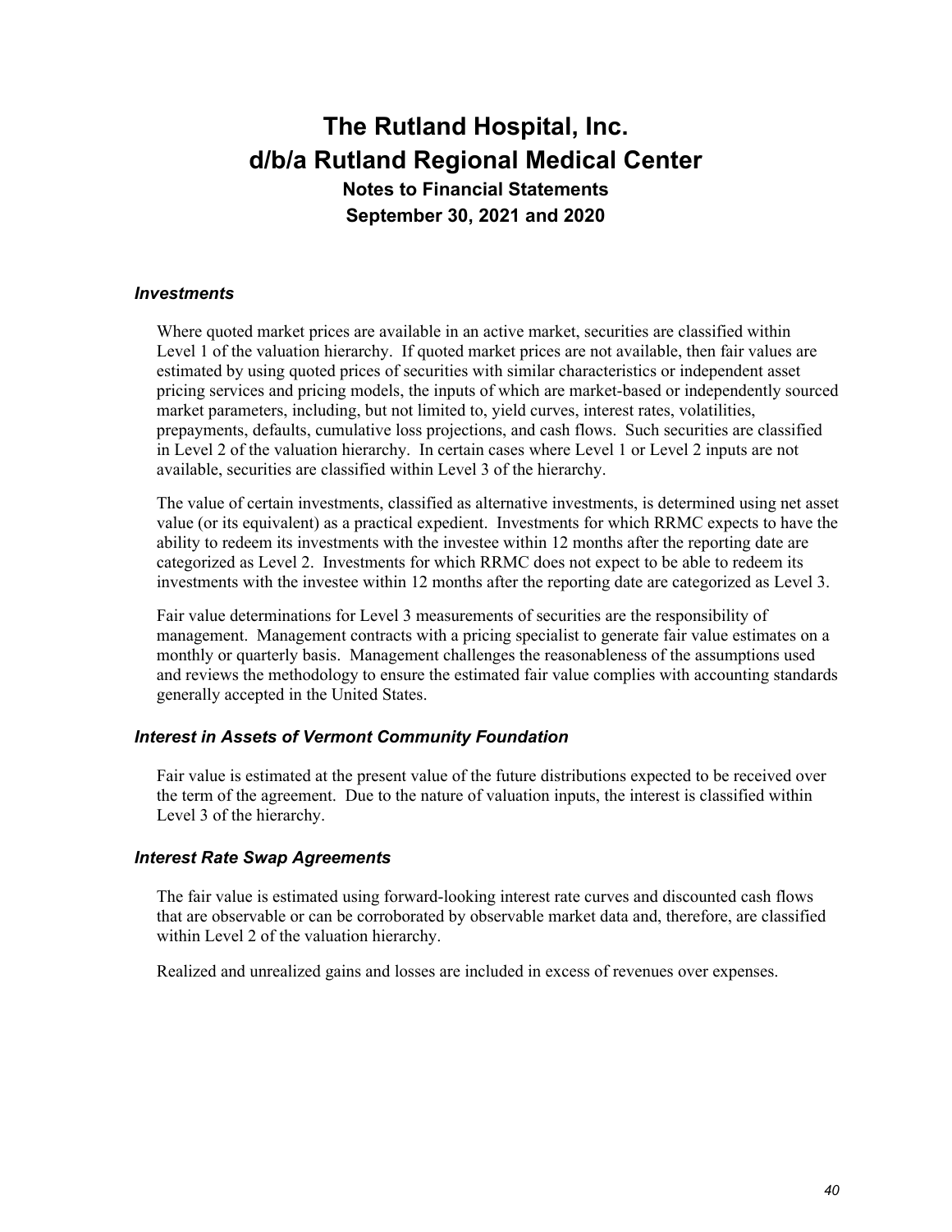### *Investments*

Where quoted market prices are available in an active market, securities are classified within Level 1 of the valuation hierarchy. If quoted market prices are not available, then fair values are estimated by using quoted prices of securities with similar characteristics or independent asset pricing services and pricing models, the inputs of which are market-based or independently sourced market parameters, including, but not limited to, yield curves, interest rates, volatilities, prepayments, defaults, cumulative loss projections, and cash flows. Such securities are classified in Level 2 of the valuation hierarchy. In certain cases where Level 1 or Level 2 inputs are not available, securities are classified within Level 3 of the hierarchy.

The value of certain investments, classified as alternative investments, is determined using net asset value (or its equivalent) as a practical expedient. Investments for which RRMC expects to have the ability to redeem its investments with the investee within 12 months after the reporting date are categorized as Level 2. Investments for which RRMC does not expect to be able to redeem its investments with the investee within 12 months after the reporting date are categorized as Level 3.

Fair value determinations for Level 3 measurements of securities are the responsibility of management. Management contracts with a pricing specialist to generate fair value estimates on a monthly or quarterly basis. Management challenges the reasonableness of the assumptions used and reviews the methodology to ensure the estimated fair value complies with accounting standards generally accepted in the United States.

### *Interest in Assets of Vermont Community Foundation*

Fair value is estimated at the present value of the future distributions expected to be received over the term of the agreement. Due to the nature of valuation inputs, the interest is classified within Level 3 of the hierarchy.

### *Interest Rate Swap Agreements*

The fair value is estimated using forward-looking interest rate curves and discounted cash flows that are observable or can be corroborated by observable market data and, therefore, are classified within Level 2 of the valuation hierarchy.

Realized and unrealized gains and losses are included in excess of revenues over expenses.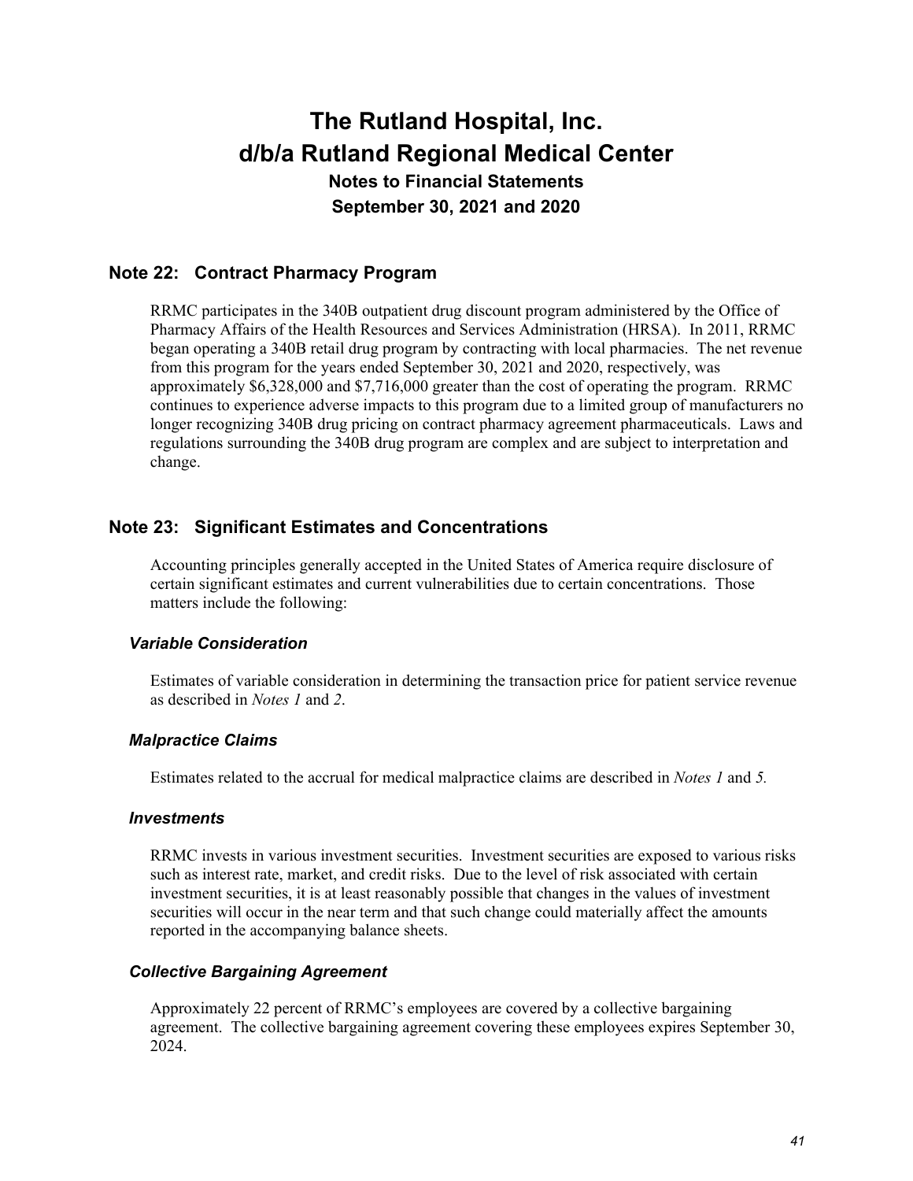# The Rutland Hospital, Inc.
# d/b/a Rutland Regional Medical Center
## Notes to Financial Statements
## September 30, 2021 and 2020

## Note 22: Contract Pharmacy Program

RRMC participates in the 340B outpatient drug discount program administered by the Office of Pharmacy Affairs of the Health Resources and Services Administration (HRSA). In 2011, RRMC began operating a 340B retail drug program by contracting with local pharmacies. The net revenue from this program for the years ended September 30, 2021 and 2020, respectively, was approximately $6,328,000 and $7,716,000 greater than the cost of operating the program. RRMC continues to experience adverse impacts to this program due to a limited group of manufacturers no longer recognizing 340B drug pricing on contract pharmacy agreement pharmaceuticals. Laws and regulations surrounding the 340B drug program are complex and are subject to interpretation and change.

## Note 23: Significant Estimates and Concentrations

Accounting principles generally accepted in the United States of America require disclosure of certain significant estimates and current vulnerabilities due to certain concentrations. Those matters include the following:

### *Variable Consideration*

Estimates of variable consideration in determining the transaction price for patient service revenue as described in *Notes 1* and *2*.

### *Malpractice Claims*

Estimates related to the accrual for medical malpractice claims are described in *Notes 1* and *5.*

### *Investments*

RRMC invests in various investment securities. Investment securities are exposed to various risks such as interest rate, market, and credit risks. Due to the level of risk associated with certain investment securities, it is at least reasonably possible that changes in the values of investment securities will occur in the near term and that such change could materially affect the amounts reported in the accompanying balance sheets.

### *Collective Bargaining Agreement*

Approximately 22 percent of RRMC's employees are covered by a collective bargaining agreement. The collective bargaining agreement covering these employees expires September 30, 2024.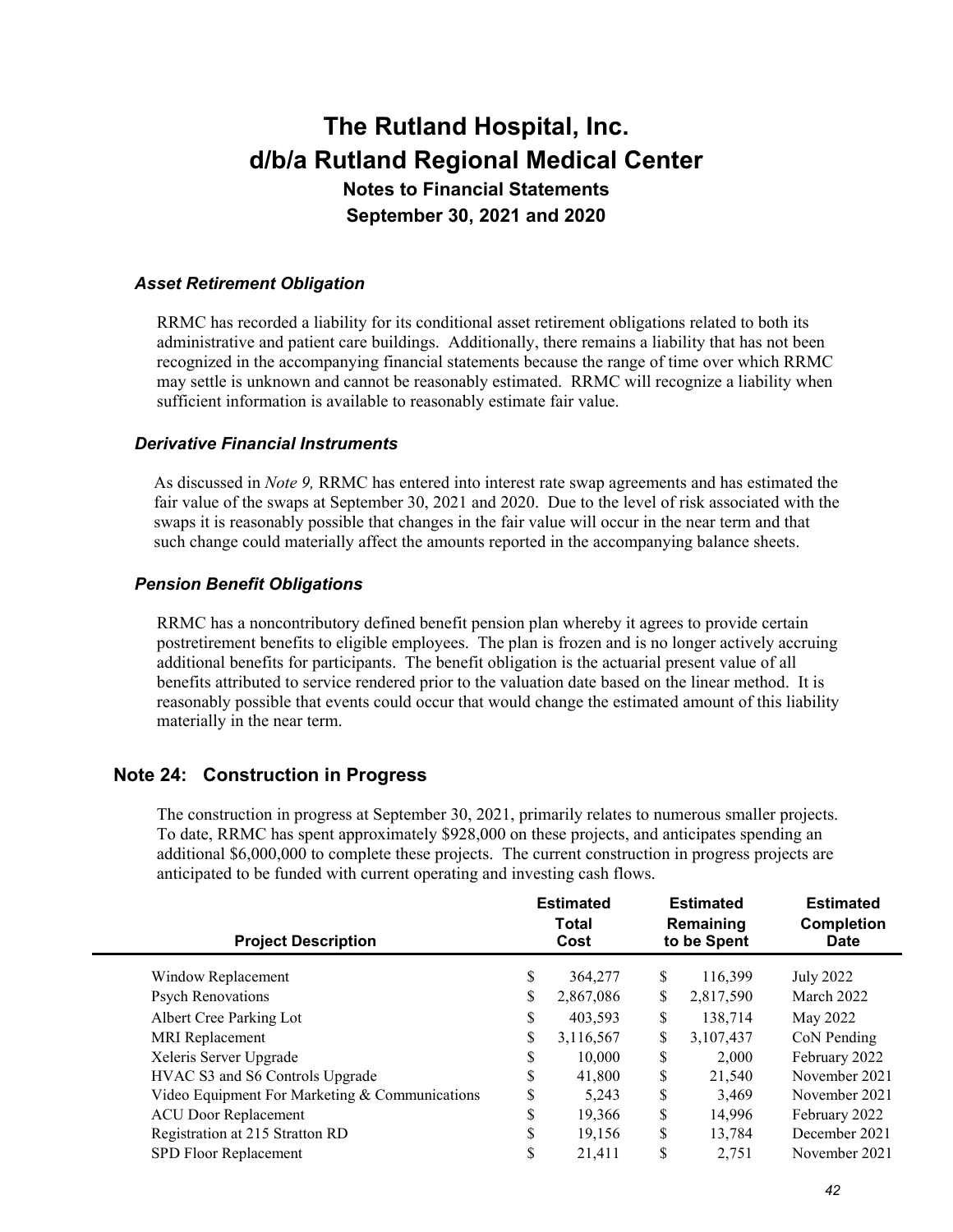### *Asset Retirement Obligation*

RRMC has recorded a liability for its conditional asset retirement obligations related to both its administrative and patient care buildings. Additionally, there remains a liability that has not been recognized in the accompanying financial statements because the range of time over which RRMC may settle is unknown and cannot be reasonably estimated. RRMC will recognize a liability when sufficient information is available to reasonably estimate fair value.

### *Derivative Financial Instruments*

As discussed in *Note 9,* RRMC has entered into interest rate swap agreements and has estimated the fair value of the swaps at September 30, 2021 and 2020. Due to the level of risk associated with the swaps it is reasonably possible that changes in the fair value will occur in the near term and that such change could materially affect the amounts reported in the accompanying balance sheets.

### *Pension Benefit Obligations*

RRMC has a noncontributory defined benefit pension plan whereby it agrees to provide certain postretirement benefits to eligible employees. The plan is frozen and is no longer actively accruing additional benefits for participants. The benefit obligation is the actuarial present value of all benefits attributed to service rendered prior to the valuation date based on the linear method. It is reasonably possible that events could occur that would change the estimated amount of this liability materially in the near term.

## Note 24: Construction in Progress

The construction in progress at September 30, 2021, primarily relates to numerous smaller projects. To date, RRMC has spent approximately $928,000 on these projects, and anticipates spending an additional $6,000,000 to complete these projects. The current construction in progress projects are anticipated to be funded with current operating and investing cash flows.

| Project Description | Estimated Total Cost | Estimated Remaining to be Spent | Estimated Completion Date |
|---|---|---|---|
| Window Replacement | $ 364,277 | $ 116,399 | July 2022 |
| Psych Renovations | $ 2,867,086 | $ 2,817,590 | March 2022 |
| Albert Cree Parking Lot | $ 403,593 | $ 138,714 | May 2022 |
| MRI Replacement | $ 3,116,567 | $ 3,107,437 | CoN Pending |
| Xeleris Server Upgrade | $ 10,000 | $ 2,000 | February 2022 |
| HVAC S3 and S6 Controls Upgrade | $ 41,800 | $ 21,540 | November 2021 |
| Video Equipment For Marketing & Communications | $ 5,243 | $ 3,469 | November 2021 |
| ACU Door Replacement | $ 19,366 | $ 14,996 | February 2022 |
| Registration at 215 Stratton RD | $ 19,156 | $ 13,784 | December 2021 |
| SPD Floor Replacement | $ 21,411 | $ 2,751 | November 2021 |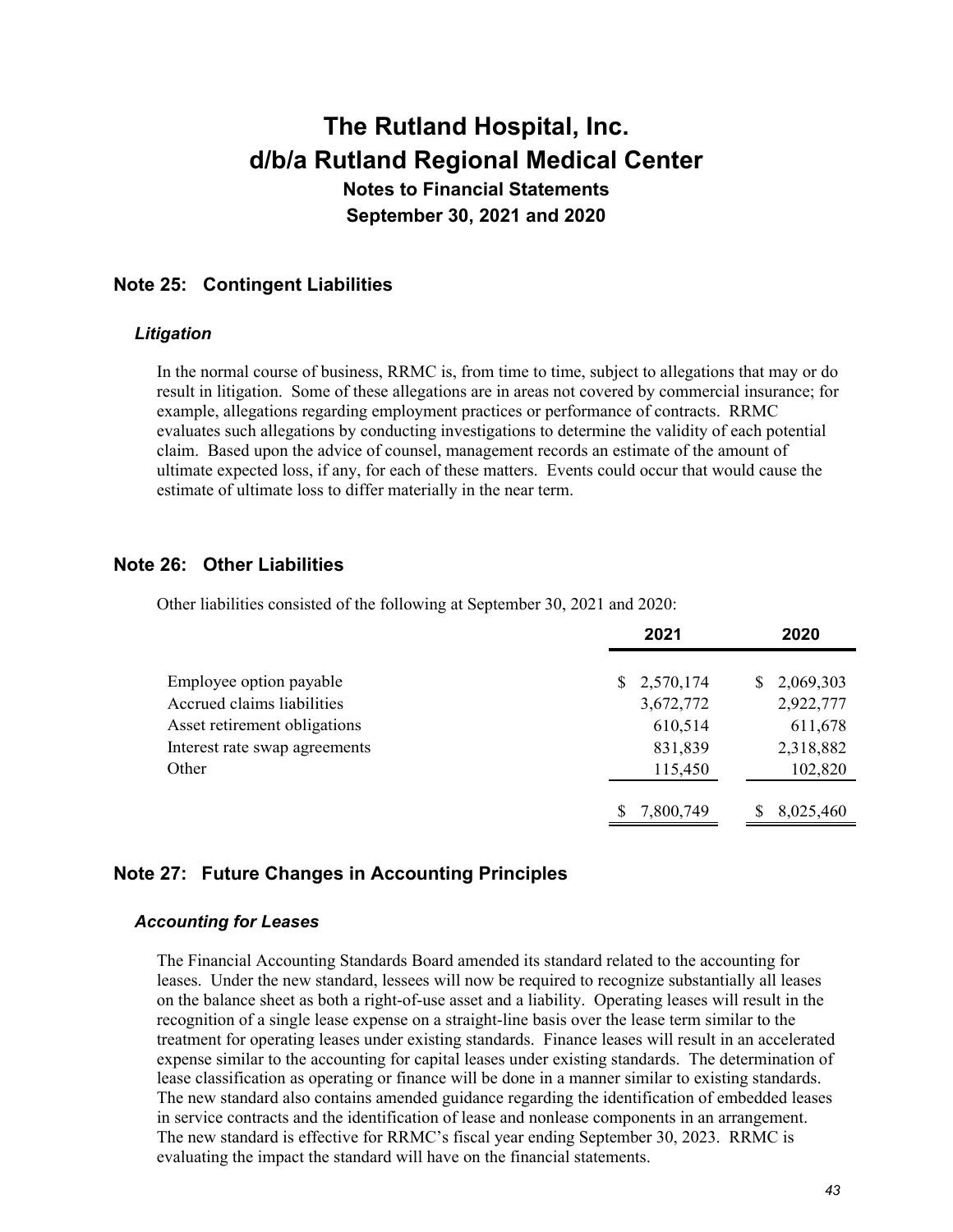# The Rutland Hospital, Inc.
# d/b/a Rutland Regional Medical Center

### Notes to Financial Statements
### September 30, 2021 and 2020

## Note 25: Contingent Liabilities

### *Litigation*

In the normal course of business, RRMC is, from time to time, subject to allegations that may or do result in litigation. Some of these allegations are in areas not covered by commercial insurance; for example, allegations regarding employment practices or performance of contracts. RRMC evaluates such allegations by conducting investigations to determine the validity of each potential claim. Based upon the advice of counsel, management records an estimate of the amount of ultimate expected loss, if any, for each of these matters. Events could occur that would cause the estimate of ultimate loss to differ materially in the near term.

## Note 26: Other Liabilities

Other liabilities consisted of the following at September 30, 2021 and 2020:

| | 2021 | 2020 |
|---|---|---|
| Employee option payable | $ 2,570,174 | $ 2,069,303 |
| Accrued claims liabilities | 3,672,772 | 2,922,777 |
| Asset retirement obligations | 610,514 | 611,678 |
| Interest rate swap agreements | 831,839 | 2,318,882 |
| Other | 115,450 | 102,820 |
| | $ 7,800,749 | $ 8,025,460 |

## Note 27: Future Changes in Accounting Principles

### *Accounting for Leases*

The Financial Accounting Standards Board amended its standard related to the accounting for leases. Under the new standard, lessees will now be required to recognize substantially all leases on the balance sheet as both a right-of-use asset and a liability. Operating leases will result in the recognition of a single lease expense on a straight-line basis over the lease term similar to the treatment for operating leases under existing standards. Finance leases will result in an accelerated expense similar to the accounting for capital leases under existing standards. The determination of lease classification as operating or finance will be done in a manner similar to existing standards. The new standard also contains amended guidance regarding the identification of embedded leases in service contracts and the identification of lease and nonlease components in an arrangement. The new standard is effective for RRMC's fiscal year ending September 30, 2023. RRMC is evaluating the impact the standard will have on the financial statements.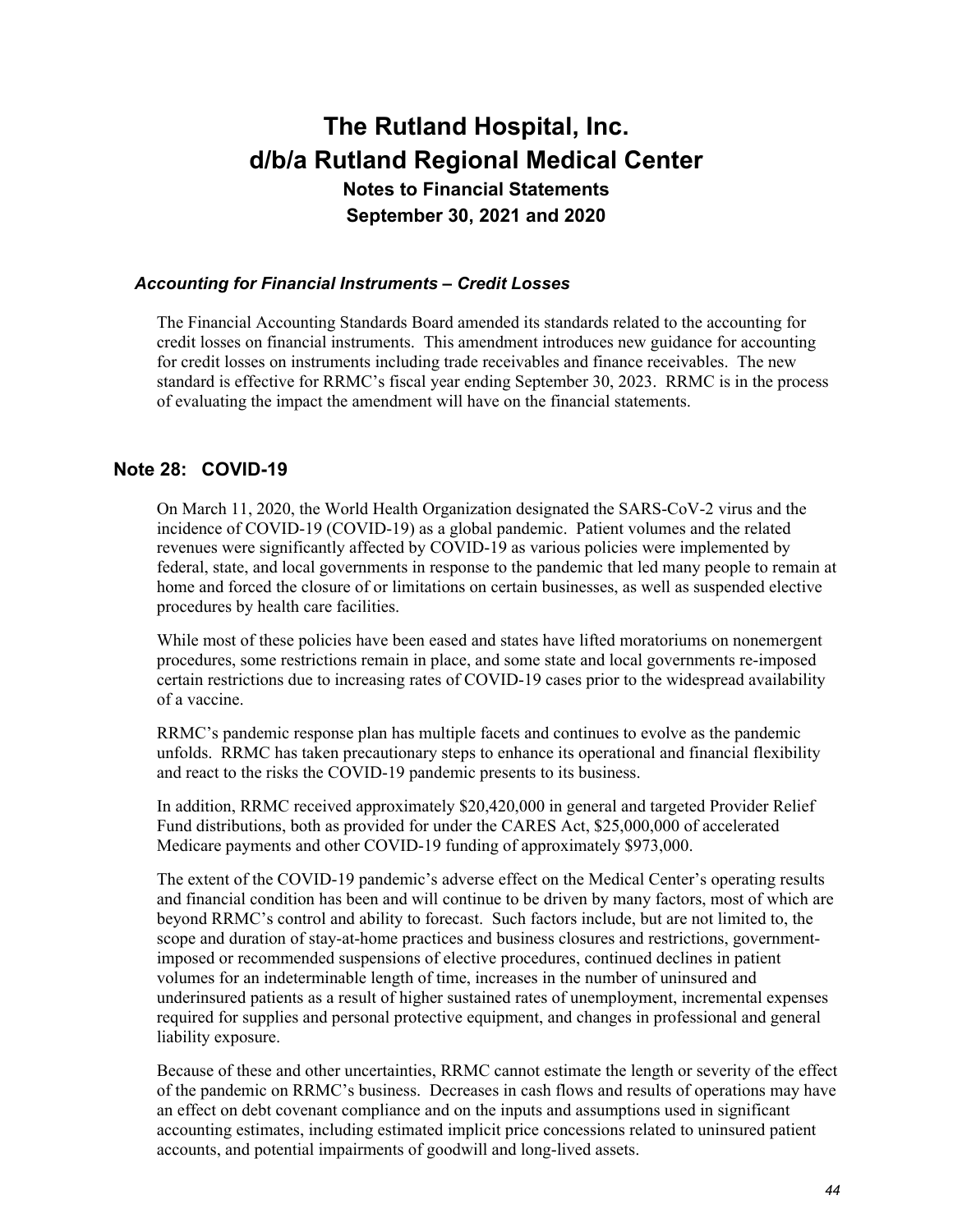### *Accounting for Financial Instruments – Credit Losses*

The Financial Accounting Standards Board amended its standards related to the accounting for credit losses on financial instruments. This amendment introduces new guidance for accounting for credit losses on instruments including trade receivables and finance receivables. The new standard is effective for RRMC's fiscal year ending September 30, 2023. RRMC is in the process of evaluating the impact the amendment will have on the financial statements.

## Note 28: COVID-19

On March 11, 2020, the World Health Organization designated the SARS-CoV-2 virus and the incidence of COVID-19 (COVID-19) as a global pandemic. Patient volumes and the related revenues were significantly affected by COVID-19 as various policies were implemented by federal, state, and local governments in response to the pandemic that led many people to remain at home and forced the closure of or limitations on certain businesses, as well as suspended elective procedures by health care facilities.

While most of these policies have been eased and states have lifted moratoriums on nonemergent procedures, some restrictions remain in place, and some state and local governments re-imposed certain restrictions due to increasing rates of COVID-19 cases prior to the widespread availability of a vaccine.

RRMC's pandemic response plan has multiple facets and continues to evolve as the pandemic unfolds. RRMC has taken precautionary steps to enhance its operational and financial flexibility and react to the risks the COVID-19 pandemic presents to its business.

In addition, RRMC received approximately $20,420,000 in general and targeted Provider Relief Fund distributions, both as provided for under the CARES Act, $25,000,000 of accelerated Medicare payments and other COVID-19 funding of approximately $973,000.

The extent of the COVID-19 pandemic's adverse effect on the Medical Center's operating results and financial condition has been and will continue to be driven by many factors, most of which are beyond RRMC's control and ability to forecast. Such factors include, but are not limited to, the scope and duration of stay-at-home practices and business closures and restrictions, government-imposed or recommended suspensions of elective procedures, continued declines in patient volumes for an indeterminable length of time, increases in the number of uninsured and underinsured patients as a result of higher sustained rates of unemployment, incremental expenses required for supplies and personal protective equipment, and changes in professional and general liability exposure.

Because of these and other uncertainties, RRMC cannot estimate the length or severity of the effect of the pandemic on RRMC's business. Decreases in cash flows and results of operations may have an effect on debt covenant compliance and on the inputs and assumptions used in significant accounting estimates, including estimated implicit price concessions related to uninsured patient accounts, and potential impairments of goodwill and long-lived assets.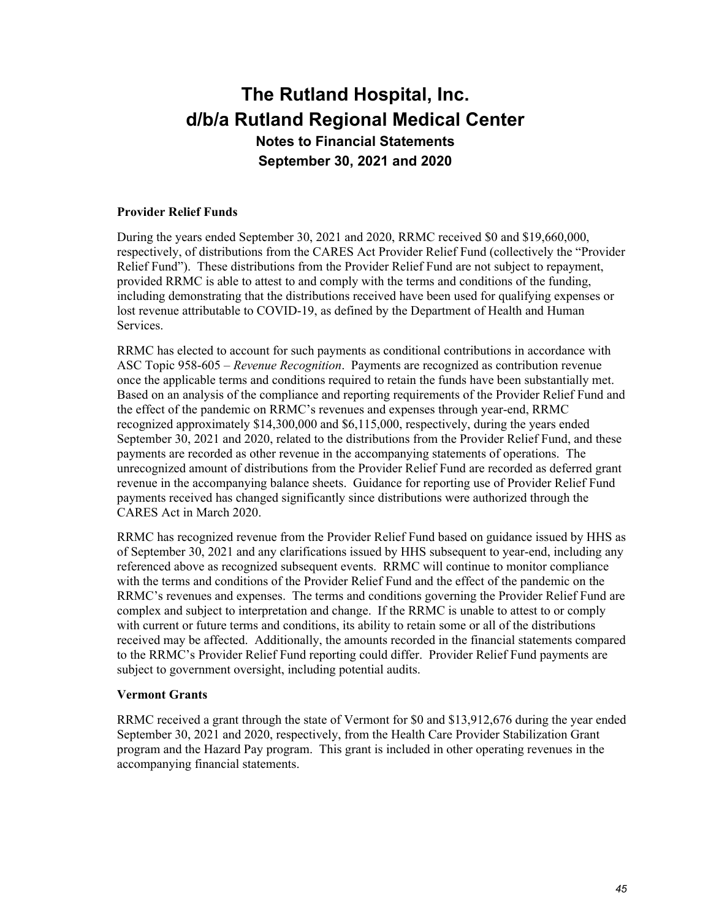### Provider Relief Funds

During the years ended September 30, 2021 and 2020, RRMC received $0 and $19,660,000, respectively, of distributions from the CARES Act Provider Relief Fund (collectively the "Provider Relief Fund"). These distributions from the Provider Relief Fund are not subject to repayment, provided RRMC is able to attest to and comply with the terms and conditions of the funding, including demonstrating that the distributions received have been used for qualifying expenses or lost revenue attributable to COVID-19, as defined by the Department of Health and Human Services.

RRMC has elected to account for such payments as conditional contributions in accordance with ASC Topic 958-605 – *Revenue Recognition*. Payments are recognized as contribution revenue once the applicable terms and conditions required to retain the funds have been substantially met. Based on an analysis of the compliance and reporting requirements of the Provider Relief Fund and the effect of the pandemic on RRMC's revenues and expenses through year-end, RRMC recognized approximately $14,300,000 and $6,115,000, respectively, during the years ended September 30, 2021 and 2020, related to the distributions from the Provider Relief Fund, and these payments are recorded as other revenue in the accompanying statements of operations. The unrecognized amount of distributions from the Provider Relief Fund are recorded as deferred grant revenue in the accompanying balance sheets. Guidance for reporting use of Provider Relief Fund payments received has changed significantly since distributions were authorized through the CARES Act in March 2020.

RRMC has recognized revenue from the Provider Relief Fund based on guidance issued by HHS as of September 30, 2021 and any clarifications issued by HHS subsequent to year-end, including any referenced above as recognized subsequent events. RRMC will continue to monitor compliance with the terms and conditions of the Provider Relief Fund and the effect of the pandemic on the RRMC's revenues and expenses. The terms and conditions governing the Provider Relief Fund are complex and subject to interpretation and change. If the RRMC is unable to attest to or comply with current or future terms and conditions, its ability to retain some or all of the distributions received may be affected. Additionally, the amounts recorded in the financial statements compared to the RRMC's Provider Relief Fund reporting could differ. Provider Relief Fund payments are subject to government oversight, including potential audits.

### Vermont Grants

RRMC received a grant through the state of Vermont for $0 and $13,912,676 during the year ended September 30, 2021 and 2020, respectively, from the Health Care Provider Stabilization Grant program and the Hazard Pay program. This grant is included in other operating revenues in the accompanying financial statements.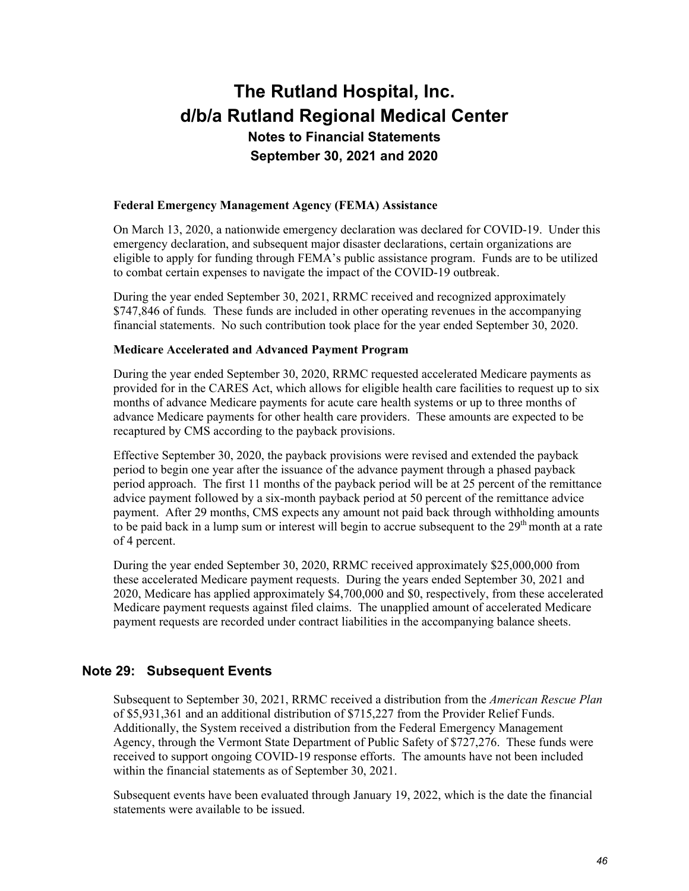**Federal Emergency Management Agency (FEMA) Assistance**

On March 13, 2020, a nationwide emergency declaration was declared for COVID-19. Under this emergency declaration, and subsequent major disaster declarations, certain organizations are eligible to apply for funding through FEMA's public assistance program. Funds are to be utilized to combat certain expenses to navigate the impact of the COVID-19 outbreak.

During the year ended September 30, 2021, RRMC received and recognized approximately $747,846 of funds. These funds are included in other operating revenues in the accompanying financial statements. No such contribution took place for the year ended September 30, 2020.

**Medicare Accelerated and Advanced Payment Program**

During the year ended September 30, 2020, RRMC requested accelerated Medicare payments as provided for in the CARES Act, which allows for eligible health care facilities to request up to six months of advance Medicare payments for acute care health systems or up to three months of advance Medicare payments for other health care providers. These amounts are expected to be recaptured by CMS according to the payback provisions.

Effective September 30, 2020, the payback provisions were revised and extended the payback period to begin one year after the issuance of the advance payment through a phased payback period approach. The first 11 months of the payback period will be at 25 percent of the remittance advice payment followed by a six-month payback period at 50 percent of the remittance advice payment. After 29 months, CMS expects any amount not paid back through withholding amounts to be paid back in a lump sum or interest will begin to accrue subsequent to the 29th month at a rate of 4 percent.

During the year ended September 30, 2020, RRMC received approximately $25,000,000 from these accelerated Medicare payment requests. During the years ended September 30, 2021 and 2020, Medicare has applied approximately $4,700,000 and $0, respectively, from these accelerated Medicare payment requests against filed claims. The unapplied amount of accelerated Medicare payment requests are recorded under contract liabilities in the accompanying balance sheets.

## Note 29: Subsequent Events

Subsequent to September 30, 2021, RRMC received a distribution from the *American Rescue Plan* of $5,931,361 and an additional distribution of $715,227 from the Provider Relief Funds. Additionally, the System received a distribution from the Federal Emergency Management Agency, through the Vermont State Department of Public Safety of $727,276. These funds were received to support ongoing COVID-19 response efforts. The amounts have not been included within the financial statements as of September 30, 2021.

Subsequent events have been evaluated through January 19, 2022, which is the date the financial statements were available to be issued.